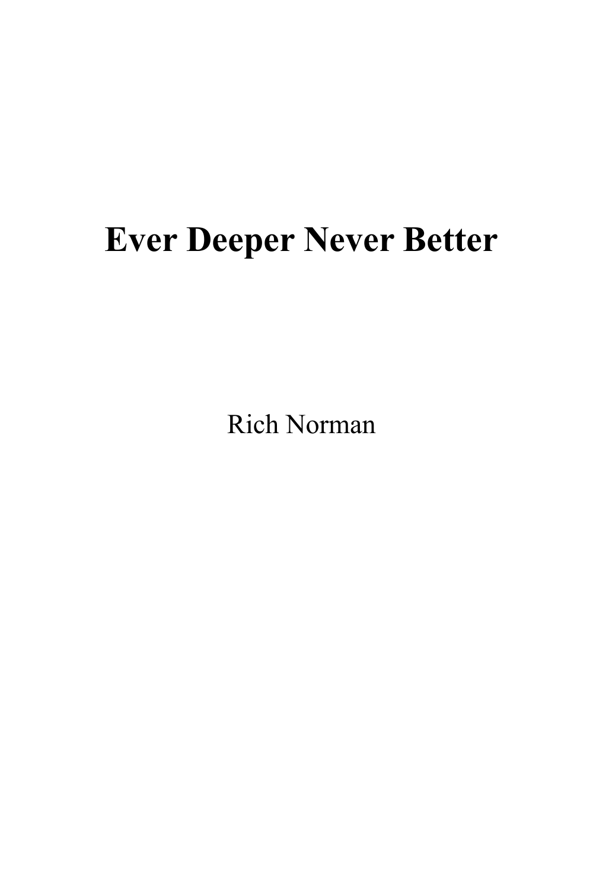# Ever Deeper Never Better

Rich Norman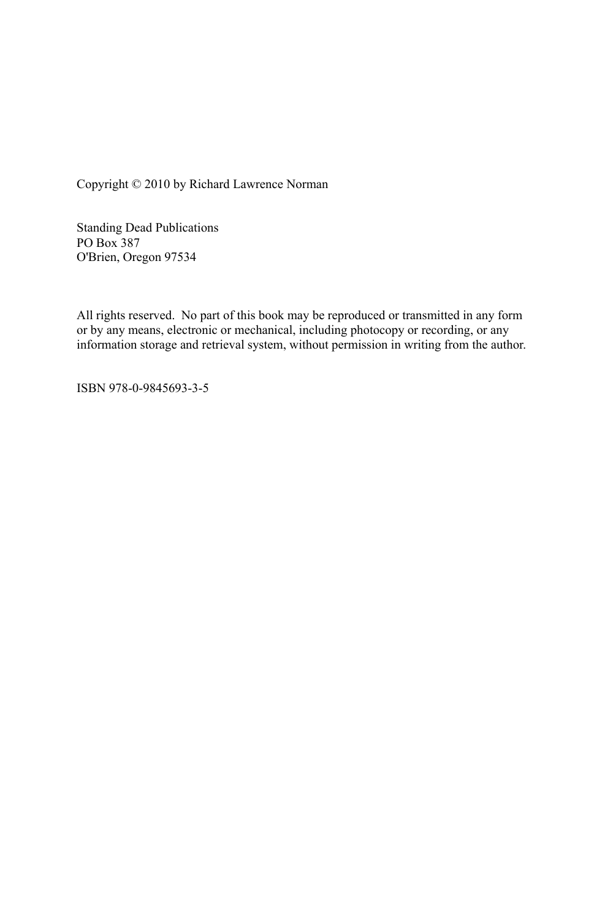Copyright © 2010 by Richard Lawrence Norman

Standing Dead Publications
PO Box 387
O'Brien, Oregon 97534

All rights reserved. No part of this book may be reproduced or transmitted in any form or by any means, electronic or mechanical, including photocopy or recording, or any information storage and retrieval system, without permission in writing from the author.

ISBN 978-0-9845693-3-5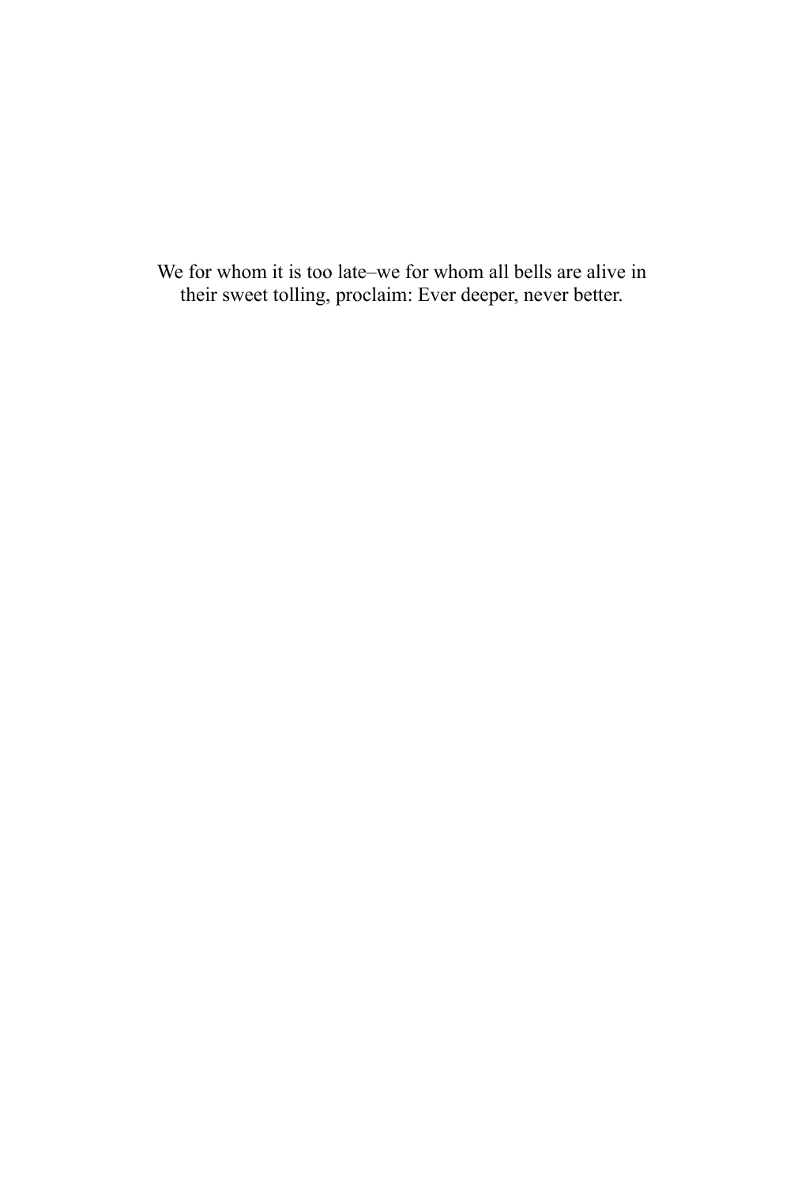We for whom it is too late–we for whom all bells are alive in their sweet tolling, proclaim: Ever deeper, never better.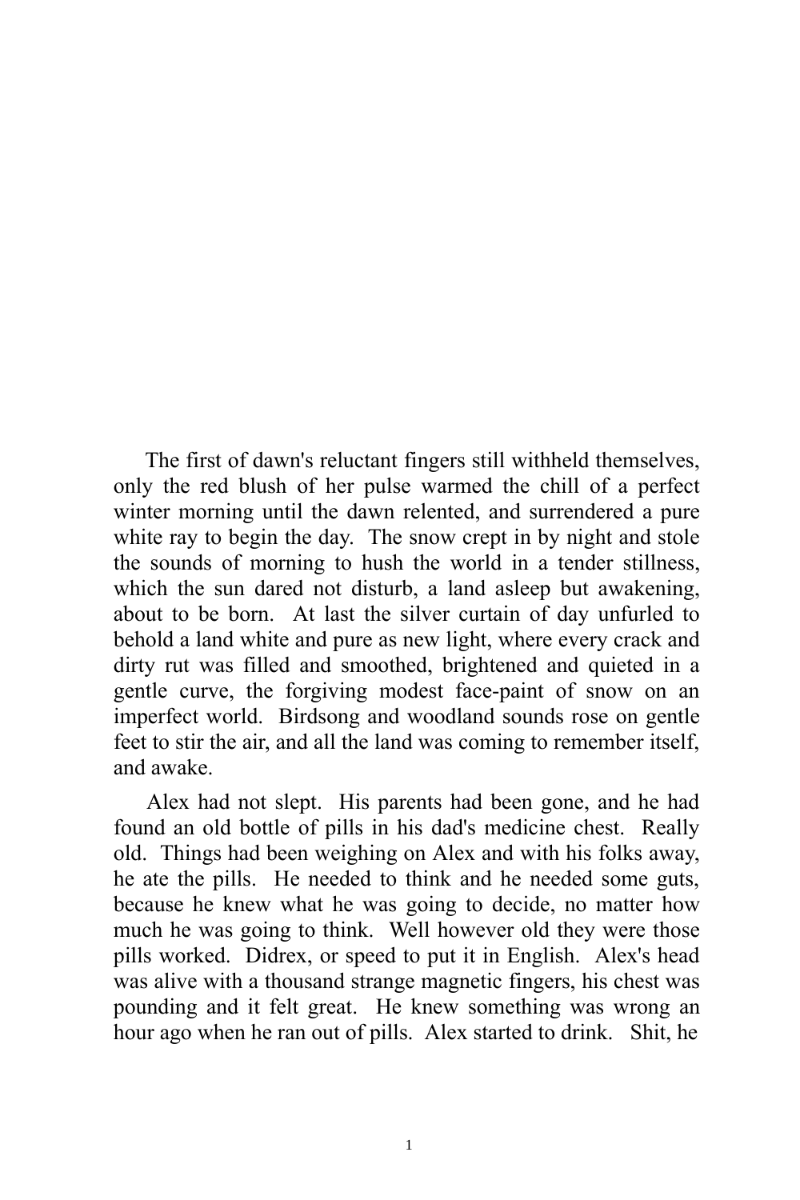The first of dawn's reluctant fingers still withheld themselves, only the red blush of her pulse warmed the chill of a perfect winter morning until the dawn relented, and surrendered a pure white ray to begin the day. The snow crept in by night and stole the sounds of morning to hush the world in a tender stillness, which the sun dared not disturb, a land asleep but awakening, about to be born. At last the silver curtain of day unfurled to behold a land white and pure as new light, where every crack and dirty rut was filled and smoothed, brightened and quieted in a gentle curve, the forgiving modest face-paint of snow on an imperfect world. Birdsong and woodland sounds rose on gentle feet to stir the air, and all the land was coming to remember itself, and awake.

Alex had not slept. His parents had been gone, and he had found an old bottle of pills in his dad's medicine chest. Really old. Things had been weighing on Alex and with his folks away, he ate the pills. He needed to think and he needed some guts, because he knew what he was going to decide, no matter how much he was going to think. Well however old they were those pills worked. Didrex, or speed to put it in English. Alex's head was alive with a thousand strange magnetic fingers, his chest was pounding and it felt great. He knew something was wrong an hour ago when he ran out of pills. Alex started to drink. Shit, he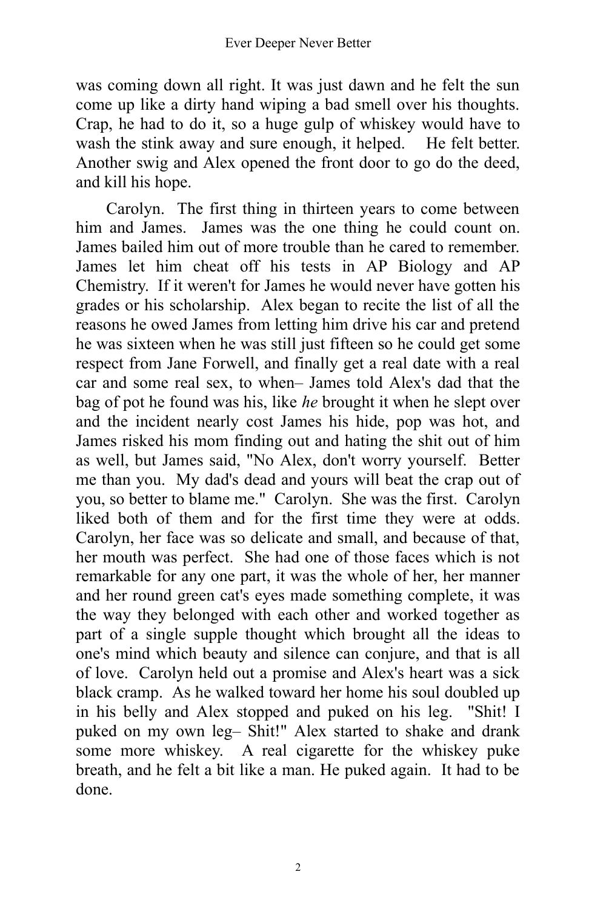was coming down all right. It was just dawn and he felt the sun come up like a dirty hand wiping a bad smell over his thoughts. Crap, he had to do it, so a huge gulp of whiskey would have to wash the stink away and sure enough, it helped. He felt better. Another swig and Alex opened the front door to go do the deed, and kill his hope.

Carolyn. The first thing in thirteen years to come between him and James. James was the one thing he could count on. James bailed him out of more trouble than he cared to remember. James let him cheat off his tests in AP Biology and AP Chemistry. If it weren't for James he would never have gotten his grades or his scholarship. Alex began to recite the list of all the reasons he owed James from letting him drive his car and pretend he was sixteen when he was still just fifteen so he could get some respect from Jane Forwell, and finally get a real date with a real car and some real sex, to when– James told Alex's dad that the bag of pot he found was his, like *he* brought it when he slept over and the incident nearly cost James his hide, pop was hot, and James risked his mom finding out and hating the shit out of him as well, but James said, "No Alex, don't worry yourself. Better me than you. My dad's dead and yours will beat the crap out of you, so better to blame me." Carolyn. She was the first. Carolyn liked both of them and for the first time they were at odds. Carolyn, her face was so delicate and small, and because of that, her mouth was perfect. She had one of those faces which is not remarkable for any one part, it was the whole of her, her manner and her round green cat's eyes made something complete, it was the way they belonged with each other and worked together as part of a single supple thought which brought all the ideas to one's mind which beauty and silence can conjure, and that is all of love. Carolyn held out a promise and Alex's heart was a sick black cramp. As he walked toward her home his soul doubled up in his belly and Alex stopped and puked on his leg. "Shit! I puked on my own leg– Shit!" Alex started to shake and drank some more whiskey. A real cigarette for the whiskey puke breath, and he felt a bit like a man. He puked again. It had to be done.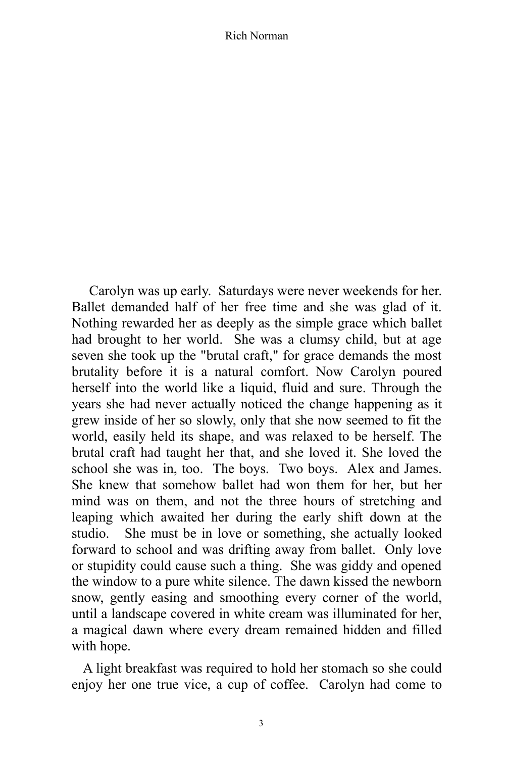Carolyn was up early. Saturdays were never weekends for her. Ballet demanded half of her free time and she was glad of it. Nothing rewarded her as deeply as the simple grace which ballet had brought to her world. She was a clumsy child, but at age seven she took up the "brutal craft," for grace demands the most brutality before it is a natural comfort. Now Carolyn poured herself into the world like a liquid, fluid and sure. Through the years she had never actually noticed the change happening as it grew inside of her so slowly, only that she now seemed to fit the world, easily held its shape, and was relaxed to be herself. The brutal craft had taught her that, and she loved it. She loved the school she was in, too. The boys. Two boys. Alex and James. She knew that somehow ballet had won them for her, but her mind was on them, and not the three hours of stretching and leaping which awaited her during the early shift down at the studio. She must be in love or something, she actually looked forward to school and was drifting away from ballet. Only love or stupidity could cause such a thing. She was giddy and opened the window to a pure white silence. The dawn kissed the newborn snow, gently easing and smoothing every corner of the world, until a landscape covered in white cream was illuminated for her, a magical dawn where every dream remained hidden and filled with hope.

A light breakfast was required to hold her stomach so she could enjoy her one true vice, a cup of coffee. Carolyn had come to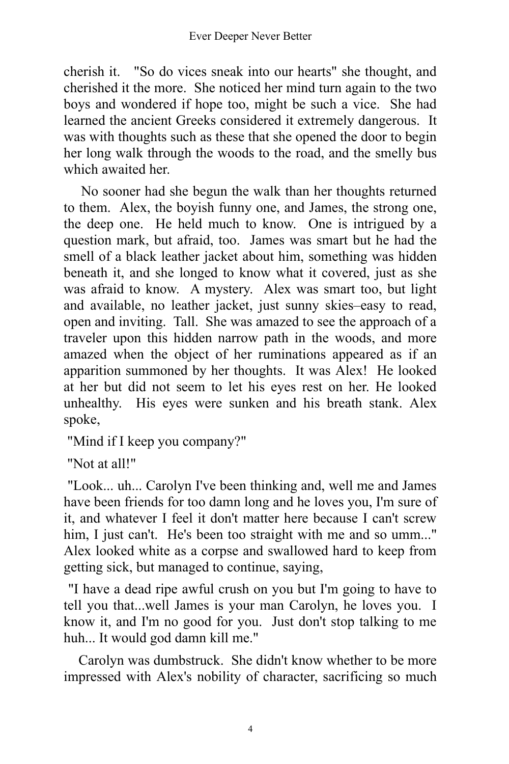cherish it. "So do vices sneak into our hearts" she thought, and cherished it the more. She noticed her mind turn again to the two boys and wondered if hope too, might be such a vice. She had learned the ancient Greeks considered it extremely dangerous. It was with thoughts such as these that she opened the door to begin her long walk through the woods to the road, and the smelly bus which awaited her.

No sooner had she begun the walk than her thoughts returned to them. Alex, the boyish funny one, and James, the strong one, the deep one. He held much to know. One is intrigued by a question mark, but afraid, too. James was smart but he had the smell of a black leather jacket about him, something was hidden beneath it, and she longed to know what it covered, just as she was afraid to know. A mystery. Alex was smart too, but light and available, no leather jacket, just sunny skies–easy to read, open and inviting. Tall. She was amazed to see the approach of a traveler upon this hidden narrow path in the woods, and more amazed when the object of her ruminations appeared as if an apparition summoned by her thoughts. It was Alex! He looked at her but did not seem to let his eyes rest on her. He looked unhealthy. His eyes were sunken and his breath stank. Alex spoke,

"Mind if I keep you company?"

"Not at all!"

"Look... uh... Carolyn I've been thinking and, well me and James have been friends for too damn long and he loves you, I'm sure of it, and whatever I feel it don't matter here because I can't screw him, I just can't. He's been too straight with me and so umm..." Alex looked white as a corpse and swallowed hard to keep from getting sick, but managed to continue, saying,

"I have a dead ripe awful crush on you but I'm going to have to tell you that...well James is your man Carolyn, he loves you. I know it, and I'm no good for you. Just don't stop talking to me huh... It would god damn kill me."

Carolyn was dumbstruck. She didn't know whether to be more impressed with Alex's nobility of character, sacrificing so much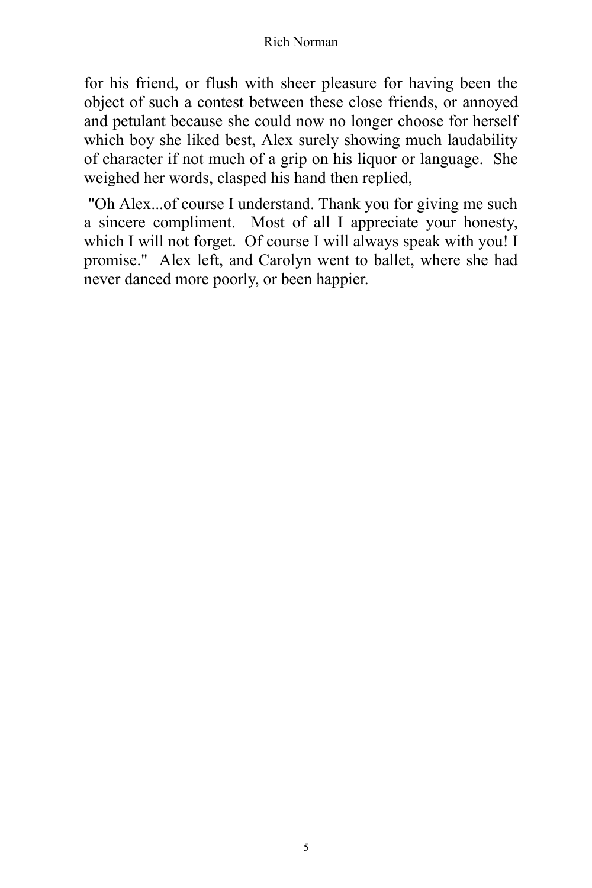for his friend, or flush with sheer pleasure for having been the object of such a contest between these close friends, or annoyed and petulant because she could now no longer choose for herself which boy she liked best, Alex surely showing much laudability of character if not much of a grip on his liquor or language. She weighed her words, clasped his hand then replied,

"Oh Alex...of course I understand. Thank you for giving me such a sincere compliment. Most of all I appreciate your honesty, which I will not forget. Of course I will always speak with you! I promise." Alex left, and Carolyn went to ballet, where she had never danced more poorly, or been happier.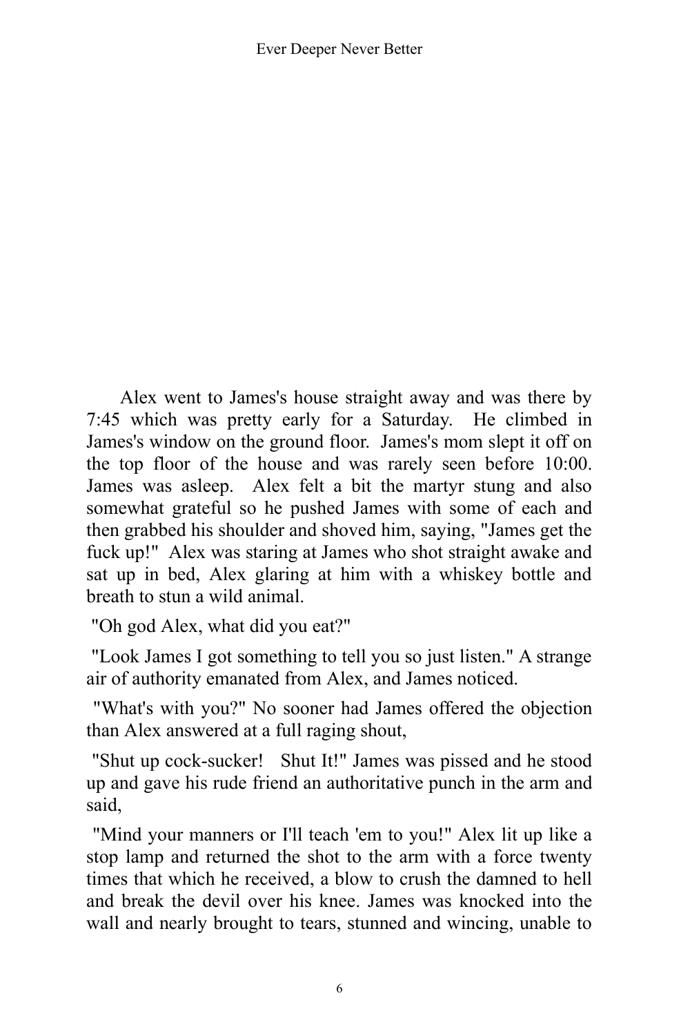Alex went to James's house straight away and was there by 7:45 which was pretty early for a Saturday. He climbed in James's window on the ground floor. James's mom slept it off on the top floor of the house and was rarely seen before 10:00. James was asleep. Alex felt a bit the martyr stung and also somewhat grateful so he pushed James with some of each and then grabbed his shoulder and shoved him, saying, "James get the fuck up!" Alex was staring at James who shot straight awake and sat up in bed, Alex glaring at him with a whiskey bottle and breath to stun a wild animal.

"Oh god Alex, what did you eat?"

"Look James I got something to tell you so just listen." A strange air of authority emanated from Alex, and James noticed.

"What's with you?" No sooner had James offered the objection than Alex answered at a full raging shout,

"Shut up cock-sucker! Shut It!" James was pissed and he stood up and gave his rude friend an authoritative punch in the arm and said,

"Mind your manners or I'll teach 'em to you!" Alex lit up like a stop lamp and returned the shot to the arm with a force twenty times that which he received, a blow to crush the damned to hell and break the devil over his knee. James was knocked into the wall and nearly brought to tears, stunned and wincing, unable to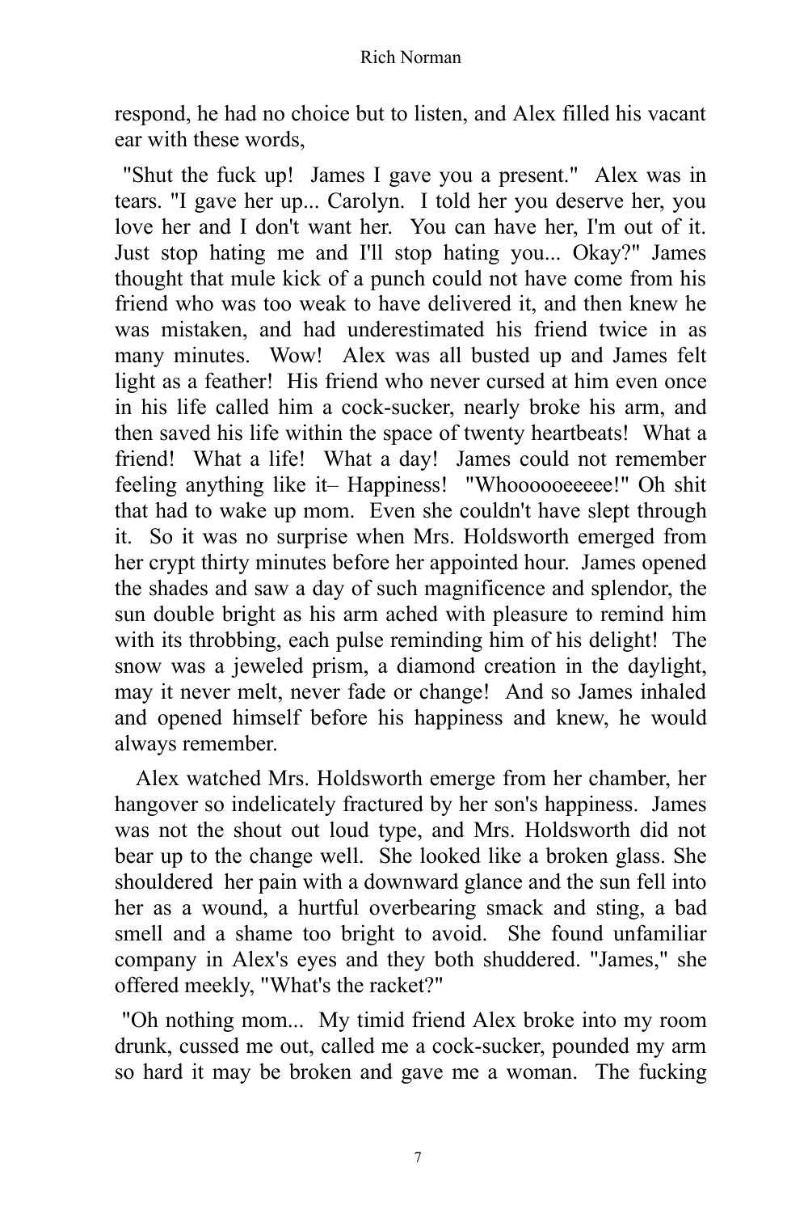respond, he had no choice but to listen, and Alex filled his vacant ear with these words,

"Shut the fuck up! James I gave you a present." Alex was in tears. "I gave her up... Carolyn. I told her you deserve her, you love her and I don't want her. You can have her, I'm out of it. Just stop hating me and I'll stop hating you... Okay?" James thought that mule kick of a punch could not have come from his friend who was too weak to have delivered it, and then knew he was mistaken, and had underestimated his friend twice in as many minutes. Wow! Alex was all busted up and James felt light as a feather! His friend who never cursed at him even once in his life called him a cock-sucker, nearly broke his arm, and then saved his life within the space of twenty heartbeats! What a friend! What a life! What a day! James could not remember feeling anything like it– Happiness! "Whoooooeeeee!" Oh shit that had to wake up mom. Even she couldn't have slept through it. So it was no surprise when Mrs. Holdsworth emerged from her crypt thirty minutes before her appointed hour. James opened the shades and saw a day of such magnificence and splendor, the sun double bright as his arm ached with pleasure to remind him with its throbbing, each pulse reminding him of his delight! The snow was a jeweled prism, a diamond creation in the daylight, may it never melt, never fade or change! And so James inhaled and opened himself before his happiness and knew, he would always remember.

Alex watched Mrs. Holdsworth emerge from her chamber, her hangover so indelicately fractured by her son's happiness. James was not the shout out loud type, and Mrs. Holdsworth did not bear up to the change well. She looked like a broken glass. She shouldered her pain with a downward glance and the sun fell into her as a wound, a hurtful overbearing smack and sting, a bad smell and a shame too bright to avoid. She found unfamiliar company in Alex's eyes and they both shuddered. "James," she offered meekly, "What's the racket?"

"Oh nothing mom... My timid friend Alex broke into my room drunk, cussed me out, called me a cock-sucker, pounded my arm so hard it may be broken and gave me a woman. The fucking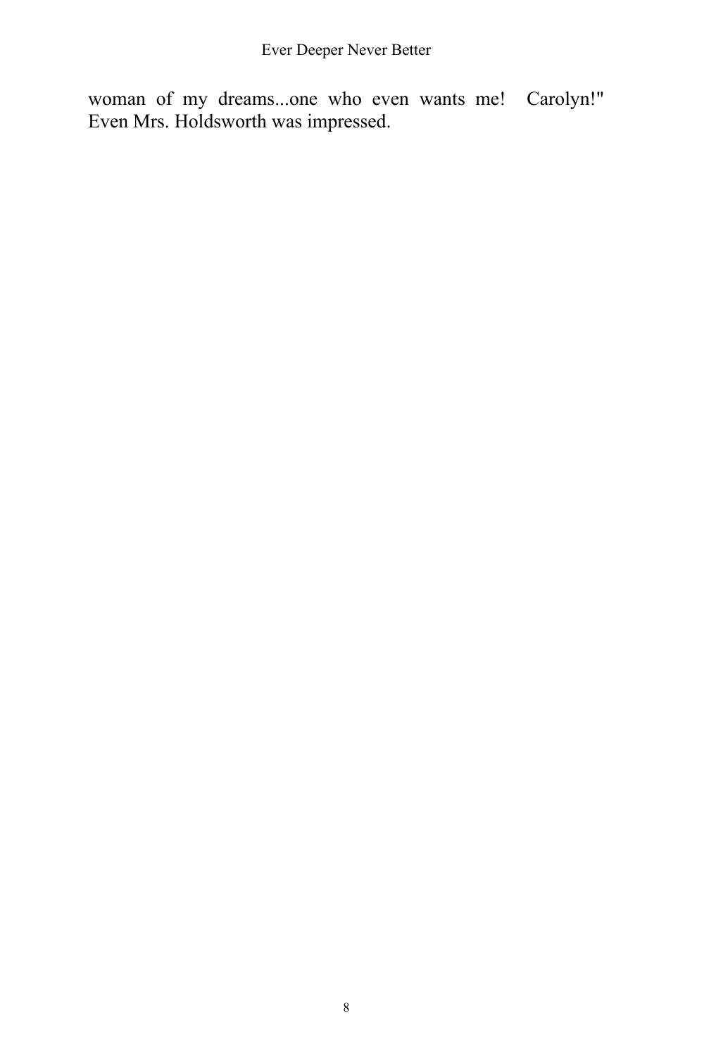woman of my dreams...one who even wants me! Carolyn!" Even Mrs. Holdsworth was impressed.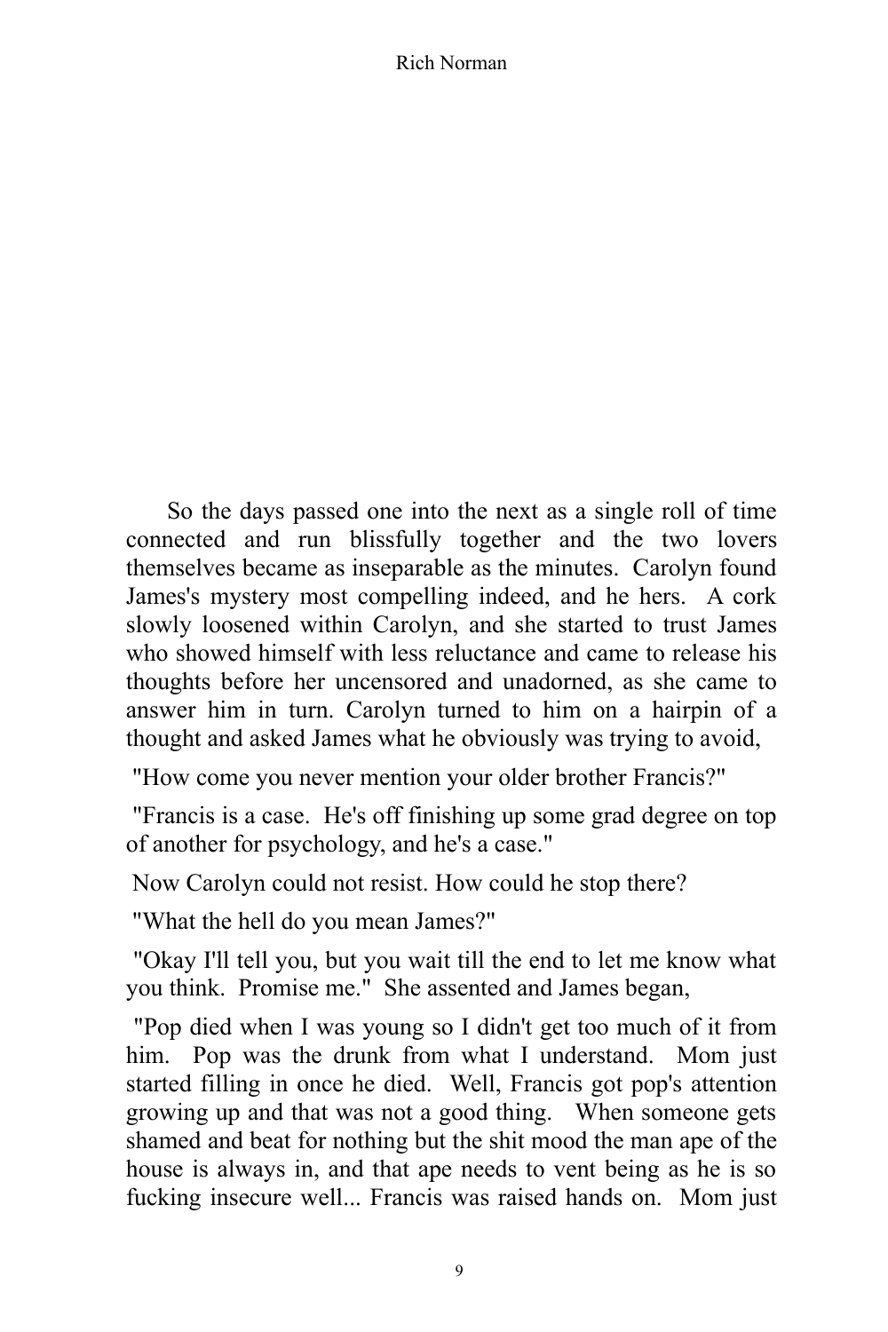So the days passed one into the next as a single roll of time connected and run blissfully together and the two lovers themselves became as inseparable as the minutes. Carolyn found James's mystery most compelling indeed, and he hers. A cork slowly loosened within Carolyn, and she started to trust James who showed himself with less reluctance and came to release his thoughts before her uncensored and unadorned, as she came to answer him in turn. Carolyn turned to him on a hairpin of a thought and asked James what he obviously was trying to avoid,

"How come you never mention your older brother Francis?"

"Francis is a case. He's off finishing up some grad degree on top of another for psychology, and he's a case."

Now Carolyn could not resist. How could he stop there?

"What the hell do you mean James?"

"Okay I'll tell you, but you wait till the end to let me know what you think. Promise me." She assented and James began,

"Pop died when I was young so I didn't get too much of it from him. Pop was the drunk from what I understand. Mom just started filling in once he died. Well, Francis got pop's attention growing up and that was not a good thing. When someone gets shamed and beat for nothing but the shit mood the man ape of the house is always in, and that ape needs to vent being as he is so fucking insecure well... Francis was raised hands on. Mom just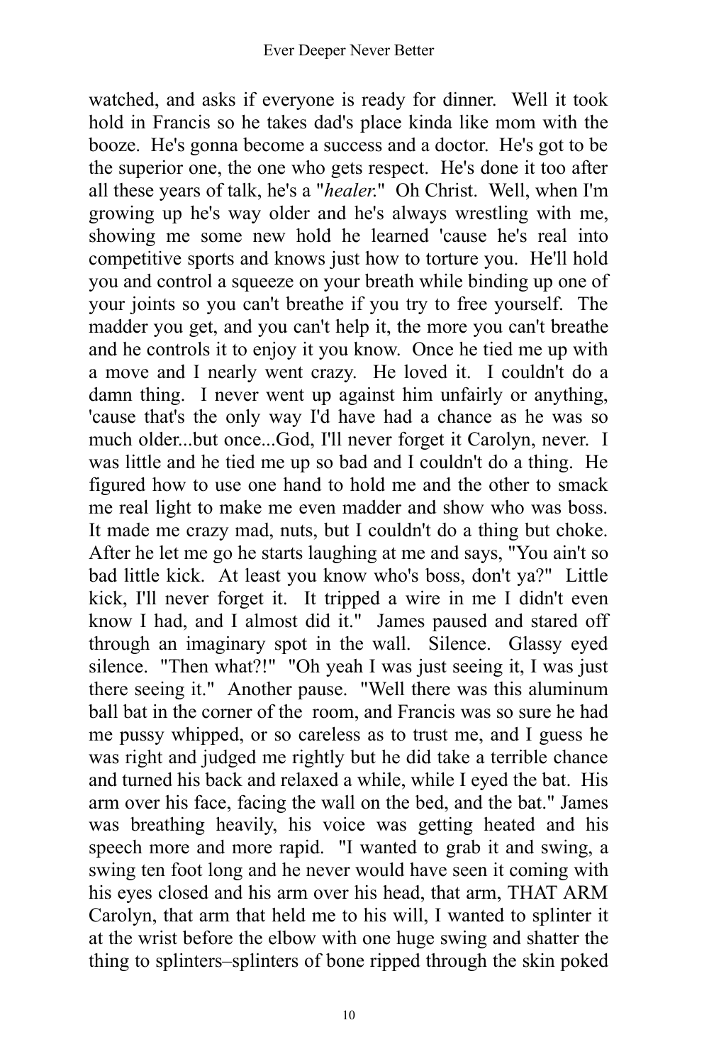watched, and asks if everyone is ready for dinner. Well it took hold in Francis so he takes dad's place kinda like mom with the booze. He's gonna become a success and a doctor. He's got to be the superior one, the one who gets respect. He's done it too after all these years of talk, he's a "*healer*." Oh Christ. Well, when I'm growing up he's way older and he's always wrestling with me, showing me some new hold he learned 'cause he's real into competitive sports and knows just how to torture you. He'll hold you and control a squeeze on your breath while binding up one of your joints so you can't breathe if you try to free yourself. The madder you get, and you can't help it, the more you can't breathe and he controls it to enjoy it you know. Once he tied me up with a move and I nearly went crazy. He loved it. I couldn't do a damn thing. I never went up against him unfairly or anything, 'cause that's the only way I'd have had a chance as he was so much older...but once...God, I'll never forget it Carolyn, never. I was little and he tied me up so bad and I couldn't do a thing. He figured how to use one hand to hold me and the other to smack me real light to make me even madder and show who was boss. It made me crazy mad, nuts, but I couldn't do a thing but choke. After he let me go he starts laughing at me and says, "You ain't so bad little kick. At least you know who's boss, don't ya?" Little kick, I'll never forget it. It tripped a wire in me I didn't even know I had, and I almost did it." James paused and stared off through an imaginary spot in the wall. Silence. Glassy eyed silence. "Then what?!" "Oh yeah I was just seeing it, I was just there seeing it." Another pause. "Well there was this aluminum ball bat in the corner of the room, and Francis was so sure he had me pussy whipped, or so careless as to trust me, and I guess he was right and judged me rightly but he did take a terrible chance and turned his back and relaxed a while, while I eyed the bat. His arm over his face, facing the wall on the bed, and the bat." James was breathing heavily, his voice was getting heated and his speech more and more rapid. "I wanted to grab it and swing, a swing ten foot long and he never would have seen it coming with his eyes closed and his arm over his head, that arm, THAT ARM Carolyn, that arm that held me to his will, I wanted to splinter it at the wrist before the elbow with one huge swing and shatter the thing to splinters–splinters of bone ripped through the skin poked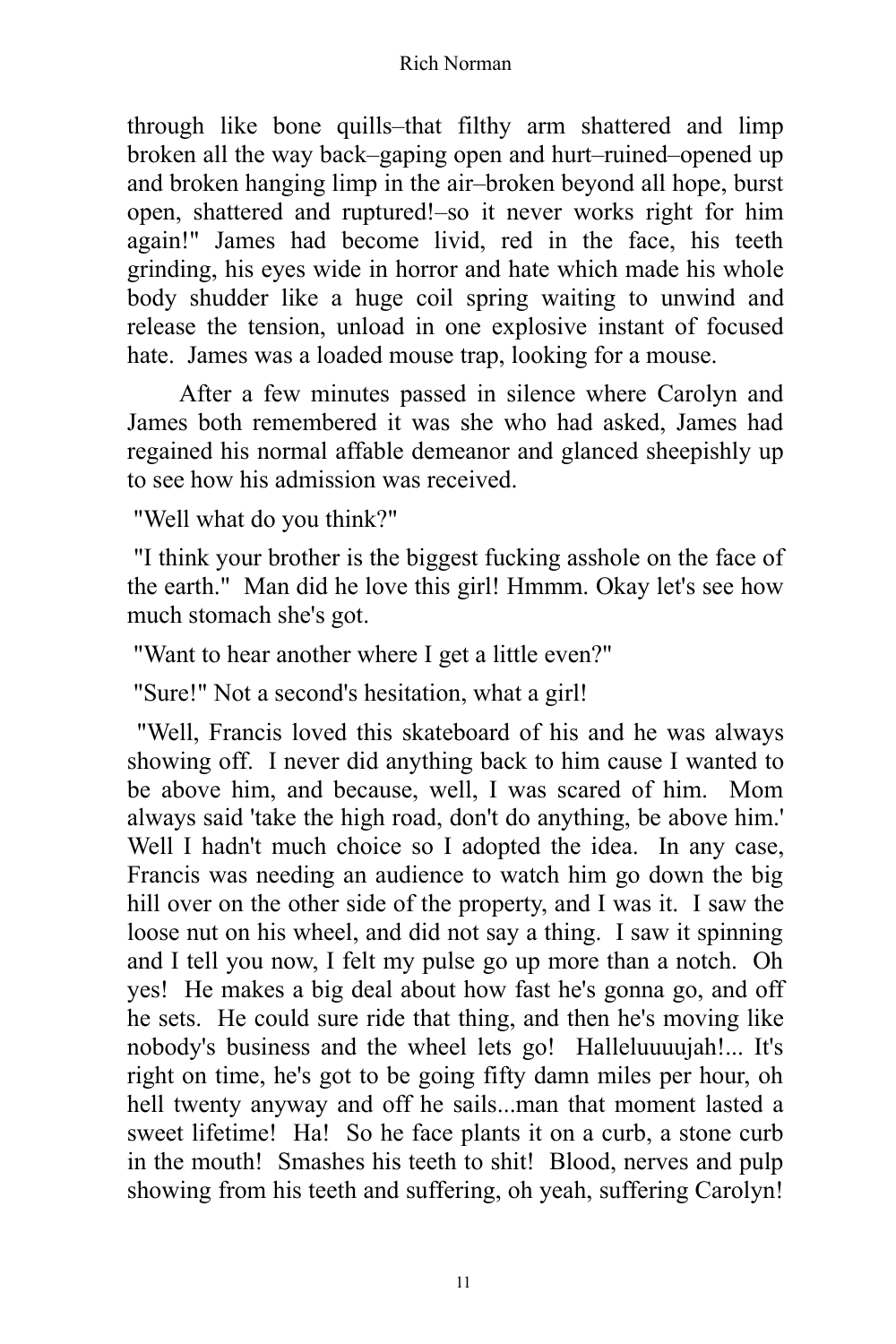through like bone quills–that filthy arm shattered and limp broken all the way back–gaping open and hurt–ruined–opened up and broken hanging limp in the air–broken beyond all hope, burst open, shattered and ruptured!–so it never works right for him again!" James had become livid, red in the face, his teeth grinding, his eyes wide in horror and hate which made his whole body shudder like a huge coil spring waiting to unwind and release the tension, unload in one explosive instant of focused hate. James was a loaded mouse trap, looking for a mouse.

After a few minutes passed in silence where Carolyn and James both remembered it was she who had asked, James had regained his normal affable demeanor and glanced sheepishly up to see how his admission was received.

"Well what do you think?"

"I think your brother is the biggest fucking asshole on the face of the earth." Man did he love this girl! Hmmm. Okay let's see how much stomach she's got.

"Want to hear another where I get a little even?"

"Sure!" Not a second's hesitation, what a girl!

"Well, Francis loved this skateboard of his and he was always showing off. I never did anything back to him cause I wanted to be above him, and because, well, I was scared of him. Mom always said 'take the high road, don't do anything, be above him.' Well I hadn't much choice so I adopted the idea. In any case, Francis was needing an audience to watch him go down the big hill over on the other side of the property, and I was it. I saw the loose nut on his wheel, and did not say a thing. I saw it spinning and I tell you now, I felt my pulse go up more than a notch. Oh yes! He makes a big deal about how fast he's gonna go, and off he sets. He could sure ride that thing, and then he's moving like nobody's business and the wheel lets go! Halleluuuujah!... It's right on time, he's got to be going fifty damn miles per hour, oh hell twenty anyway and off he sails...man that moment lasted a sweet lifetime! Ha! So he face plants it on a curb, a stone curb in the mouth! Smashes his teeth to shit! Blood, nerves and pulp showing from his teeth and suffering, oh yeah, suffering Carolyn!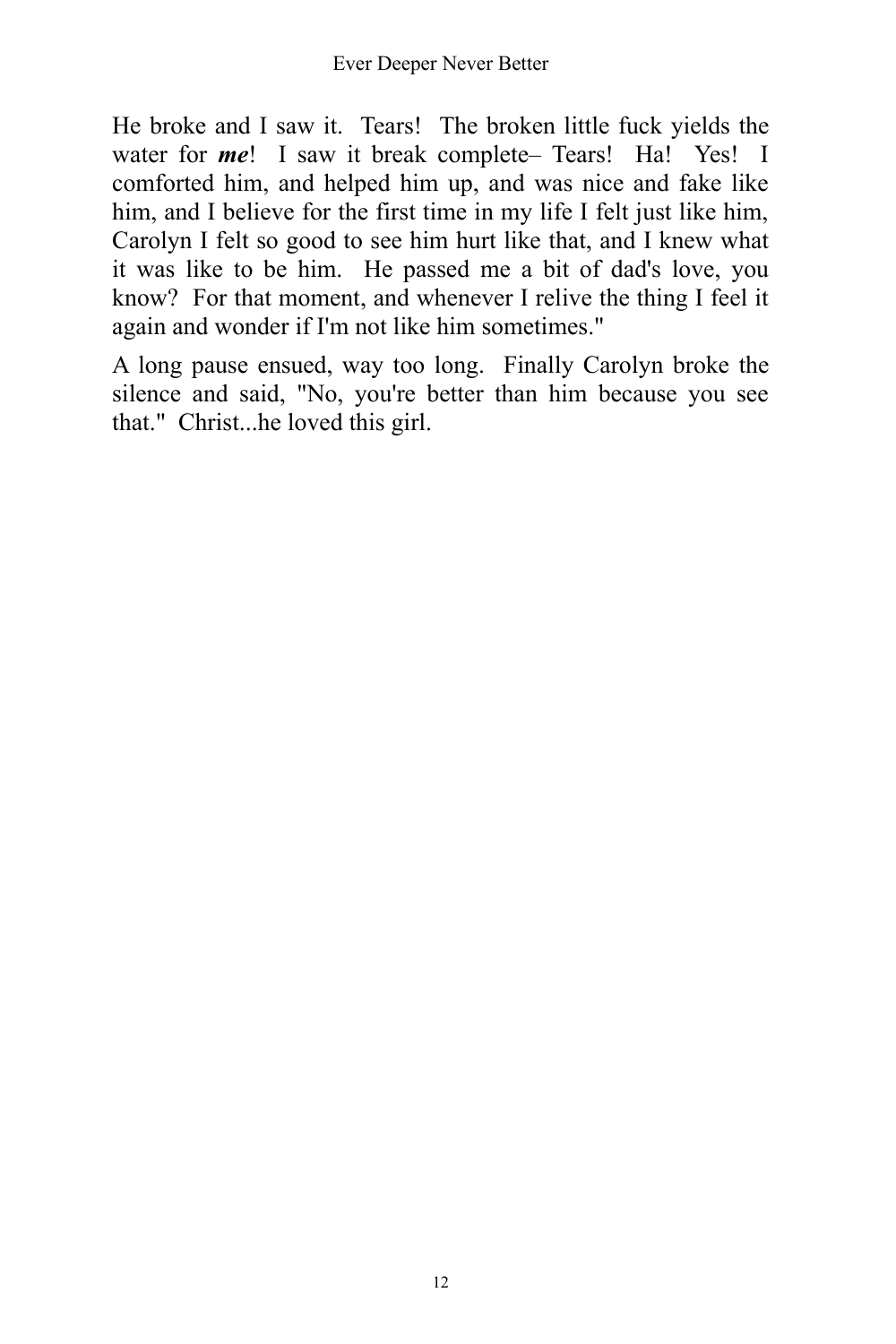He broke and I saw it. Tears! The broken little fuck yields the water for ***me***! I saw it break complete– Tears! Ha! Yes! I comforted him, and helped him up, and was nice and fake like him, and I believe for the first time in my life I felt just like him, Carolyn I felt so good to see him hurt like that, and I knew what it was like to be him. He passed me a bit of dad's love, you know? For that moment, and whenever I relive the thing I feel it again and wonder if I'm not like him sometimes."

A long pause ensued, way too long. Finally Carolyn broke the silence and said, "No, you're better than him because you see that." Christ...he loved this girl.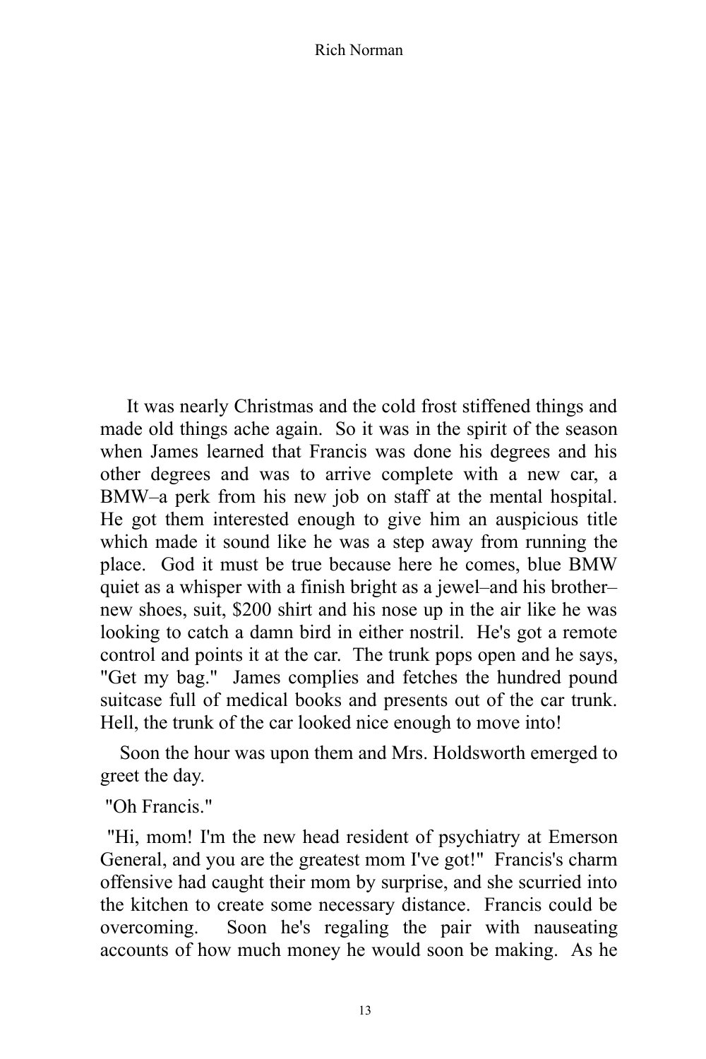It was nearly Christmas and the cold frost stiffened things and made old things ache again. So it was in the spirit of the season when James learned that Francis was done his degrees and his other degrees and was to arrive complete with a new car, a BMW–a perk from his new job on staff at the mental hospital. He got them interested enough to give him an auspicious title which made it sound like he was a step away from running the place. God it must be true because here he comes, blue BMW quiet as a whisper with a finish bright as a jewel–and his brother–new shoes, suit, $200 shirt and his nose up in the air like he was looking to catch a damn bird in either nostril. He's got a remote control and points it at the car. The trunk pops open and he says, "Get my bag." James complies and fetches the hundred pound suitcase full of medical books and presents out of the car trunk. Hell, the trunk of the car looked nice enough to move into!

Soon the hour was upon them and Mrs. Holdsworth emerged to greet the day.

"Oh Francis."

"Hi, mom! I'm the new head resident of psychiatry at Emerson General, and you are the greatest mom I've got!" Francis's charm offensive had caught their mom by surprise, and she scurried into the kitchen to create some necessary distance. Francis could be overcoming. Soon he's regaling the pair with nauseating accounts of how much money he would soon be making. As he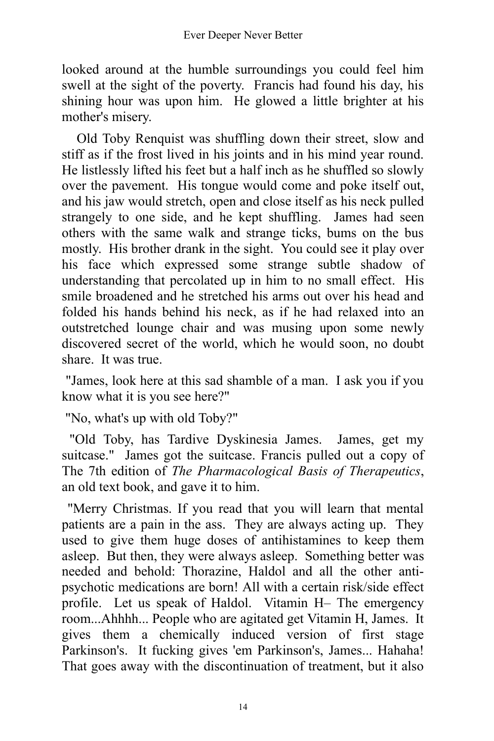looked around at the humble surroundings you could feel him swell at the sight of the poverty. Francis had found his day, his shining hour was upon him. He glowed a little brighter at his mother's misery.

Old Toby Renquist was shuffling down their street, slow and stiff as if the frost lived in his joints and in his mind year round. He listlessly lifted his feet but a half inch as he shuffled so slowly over the pavement. His tongue would come and poke itself out, and his jaw would stretch, open and close itself as his neck pulled strangely to one side, and he kept shuffling. James had seen others with the same walk and strange ticks, bums on the bus mostly. His brother drank in the sight. You could see it play over his face which expressed some strange subtle shadow of understanding that percolated up in him to no small effect. His smile broadened and he stretched his arms out over his head and folded his hands behind his neck, as if he had relaxed into an outstretched lounge chair and was musing upon some newly discovered secret of the world, which he would soon, no doubt share. It was true.

"James, look here at this sad shamble of a man. I ask you if you know what it is you see here?"

"No, what's up with old Toby?"

"Old Toby, has Tardive Dyskinesia James. James, get my suitcase." James got the suitcase. Francis pulled out a copy of The 7th edition of *The Pharmacological Basis of Therapeutics*, an old text book, and gave it to him.

"Merry Christmas. If you read that you will learn that mental patients are a pain in the ass. They are always acting up. They used to give them huge doses of antihistamines to keep them asleep. But then, they were always asleep. Something better was needed and behold: Thorazine, Haldol and all the other anti-psychotic medications are born! All with a certain risk/side effect profile. Let us speak of Haldol. Vitamin H– The emergency room...Ahhhh... People who are agitated get Vitamin H, James. It gives them a chemically induced version of first stage Parkinson's. It fucking gives 'em Parkinson's, James... Hahaha! That goes away with the discontinuation of treatment, but it also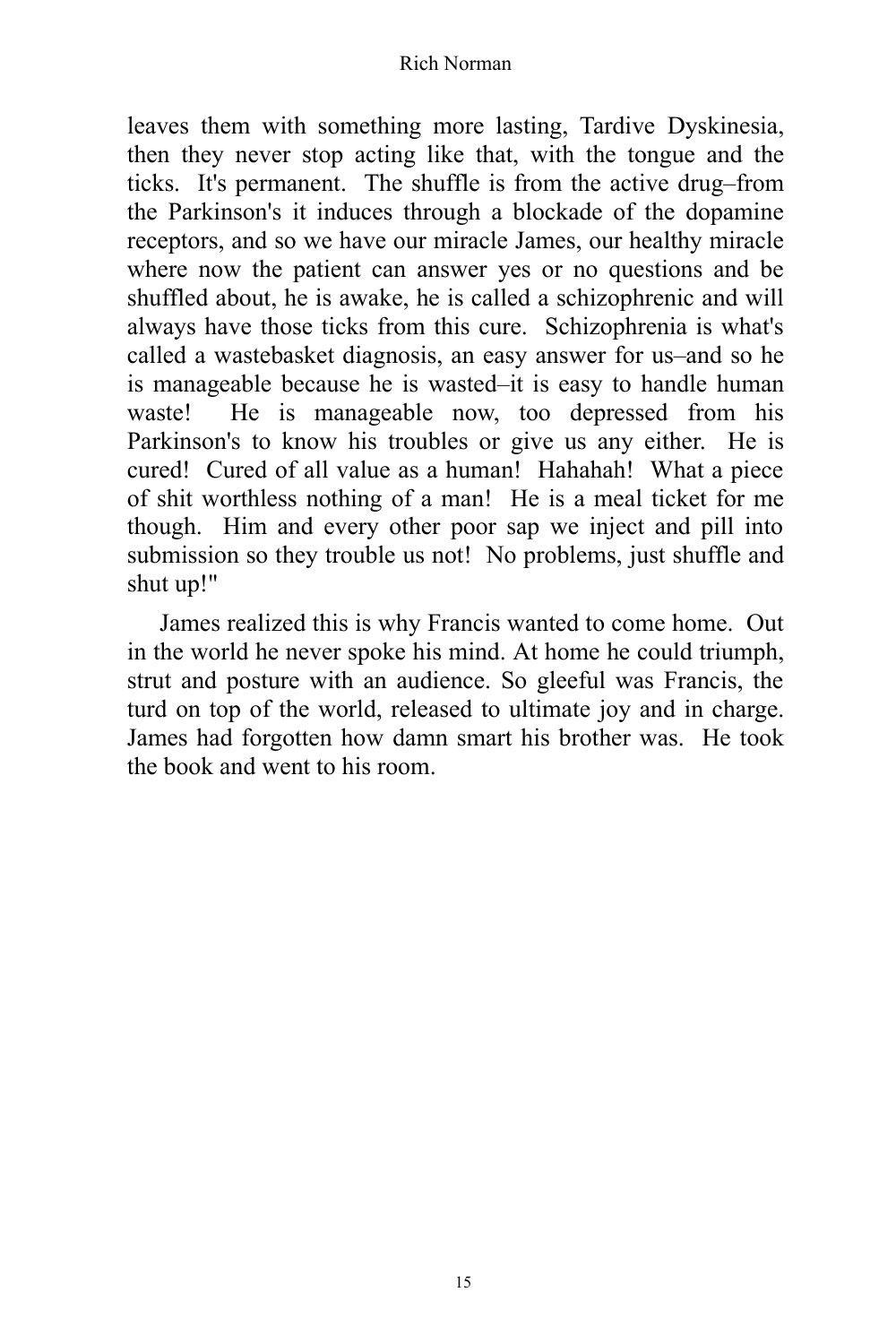leaves them with something more lasting, Tardive Dyskinesia, then they never stop acting like that, with the tongue and the ticks. It's permanent. The shuffle is from the active drug–from the Parkinson's it induces through a blockade of the dopamine receptors, and so we have our miracle James, our healthy miracle where now the patient can answer yes or no questions and be shuffled about, he is awake, he is called a schizophrenic and will always have those ticks from this cure. Schizophrenia is what's called a wastebasket diagnosis, an easy answer for us–and so he is manageable because he is wasted–it is easy to handle human waste! He is manageable now, too depressed from his Parkinson's to know his troubles or give us any either. He is cured! Cured of all value as a human! Hahahah! What a piece of shit worthless nothing of a man! He is a meal ticket for me though. Him and every other poor sap we inject and pill into submission so they trouble us not! No problems, just shuffle and shut up!"

James realized this is why Francis wanted to come home. Out in the world he never spoke his mind. At home he could triumph, strut and posture with an audience. So gleeful was Francis, the turd on top of the world, released to ultimate joy and in charge. James had forgotten how damn smart his brother was. He took the book and went to his room.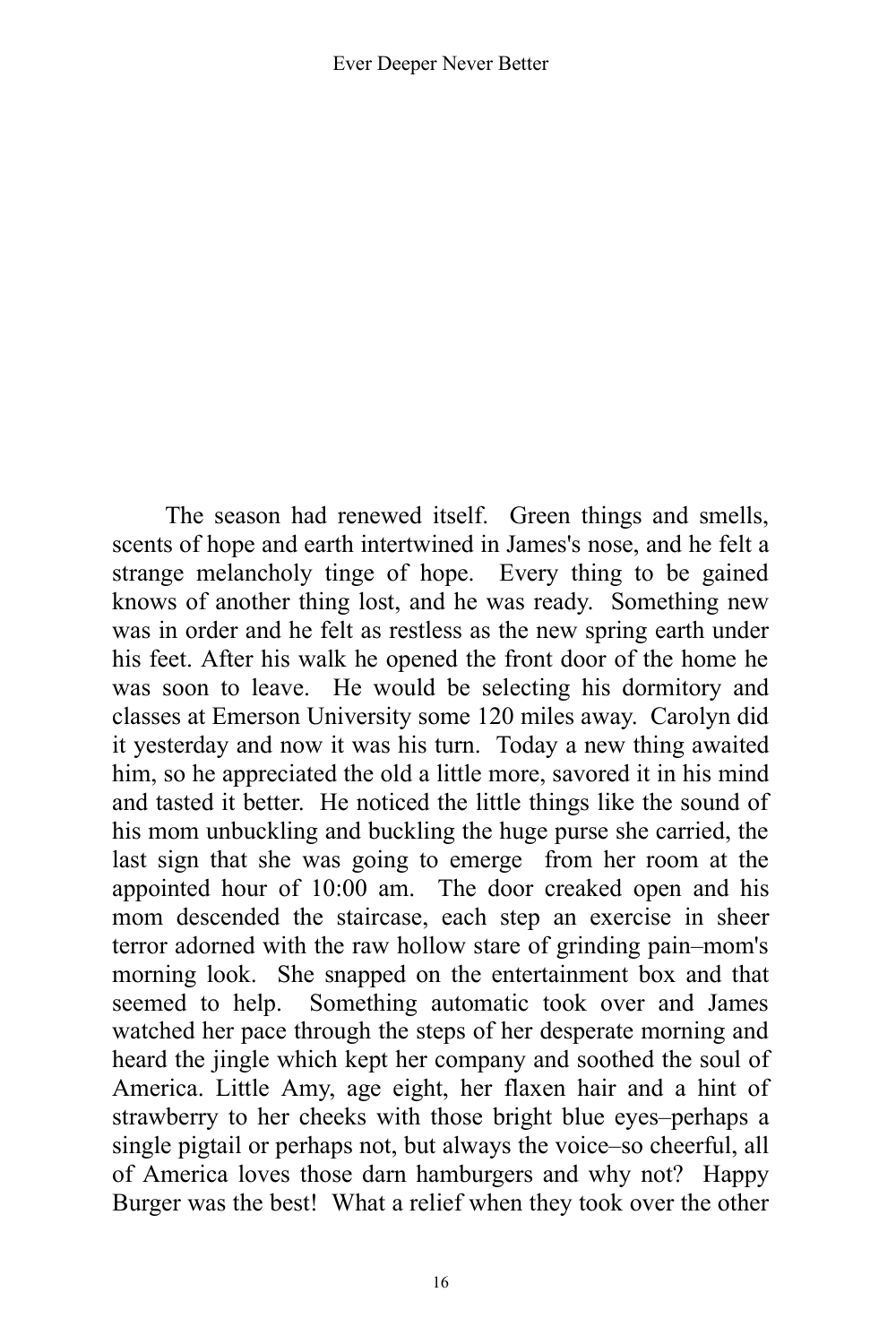The season had renewed itself. Green things and smells, scents of hope and earth intertwined in James's nose, and he felt a strange melancholy tinge of hope. Every thing to be gained knows of another thing lost, and he was ready. Something new was in order and he felt as restless as the new spring earth under his feet. After his walk he opened the front door of the home he was soon to leave. He would be selecting his dormitory and classes at Emerson University some 120 miles away. Carolyn did it yesterday and now it was his turn. Today a new thing awaited him, so he appreciated the old a little more, savored it in his mind and tasted it better. He noticed the little things like the sound of his mom unbuckling and buckling the huge purse she carried, the last sign that she was going to emerge from her room at the appointed hour of 10:00 am. The door creaked open and his mom descended the staircase, each step an exercise in sheer terror adorned with the raw hollow stare of grinding pain–mom's morning look. She snapped on the entertainment box and that seemed to help. Something automatic took over and James watched her pace through the steps of her desperate morning and heard the jingle which kept her company and soothed the soul of America. Little Amy, age eight, her flaxen hair and a hint of strawberry to her cheeks with those bright blue eyes–perhaps a single pigtail or perhaps not, but always the voice–so cheerful, all of America loves those darn hamburgers and why not? Happy Burger was the best! What a relief when they took over the other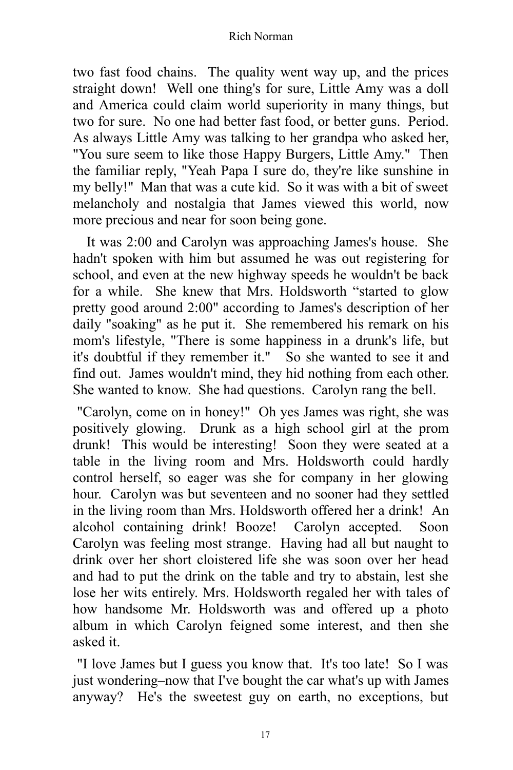two fast food chains. The quality went way up, and the prices straight down! Well one thing's for sure, Little Amy was a doll and America could claim world superiority in many things, but two for sure. No one had better fast food, or better guns. Period. As always Little Amy was talking to her grandpa who asked her, "You sure seem to like those Happy Burgers, Little Amy." Then the familiar reply, "Yeah Papa I sure do, they're like sunshine in my belly!" Man that was a cute kid. So it was with a bit of sweet melancholy and nostalgia that James viewed this world, now more precious and near for soon being gone.

It was 2:00 and Carolyn was approaching James's house. She hadn't spoken with him but assumed he was out registering for school, and even at the new highway speeds he wouldn't be back for a while. She knew that Mrs. Holdsworth "started to glow pretty good around 2:00" according to James's description of her daily "soaking" as he put it. She remembered his remark on his mom's lifestyle, "There is some happiness in a drunk's life, but it's doubtful if they remember it." So she wanted to see it and find out. James wouldn't mind, they hid nothing from each other. She wanted to know. She had questions. Carolyn rang the bell.

"Carolyn, come on in honey!" Oh yes James was right, she was positively glowing. Drunk as a high school girl at the prom drunk! This would be interesting! Soon they were seated at a table in the living room and Mrs. Holdsworth could hardly control herself, so eager was she for company in her glowing hour. Carolyn was but seventeen and no sooner had they settled in the living room than Mrs. Holdsworth offered her a drink! An alcohol containing drink! Booze! Carolyn accepted. Soon Carolyn was feeling most strange. Having had all but naught to drink over her short cloistered life she was soon over her head and had to put the drink on the table and try to abstain, lest she lose her wits entirely. Mrs. Holdsworth regaled her with tales of how handsome Mr. Holdsworth was and offered up a photo album in which Carolyn feigned some interest, and then she asked it.

"I love James but I guess you know that. It's too late! So I was just wondering–now that I've bought the car what's up with James anyway? He's the sweetest guy on earth, no exceptions, but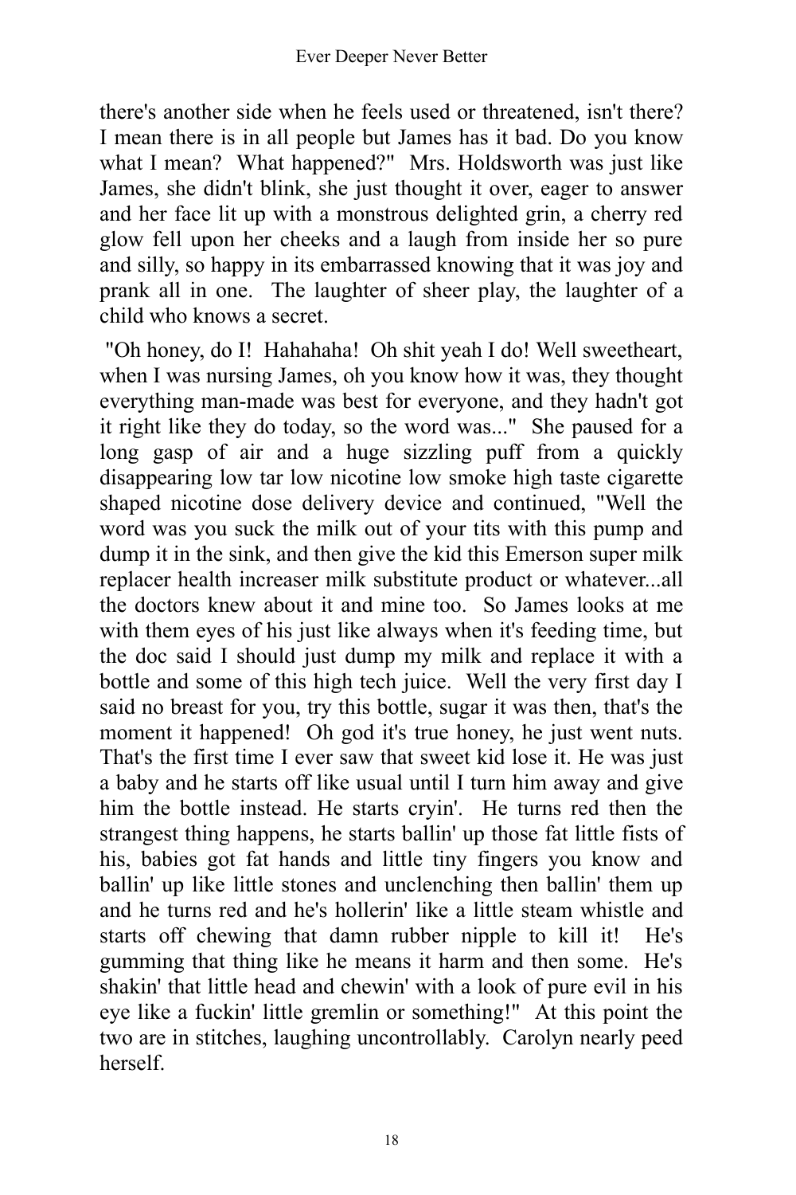there's another side when he feels used or threatened, isn't there? I mean there is in all people but James has it bad. Do you know what I mean? What happened?" Mrs. Holdsworth was just like James, she didn't blink, she just thought it over, eager to answer and her face lit up with a monstrous delighted grin, a cherry red glow fell upon her cheeks and a laugh from inside her so pure and silly, so happy in its embarrassed knowing that it was joy and prank all in one. The laughter of sheer play, the laughter of a child who knows a secret.

"Oh honey, do I! Hahahaha! Oh shit yeah I do! Well sweetheart, when I was nursing James, oh you know how it was, they thought everything man-made was best for everyone, and they hadn't got it right like they do today, so the word was..." She paused for a long gasp of air and a huge sizzling puff from a quickly disappearing low tar low nicotine low smoke high taste cigarette shaped nicotine dose delivery device and continued, "Well the word was you suck the milk out of your tits with this pump and dump it in the sink, and then give the kid this Emerson super milk replacer health increaser milk substitute product or whatever...all the doctors knew about it and mine too. So James looks at me with them eyes of his just like always when it's feeding time, but the doc said I should just dump my milk and replace it with a bottle and some of this high tech juice. Well the very first day I said no breast for you, try this bottle, sugar it was then, that's the moment it happened! Oh god it's true honey, he just went nuts. That's the first time I ever saw that sweet kid lose it. He was just a baby and he starts off like usual until I turn him away and give him the bottle instead. He starts cryin'. He turns red then the strangest thing happens, he starts ballin' up those fat little fists of his, babies got fat hands and little tiny fingers you know and ballin' up like little stones and unclenching then ballin' them up and he turns red and he's hollerin' like a little steam whistle and starts off chewing that damn rubber nipple to kill it! He's gumming that thing like he means it harm and then some. He's shakin' that little head and chewin' with a look of pure evil in his eye like a fuckin' little gremlin or something!" At this point the two are in stitches, laughing uncontrollably. Carolyn nearly peed herself.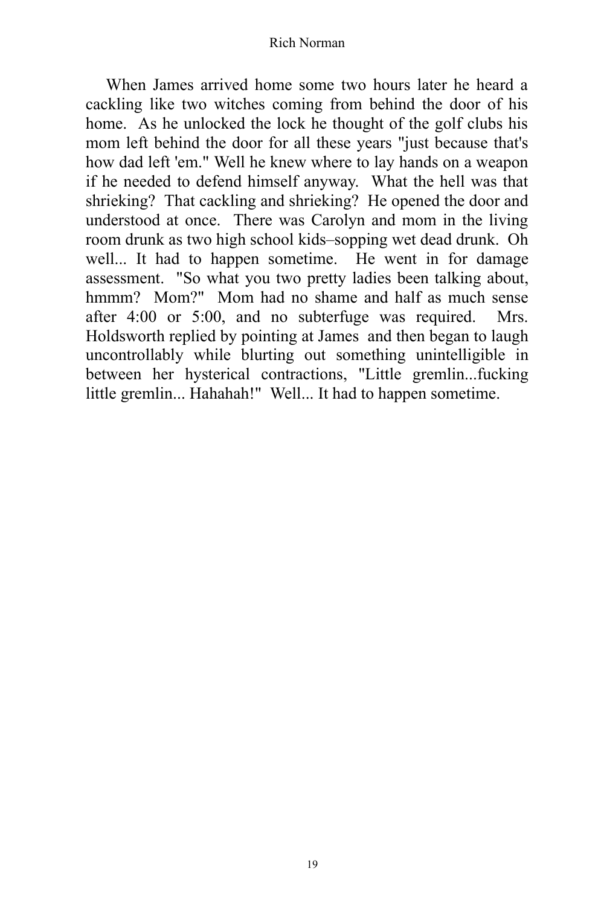When James arrived home some two hours later he heard a cackling like two witches coming from behind the door of his home. As he unlocked the lock he thought of the golf clubs his mom left behind the door for all these years "just because that's how dad left 'em." Well he knew where to lay hands on a weapon if he needed to defend himself anyway. What the hell was that shrieking? That cackling and shrieking? He opened the door and understood at once. There was Carolyn and mom in the living room drunk as two high school kids–sopping wet dead drunk. Oh well... It had to happen sometime. He went in for damage assessment. "So what you two pretty ladies been talking about, hmmm? Mom?" Mom had no shame and half as much sense after 4:00 or 5:00, and no subterfuge was required. Mrs. Holdsworth replied by pointing at James and then began to laugh uncontrollably while blurting out something unintelligible in between her hysterical contractions, "Little gremlin...fucking little gremlin... Hahahah!" Well... It had to happen sometime.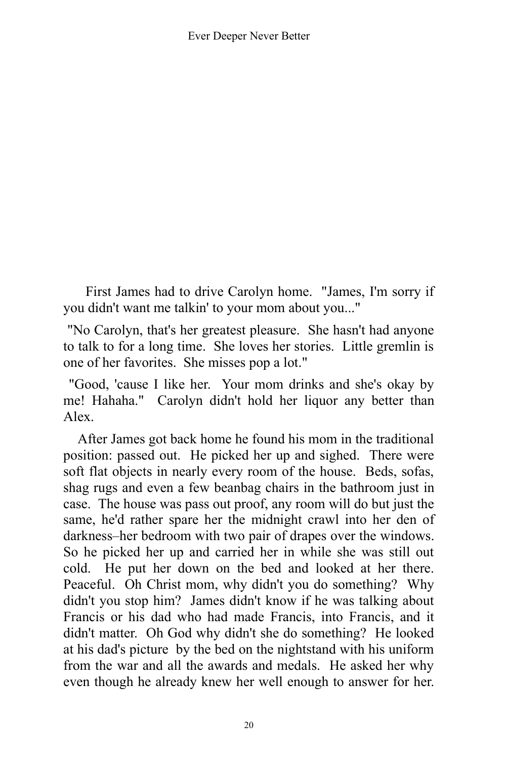First James had to drive Carolyn home. "James, I'm sorry if you didn't want me talkin' to your mom about you..."

"No Carolyn, that's her greatest pleasure. She hasn't had anyone to talk to for a long time. She loves her stories. Little gremlin is one of her favorites. She misses pop a lot."

"Good, 'cause I like her. Your mom drinks and she's okay by me! Hahaha." Carolyn didn't hold her liquor any better than Alex.

After James got back home he found his mom in the traditional position: passed out. He picked her up and sighed. There were soft flat objects in nearly every room of the house. Beds, sofas, shag rugs and even a few beanbag chairs in the bathroom just in case. The house was pass out proof, any room will do but just the same, he'd rather spare her the midnight crawl into her den of darkness–her bedroom with two pair of drapes over the windows. So he picked her up and carried her in while she was still out cold. He put her down on the bed and looked at her there. Peaceful. Oh Christ mom, why didn't you do something? Why didn't you stop him? James didn't know if he was talking about Francis or his dad who had made Francis, into Francis, and it didn't matter. Oh God why didn't she do something? He looked at his dad's picture by the bed on the nightstand with his uniform from the war and all the awards and medals. He asked her why even though he already knew her well enough to answer for her.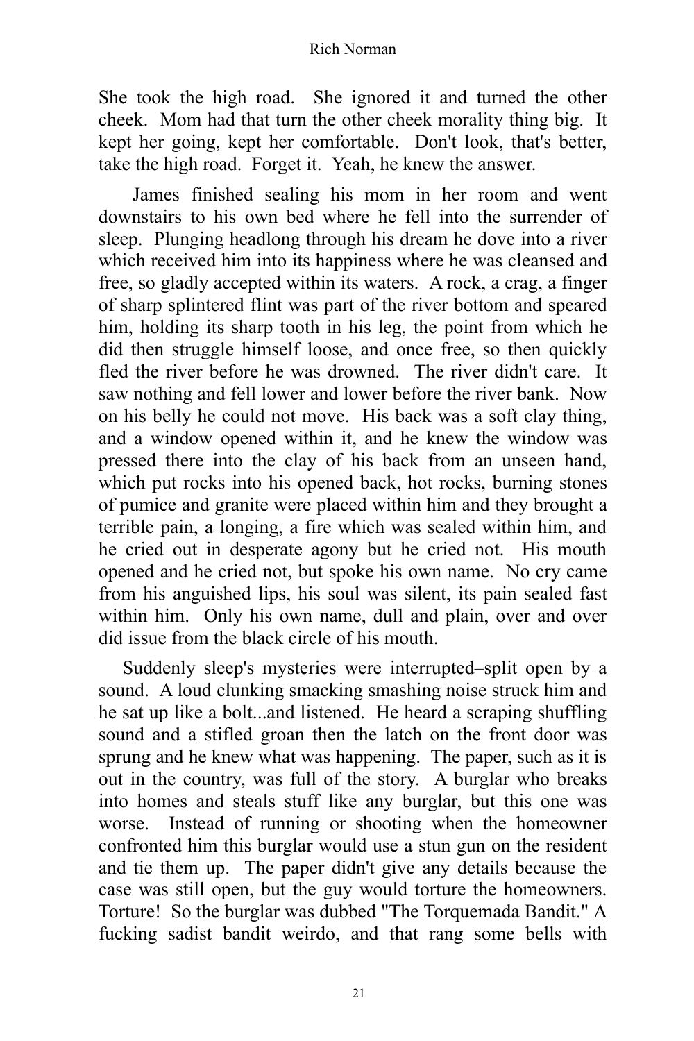She took the high road. She ignored it and turned the other cheek. Mom had that turn the other cheek morality thing big. It kept her going, kept her comfortable. Don't look, that's better, take the high road. Forget it. Yeah, he knew the answer.

James finished sealing his mom in her room and went downstairs to his own bed where he fell into the surrender of sleep. Plunging headlong through his dream he dove into a river which received him into its happiness where he was cleansed and free, so gladly accepted within its waters. A rock, a crag, a finger of sharp splintered flint was part of the river bottom and speared him, holding its sharp tooth in his leg, the point from which he did then struggle himself loose, and once free, so then quickly fled the river before he was drowned. The river didn't care. It saw nothing and fell lower and lower before the river bank. Now on his belly he could not move. His back was a soft clay thing, and a window opened within it, and he knew the window was pressed there into the clay of his back from an unseen hand, which put rocks into his opened back, hot rocks, burning stones of pumice and granite were placed within him and they brought a terrible pain, a longing, a fire which was sealed within him, and he cried out in desperate agony but he cried not. His mouth opened and he cried not, but spoke his own name. No cry came from his anguished lips, his soul was silent, its pain sealed fast within him. Only his own name, dull and plain, over and over did issue from the black circle of his mouth.

Suddenly sleep's mysteries were interrupted–split open by a sound. A loud clunking smacking smashing noise struck him and he sat up like a bolt...and listened. He heard a scraping shuffling sound and a stifled groan then the latch on the front door was sprung and he knew what was happening. The paper, such as it is out in the country, was full of the story. A burglar who breaks into homes and steals stuff like any burglar, but this one was worse. Instead of running or shooting when the homeowner confronted him this burglar would use a stun gun on the resident and tie them up. The paper didn't give any details because the case was still open, but the guy would torture the homeowners. Torture! So the burglar was dubbed "The Torquemada Bandit." A fucking sadist bandit weirdo, and that rang some bells with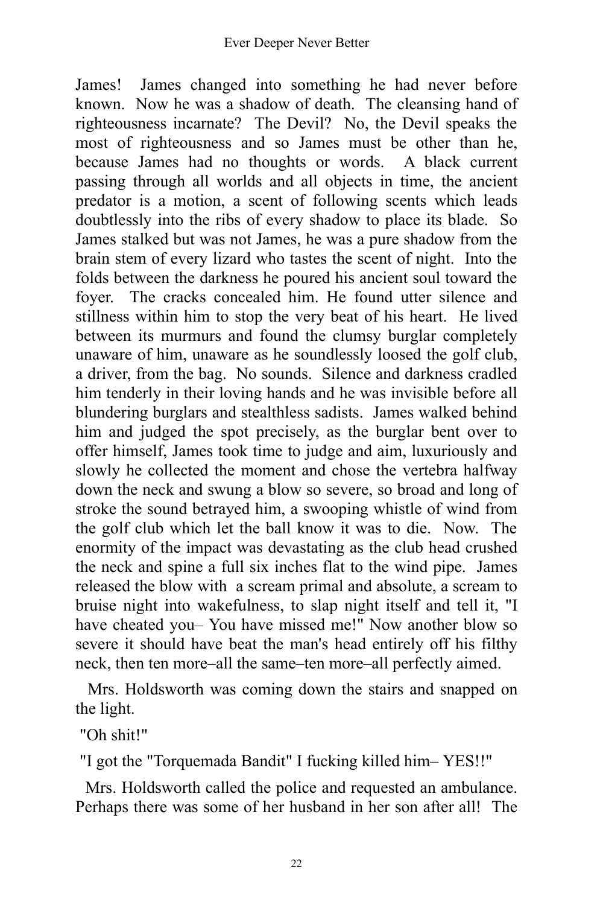James! James changed into something he had never before known. Now he was a shadow of death. The cleansing hand of righteousness incarnate? The Devil? No, the Devil speaks the most of righteousness and so James must be other than he, because James had no thoughts or words. A black current passing through all worlds and all objects in time, the ancient predator is a motion, a scent of following scents which leads doubtlessly into the ribs of every shadow to place its blade. So James stalked but was not James, he was a pure shadow from the brain stem of every lizard who tastes the scent of night. Into the folds between the darkness he poured his ancient soul toward the foyer. The cracks concealed him. He found utter silence and stillness within him to stop the very beat of his heart. He lived between its murmurs and found the clumsy burglar completely unaware of him, unaware as he soundlessly loosed the golf club, a driver, from the bag. No sounds. Silence and darkness cradled him tenderly in their loving hands and he was invisible before all blundering burglars and stealthless sadists. James walked behind him and judged the spot precisely, as the burglar bent over to offer himself, James took time to judge and aim, luxuriously and slowly he collected the moment and chose the vertebra halfway down the neck and swung a blow so severe, so broad and long of stroke the sound betrayed him, a swooping whistle of wind from the golf club which let the ball know it was to die. Now. The enormity of the impact was devastating as the club head crushed the neck and spine a full six inches flat to the wind pipe. James released the blow with a scream primal and absolute, a scream to bruise night into wakefulness, to slap night itself and tell it, "I have cheated you– You have missed me!" Now another blow so severe it should have beat the man's head entirely off his filthy neck, then ten more–all the same–ten more–all perfectly aimed.

Mrs. Holdsworth was coming down the stairs and snapped on the light.

"Oh shit!"

"I got the "Torquemada Bandit" I fucking killed him– YES!!"

Mrs. Holdsworth called the police and requested an ambulance. Perhaps there was some of her husband in her son after all! The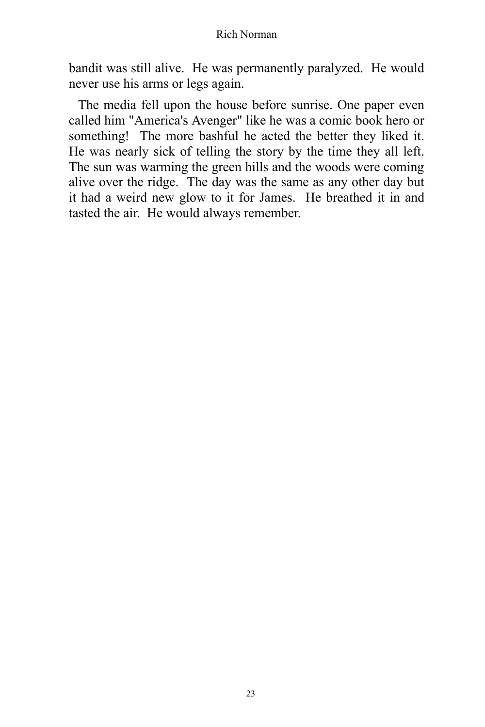bandit was still alive. He was permanently paralyzed. He would never use his arms or legs again.

The media fell upon the house before sunrise. One paper even called him "America's Avenger" like he was a comic book hero or something! The more bashful he acted the better they liked it. He was nearly sick of telling the story by the time they all left. The sun was warming the green hills and the woods were coming alive over the ridge. The day was the same as any other day but it had a weird new glow to it for James. He breathed it in and tasted the air. He would always remember.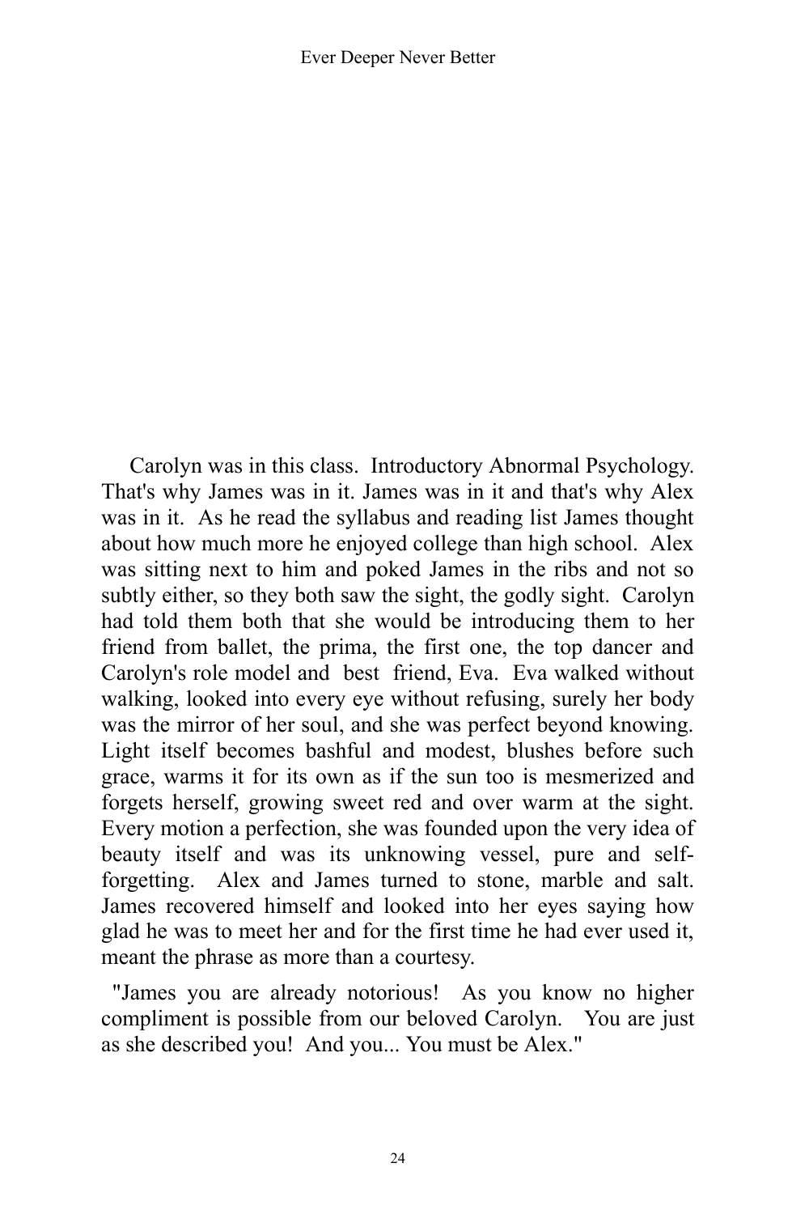Carolyn was in this class. Introductory Abnormal Psychology. That's why James was in it. James was in it and that's why Alex was in it. As he read the syllabus and reading list James thought about how much more he enjoyed college than high school. Alex was sitting next to him and poked James in the ribs and not so subtly either, so they both saw the sight, the godly sight. Carolyn had told them both that she would be introducing them to her friend from ballet, the prima, the first one, the top dancer and Carolyn's role model and best friend, Eva. Eva walked without walking, looked into every eye without refusing, surely her body was the mirror of her soul, and she was perfect beyond knowing. Light itself becomes bashful and modest, blushes before such grace, warms it for its own as if the sun too is mesmerized and forgets herself, growing sweet red and over warm at the sight. Every motion a perfection, she was founded upon the very idea of beauty itself and was its unknowing vessel, pure and self-forgetting. Alex and James turned to stone, marble and salt. James recovered himself and looked into her eyes saying how glad he was to meet her and for the first time he had ever used it, meant the phrase as more than a courtesy.

"James you are already notorious! As you know no higher compliment is possible from our beloved Carolyn. You are just as she described you! And you... You must be Alex."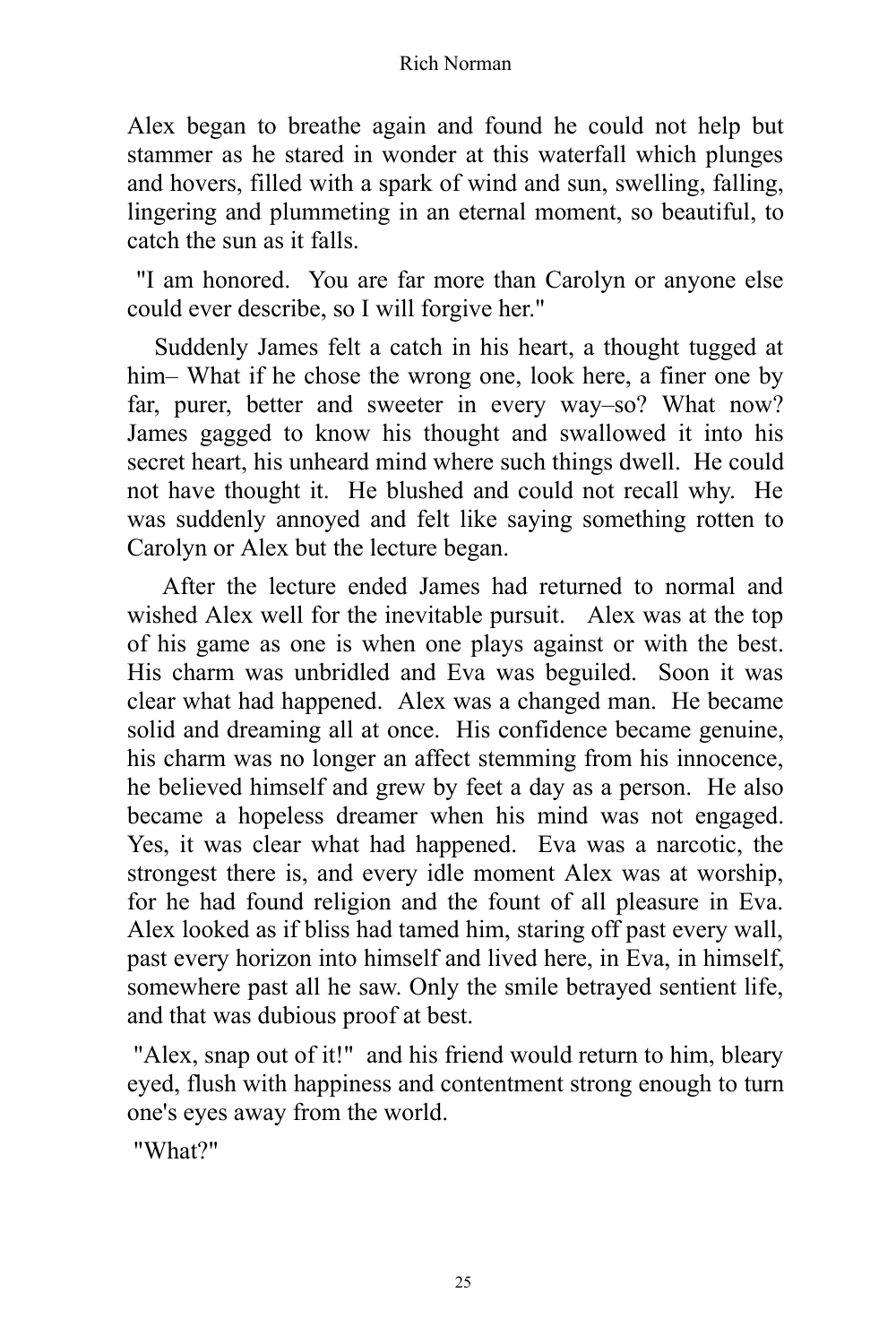Alex began to breathe again and found he could not help but stammer as he stared in wonder at this waterfall which plunges and hovers, filled with a spark of wind and sun, swelling, falling, lingering and plummeting in an eternal moment, so beautiful, to catch the sun as it falls.

"I am honored. You are far more than Carolyn or anyone else could ever describe, so I will forgive her."

Suddenly James felt a catch in his heart, a thought tugged at him– What if he chose the wrong one, look here, a finer one by far, purer, better and sweeter in every way–so? What now? James gagged to know his thought and swallowed it into his secret heart, his unheard mind where such things dwell. He could not have thought it. He blushed and could not recall why. He was suddenly annoyed and felt like saying something rotten to Carolyn or Alex but the lecture began.

After the lecture ended James had returned to normal and wished Alex well for the inevitable pursuit. Alex was at the top of his game as one is when one plays against or with the best. His charm was unbridled and Eva was beguiled. Soon it was clear what had happened. Alex was a changed man. He became solid and dreaming all at once. His confidence became genuine, his charm was no longer an affect stemming from his innocence, he believed himself and grew by feet a day as a person. He also became a hopeless dreamer when his mind was not engaged. Yes, it was clear what had happened. Eva was a narcotic, the strongest there is, and every idle moment Alex was at worship, for he had found religion and the fount of all pleasure in Eva. Alex looked as if bliss had tamed him, staring off past every wall, past every horizon into himself and lived here, in Eva, in himself, somewhere past all he saw. Only the smile betrayed sentient life, and that was dubious proof at best.

"Alex, snap out of it!" and his friend would return to him, bleary eyed, flush with happiness and contentment strong enough to turn one's eyes away from the world.

"What?"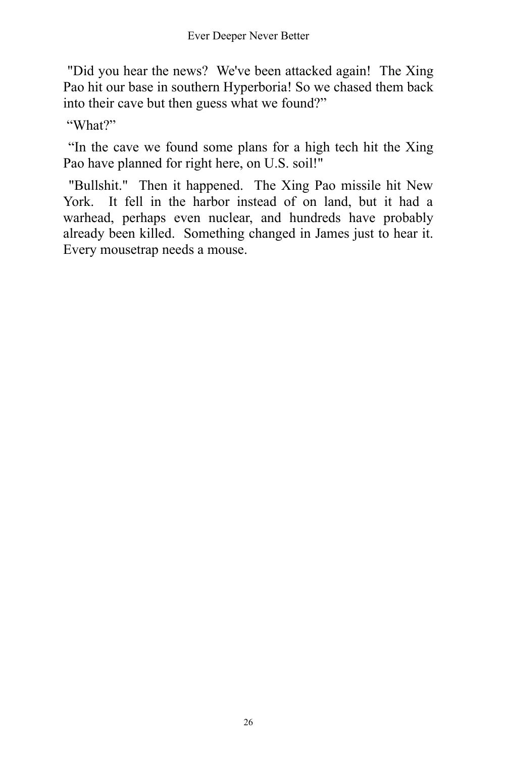"Did you hear the news? We've been attacked again! The Xing Pao hit our base in southern Hyperboria! So we chased them back into their cave but then guess what we found?"

"What?"

"In the cave we found some plans for a high tech hit the Xing Pao have planned for right here, on U.S. soil!"

"Bullshit." Then it happened. The Xing Pao missile hit New York. It fell in the harbor instead of on land, but it had a warhead, perhaps even nuclear, and hundreds have probably already been killed. Something changed in James just to hear it. Every mousetrap needs a mouse.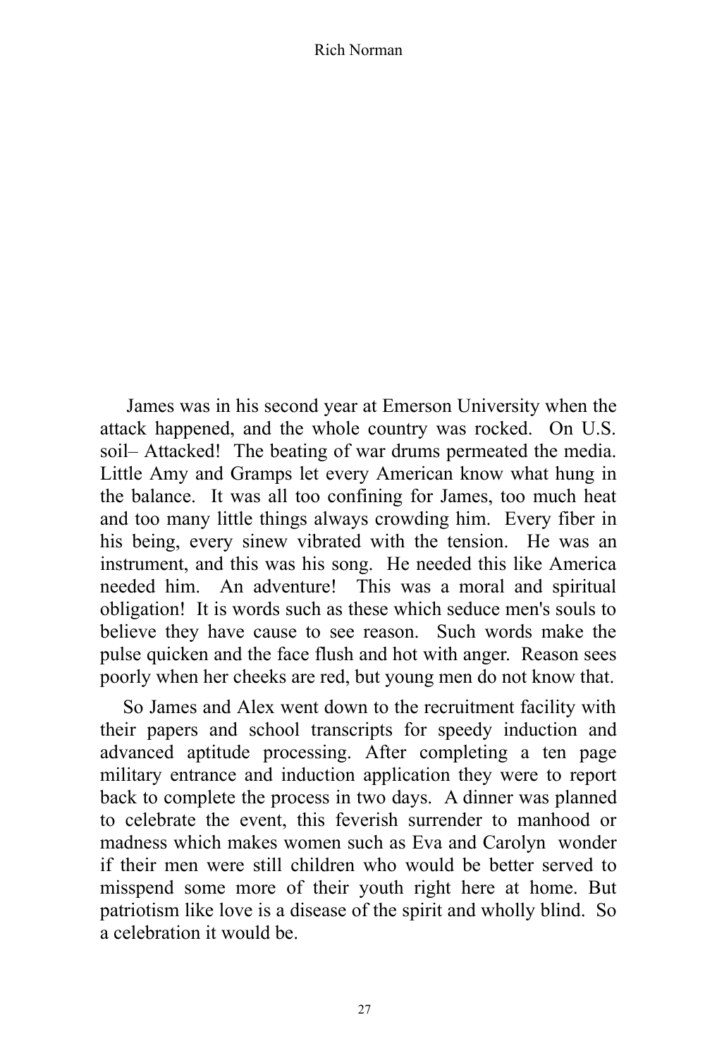James was in his second year at Emerson University when the attack happened, and the whole country was rocked. On U.S. soil– Attacked! The beating of war drums permeated the media. Little Amy and Gramps let every American know what hung in the balance. It was all too confining for James, too much heat and too many little things always crowding him. Every fiber in his being, every sinew vibrated with the tension. He was an instrument, and this was his song. He needed this like America needed him. An adventure! This was a moral and spiritual obligation! It is words such as these which seduce men's souls to believe they have cause to see reason. Such words make the pulse quicken and the face flush and hot with anger. Reason sees poorly when her cheeks are red, but young men do not know that.

So James and Alex went down to the recruitment facility with their papers and school transcripts for speedy induction and advanced aptitude processing. After completing a ten page military entrance and induction application they were to report back to complete the process in two days. A dinner was planned to celebrate the event, this feverish surrender to manhood or madness which makes women such as Eva and Carolyn wonder if their men were still children who would be better served to misspend some more of their youth right here at home. But patriotism like love is a disease of the spirit and wholly blind. So a celebration it would be.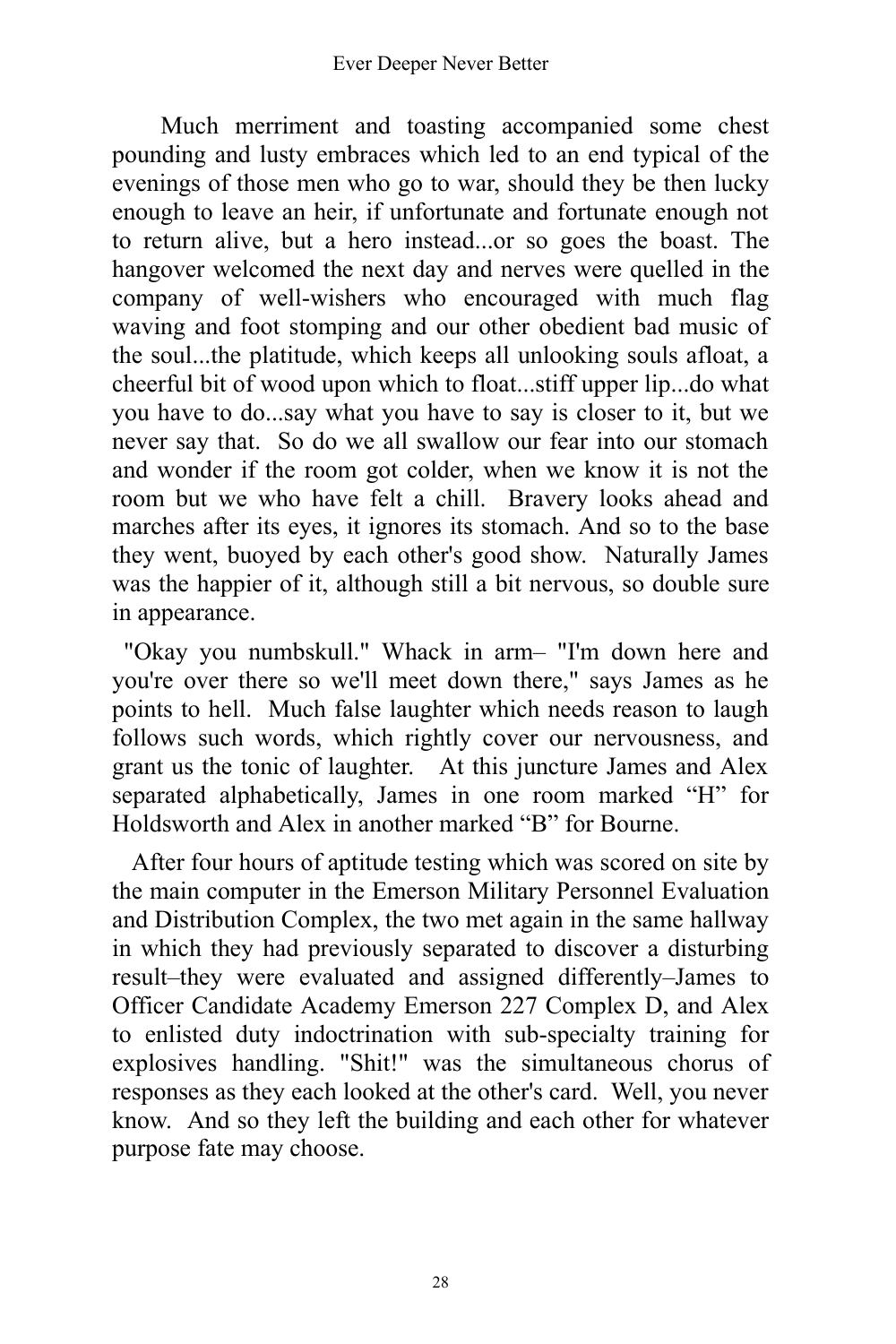Much merriment and toasting accompanied some chest pounding and lusty embraces which led to an end typical of the evenings of those men who go to war, should they be then lucky enough to leave an heir, if unfortunate and fortunate enough not to return alive, but a hero instead...or so goes the boast. The hangover welcomed the next day and nerves were quelled in the company of well-wishers who encouraged with much flag waving and foot stomping and our other obedient bad music of the soul...the platitude, which keeps all unlooking souls afloat, a cheerful bit of wood upon which to float...stiff upper lip...do what you have to do...say what you have to say is closer to it, but we never say that. So do we all swallow our fear into our stomach and wonder if the room got colder, when we know it is not the room but we who have felt a chill. Bravery looks ahead and marches after its eyes, it ignores its stomach. And so to the base they went, buoyed by each other's good show. Naturally James was the happier of it, although still a bit nervous, so double sure in appearance.

"Okay you numbskull." Whack in arm– "I'm down here and you're over there so we'll meet down there," says James as he points to hell. Much false laughter which needs reason to laugh follows such words, which rightly cover our nervousness, and grant us the tonic of laughter. At this juncture James and Alex separated alphabetically, James in one room marked "H" for Holdsworth and Alex in another marked "B" for Bourne.

After four hours of aptitude testing which was scored on site by the main computer in the Emerson Military Personnel Evaluation and Distribution Complex, the two met again in the same hallway in which they had previously separated to discover a disturbing result–they were evaluated and assigned differently–James to Officer Candidate Academy Emerson 227 Complex D, and Alex to enlisted duty indoctrination with sub-specialty training for explosives handling. "Shit!" was the simultaneous chorus of responses as they each looked at the other's card. Well, you never know. And so they left the building and each other for whatever purpose fate may choose.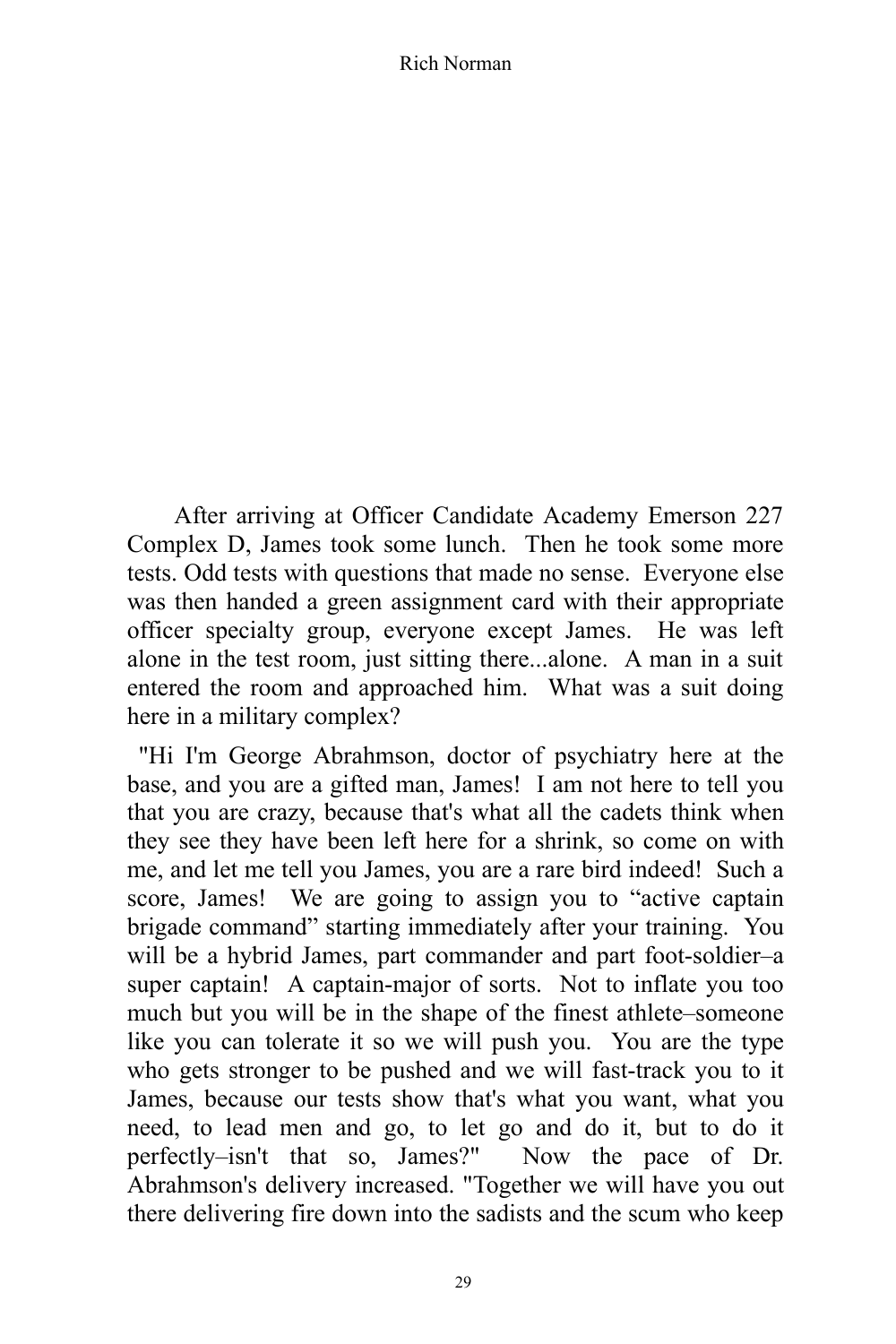After arriving at Officer Candidate Academy Emerson 227 Complex D, James took some lunch. Then he took some more tests. Odd tests with questions that made no sense. Everyone else was then handed a green assignment card with their appropriate officer specialty group, everyone except James. He was left alone in the test room, just sitting there...alone. A man in a suit entered the room and approached him. What was a suit doing here in a military complex?

"Hi I'm George Abrahmson, doctor of psychiatry here at the base, and you are a gifted man, James! I am not here to tell you that you are crazy, because that's what all the cadets think when they see they have been left here for a shrink, so come on with me, and let me tell you James, you are a rare bird indeed! Such a score, James! We are going to assign you to "active captain brigade command" starting immediately after your training. You will be a hybrid James, part commander and part foot-soldier–a super captain! A captain-major of sorts. Not to inflate you too much but you will be in the shape of the finest athlete–someone like you can tolerate it so we will push you. You are the type who gets stronger to be pushed and we will fast-track you to it James, because our tests show that's what you want, what you need, to lead men and go, to let go and do it, but to do it perfectly–isn't that so, James?" Now the pace of Dr. Abrahmson's delivery increased. "Together we will have you out there delivering fire down into the sadists and the scum who keep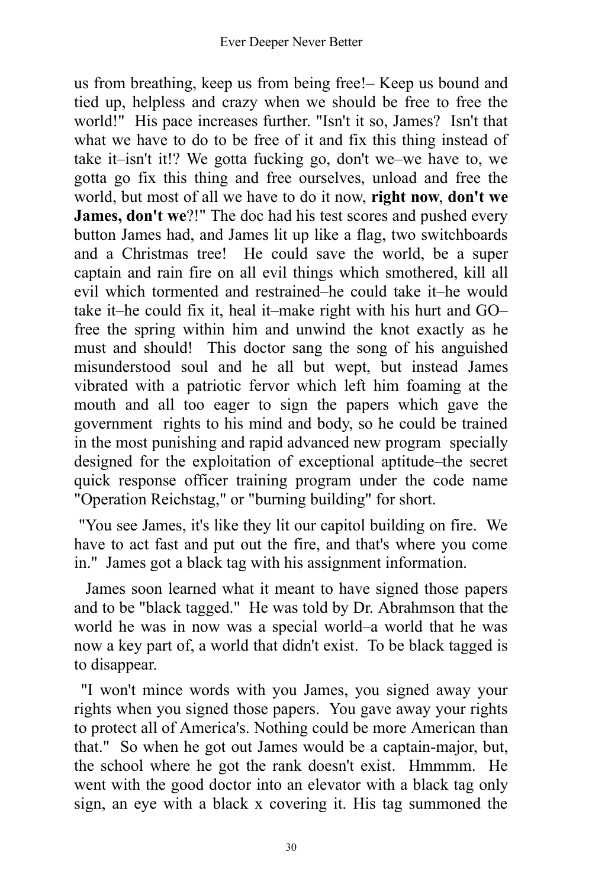us from breathing, keep us from being free!– Keep us bound and tied up, helpless and crazy when we should be free to free the world!" His pace increases further. "Isn't it so, James? Isn't that what we have to do to be free of it and fix this thing instead of take it–isn't it!? We gotta fucking go, don't we–we have to, we gotta go fix this thing and free ourselves, unload and free the world, but most of all we have to do it now, **right now**, **don't we James, don't we**?!" The doc had his test scores and pushed every button James had, and James lit up like a flag, two switchboards and a Christmas tree! He could save the world, be a super captain and rain fire on all evil things which smothered, kill all evil which tormented and restrained–he could take it–he would take it–he could fix it, heal it–make right with his hurt and GO–free the spring within him and unwind the knot exactly as he must and should! This doctor sang the song of his anguished misunderstood soul and he all but wept, but instead James vibrated with a patriotic fervor which left him foaming at the mouth and all too eager to sign the papers which gave the government rights to his mind and body, so he could be trained in the most punishing and rapid advanced new program specially designed for the exploitation of exceptional aptitude–the secret quick response officer training program under the code name "Operation Reichstag," or "burning building" for short.

"You see James, it's like they lit our capitol building on fire. We have to act fast and put out the fire, and that's where you come in." James got a black tag with his assignment information.

James soon learned what it meant to have signed those papers and to be "black tagged." He was told by Dr. Abrahmson that the world he was in now was a special world–a world that he was now a key part of, a world that didn't exist. To be black tagged is to disappear.

"I won't mince words with you James, you signed away your rights when you signed those papers. You gave away your rights to protect all of America's. Nothing could be more American than that." So when he got out James would be a captain-major, but, the school where he got the rank doesn't exist. Hmmmm. He went with the good doctor into an elevator with a black tag only sign, an eye with a black x covering it. His tag summoned the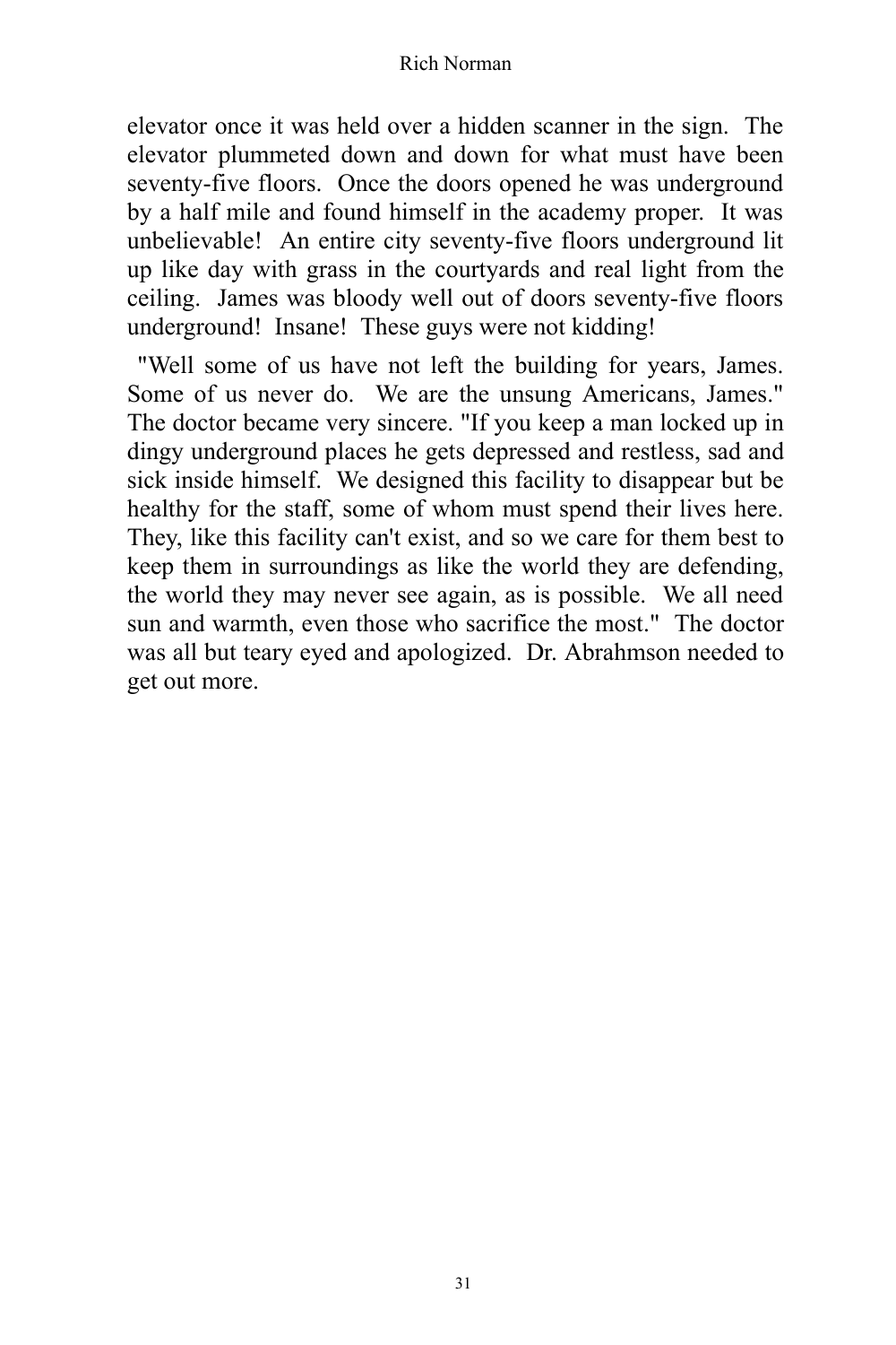elevator once it was held over a hidden scanner in the sign. The elevator plummeted down and down for what must have been seventy-five floors. Once the doors opened he was underground by a half mile and found himself in the academy proper. It was unbelievable! An entire city seventy-five floors underground lit up like day with grass in the courtyards and real light from the ceiling. James was bloody well out of doors seventy-five floors underground! Insane! These guys were not kidding!

"Well some of us have not left the building for years, James. Some of us never do. We are the unsung Americans, James." The doctor became very sincere. "If you keep a man locked up in dingy underground places he gets depressed and restless, sad and sick inside himself. We designed this facility to disappear but be healthy for the staff, some of whom must spend their lives here. They, like this facility can't exist, and so we care for them best to keep them in surroundings as like the world they are defending, the world they may never see again, as is possible. We all need sun and warmth, even those who sacrifice the most." The doctor was all but teary eyed and apologized. Dr. Abrahmson needed to get out more.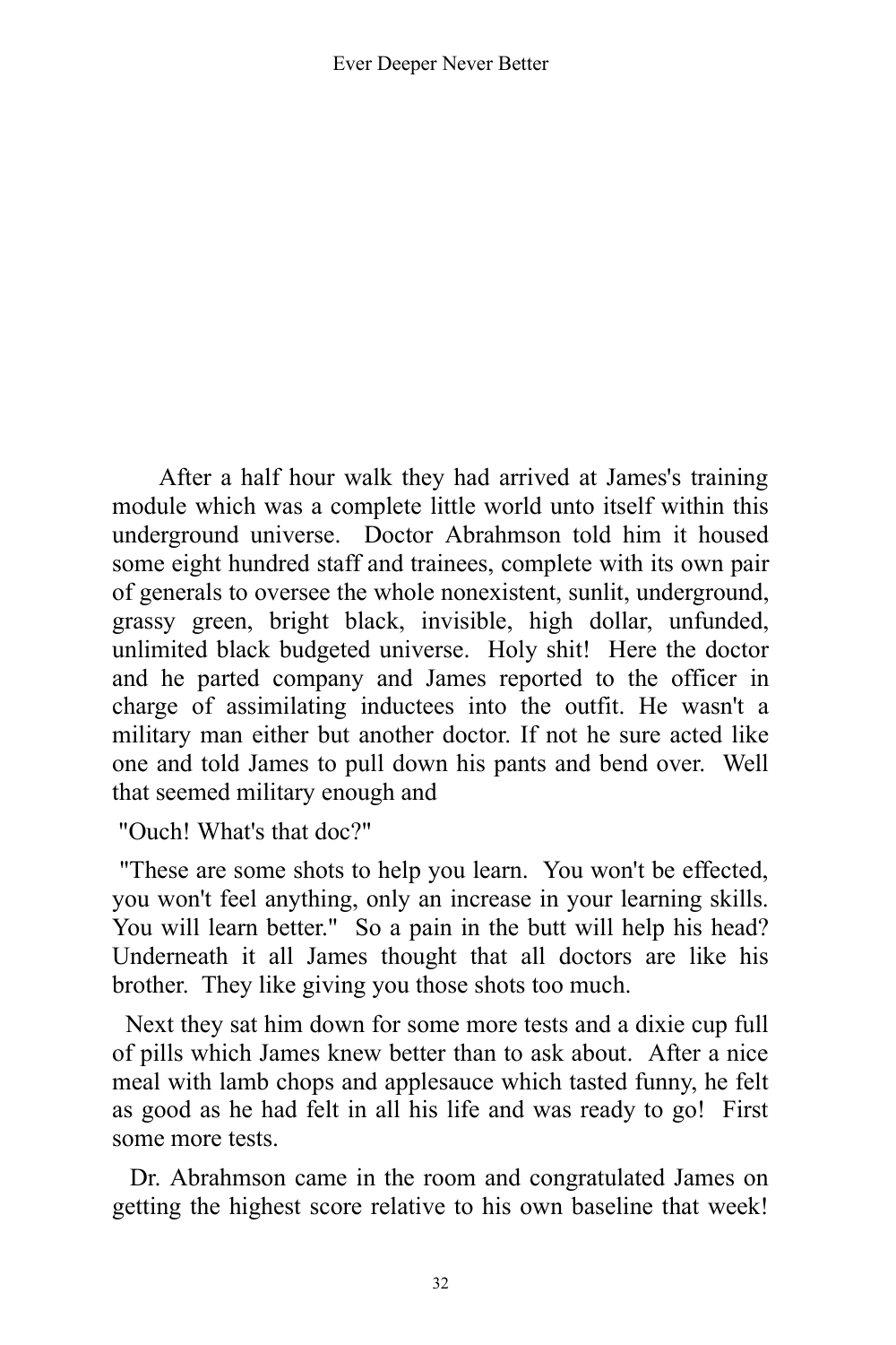After a half hour walk they had arrived at James's training module which was a complete little world unto itself within this underground universe. Doctor Abrahmson told him it housed some eight hundred staff and trainees, complete with its own pair of generals to oversee the whole nonexistent, sunlit, underground, grassy green, bright black, invisible, high dollar, unfunded, unlimited black budgeted universe. Holy shit! Here the doctor and he parted company and James reported to the officer in charge of assimilating inductees into the outfit. He wasn't a military man either but another doctor. If not he sure acted like one and told James to pull down his pants and bend over. Well that seemed military enough and

"Ouch! What's that doc?"

"These are some shots to help you learn. You won't be effected, you won't feel anything, only an increase in your learning skills. You will learn better." So a pain in the butt will help his head? Underneath it all James thought that all doctors are like his brother. They like giving you those shots too much.

Next they sat him down for some more tests and a dixie cup full of pills which James knew better than to ask about. After a nice meal with lamb chops and applesauce which tasted funny, he felt as good as he had felt in all his life and was ready to go! First some more tests.

Dr. Abrahmson came in the room and congratulated James on getting the highest score relative to his own baseline that week!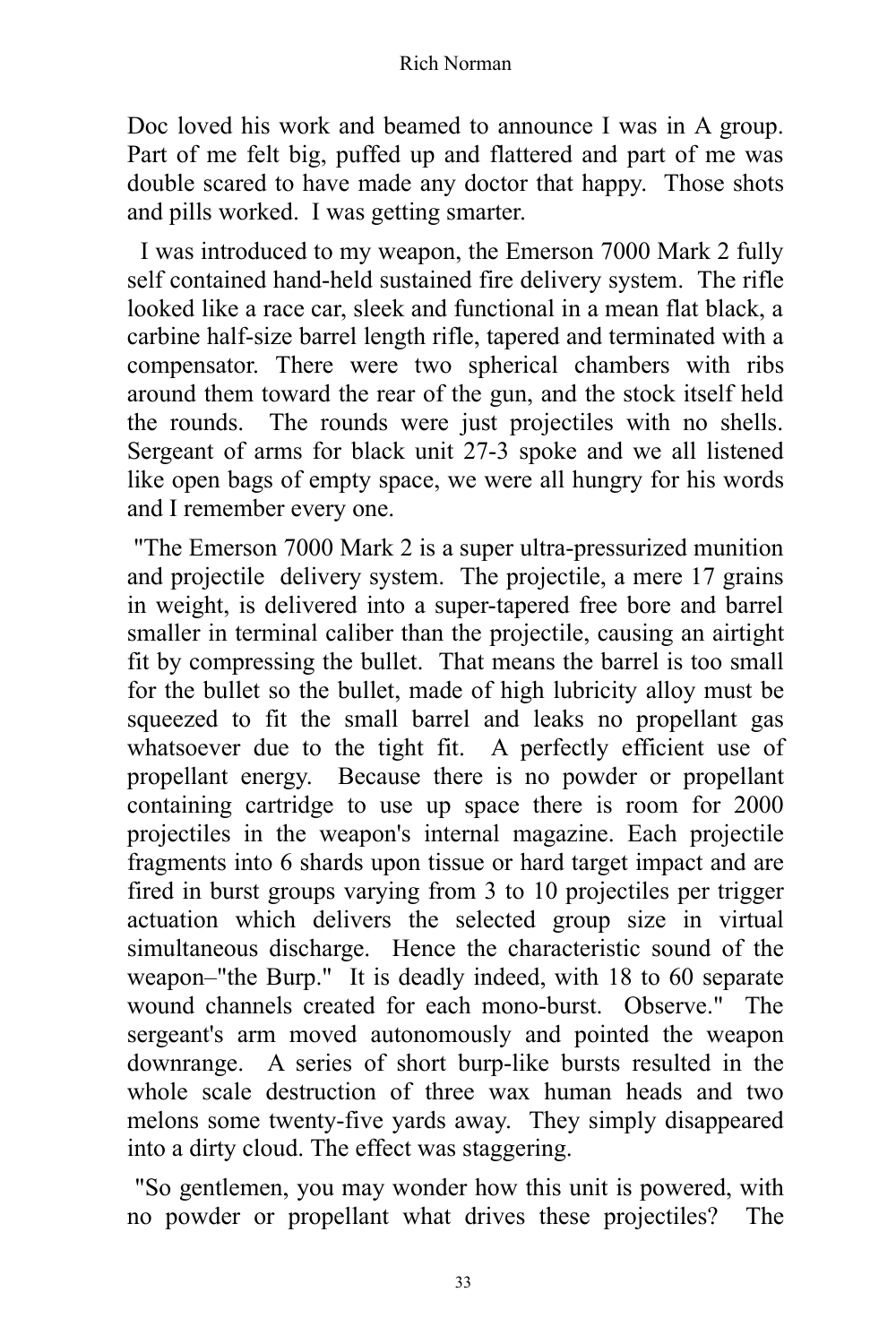Doc loved his work and beamed to announce I was in A group. Part of me felt big, puffed up and flattered and part of me was double scared to have made any doctor that happy. Those shots and pills worked. I was getting smarter.

I was introduced to my weapon, the Emerson 7000 Mark 2 fully self contained hand-held sustained fire delivery system. The rifle looked like a race car, sleek and functional in a mean flat black, a carbine half-size barrel length rifle, tapered and terminated with a compensator. There were two spherical chambers with ribs around them toward the rear of the gun, and the stock itself held the rounds. The rounds were just projectiles with no shells. Sergeant of arms for black unit 27-3 spoke and we all listened like open bags of empty space, we were all hungry for his words and I remember every one.

"The Emerson 7000 Mark 2 is a super ultra-pressurized munition and projectile delivery system. The projectile, a mere 17 grains in weight, is delivered into a super-tapered free bore and barrel smaller in terminal caliber than the projectile, causing an airtight fit by compressing the bullet. That means the barrel is too small for the bullet so the bullet, made of high lubricity alloy must be squeezed to fit the small barrel and leaks no propellant gas whatsoever due to the tight fit. A perfectly efficient use of propellant energy. Because there is no powder or propellant containing cartridge to use up space there is room for 2000 projectiles in the weapon's internal magazine. Each projectile fragments into 6 shards upon tissue or hard target impact and are fired in burst groups varying from 3 to 10 projectiles per trigger actuation which delivers the selected group size in virtual simultaneous discharge. Hence the characteristic sound of the weapon–"the Burp." It is deadly indeed, with 18 to 60 separate wound channels created for each mono-burst. Observe." The sergeant's arm moved autonomously and pointed the weapon downrange. A series of short burp-like bursts resulted in the whole scale destruction of three wax human heads and two melons some twenty-five yards away. They simply disappeared into a dirty cloud. The effect was staggering.

"So gentlemen, you may wonder how this unit is powered, with no powder or propellant what drives these projectiles? The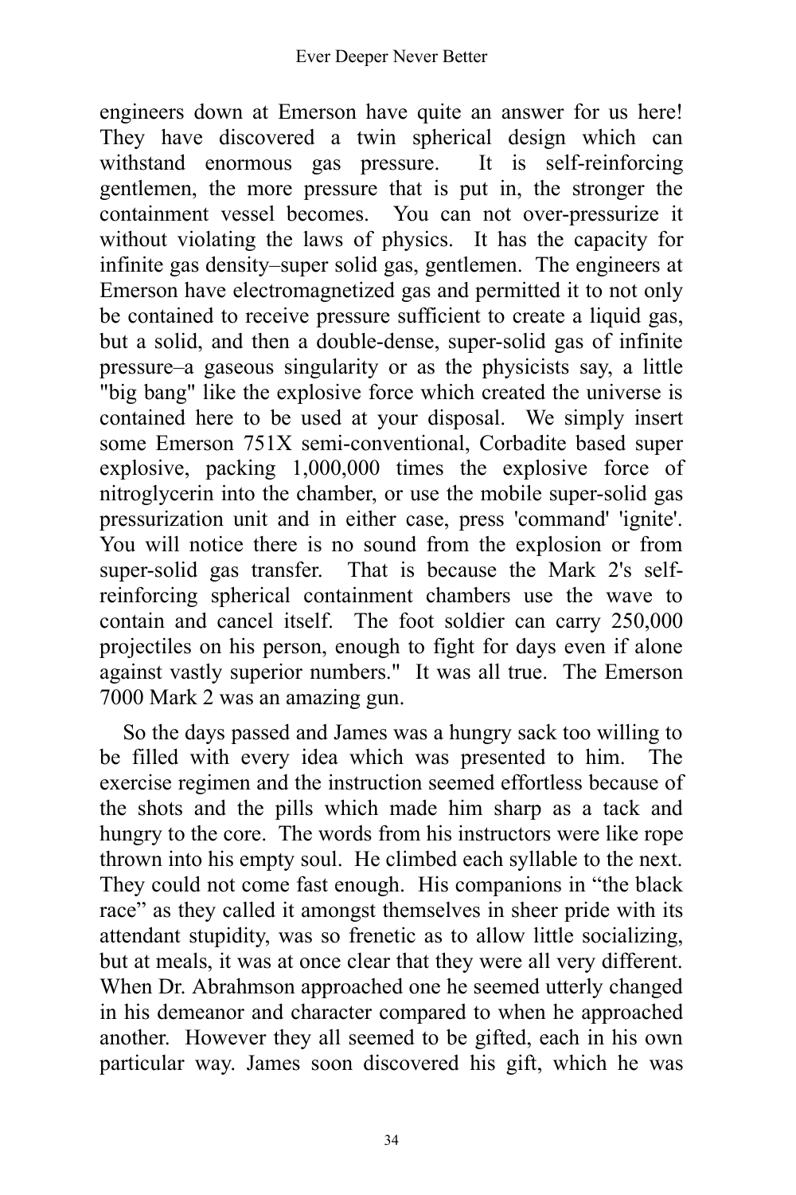engineers down at Emerson have quite an answer for us here! They have discovered a twin spherical design which can withstand enormous gas pressure. It is self-reinforcing gentlemen, the more pressure that is put in, the stronger the containment vessel becomes. You can not over-pressurize it without violating the laws of physics. It has the capacity for infinite gas density–super solid gas, gentlemen. The engineers at Emerson have electromagnetized gas and permitted it to not only be contained to receive pressure sufficient to create a liquid gas, but a solid, and then a double-dense, super-solid gas of infinite pressure–a gaseous singularity or as the physicists say, a little "big bang" like the explosive force which created the universe is contained here to be used at your disposal. We simply insert some Emerson 751X semi-conventional, Corbadite based super explosive, packing 1,000,000 times the explosive force of nitroglycerin into the chamber, or use the mobile super-solid gas pressurization unit and in either case, press 'command' 'ignite'. You will notice there is no sound from the explosion or from super-solid gas transfer. That is because the Mark 2's self-reinforcing spherical containment chambers use the wave to contain and cancel itself. The foot soldier can carry 250,000 projectiles on his person, enough to fight for days even if alone against vastly superior numbers." It was all true. The Emerson 7000 Mark 2 was an amazing gun.

So the days passed and James was a hungry sack too willing to be filled with every idea which was presented to him. The exercise regimen and the instruction seemed effortless because of the shots and the pills which made him sharp as a tack and hungry to the core. The words from his instructors were like rope thrown into his empty soul. He climbed each syllable to the next. They could not come fast enough. His companions in "the black race" as they called it amongst themselves in sheer pride with its attendant stupidity, was so frenetic as to allow little socializing, but at meals, it was at once clear that they were all very different. When Dr. Abrahmson approached one he seemed utterly changed in his demeanor and character compared to when he approached another. However they all seemed to be gifted, each in his own particular way. James soon discovered his gift, which he was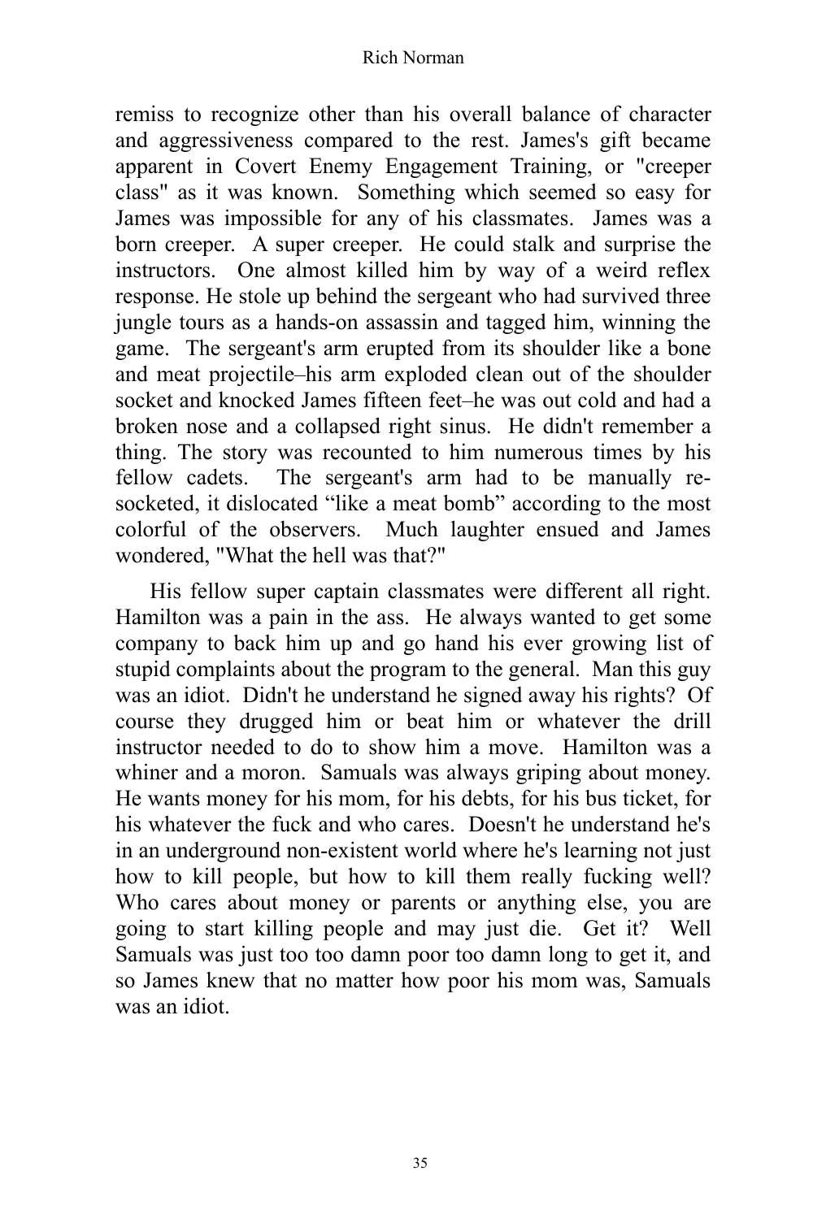remiss to recognize other than his overall balance of character and aggressiveness compared to the rest. James's gift became apparent in Covert Enemy Engagement Training, or "creeper class" as it was known. Something which seemed so easy for James was impossible for any of his classmates. James was a born creeper. A super creeper. He could stalk and surprise the instructors. One almost killed him by way of a weird reflex response. He stole up behind the sergeant who had survived three jungle tours as a hands-on assassin and tagged him, winning the game. The sergeant's arm erupted from its shoulder like a bone and meat projectile–his arm exploded clean out of the shoulder socket and knocked James fifteen feet–he was out cold and had a broken nose and a collapsed right sinus. He didn't remember a thing. The story was recounted to him numerous times by his fellow cadets. The sergeant's arm had to be manually re-socketed, it dislocated "like a meat bomb" according to the most colorful of the observers. Much laughter ensued and James wondered, "What the hell was that?"

His fellow super captain classmates were different all right. Hamilton was a pain in the ass. He always wanted to get some company to back him up and go hand his ever growing list of stupid complaints about the program to the general. Man this guy was an idiot. Didn't he understand he signed away his rights? Of course they drugged him or beat him or whatever the drill instructor needed to do to show him a move. Hamilton was a whiner and a moron. Samuals was always griping about money. He wants money for his mom, for his debts, for his bus ticket, for his whatever the fuck and who cares. Doesn't he understand he's in an underground non-existent world where he's learning not just how to kill people, but how to kill them really fucking well? Who cares about money or parents or anything else, you are going to start killing people and may just die. Get it? Well Samuals was just too too damn poor too damn long to get it, and so James knew that no matter how poor his mom was, Samuals was an idiot.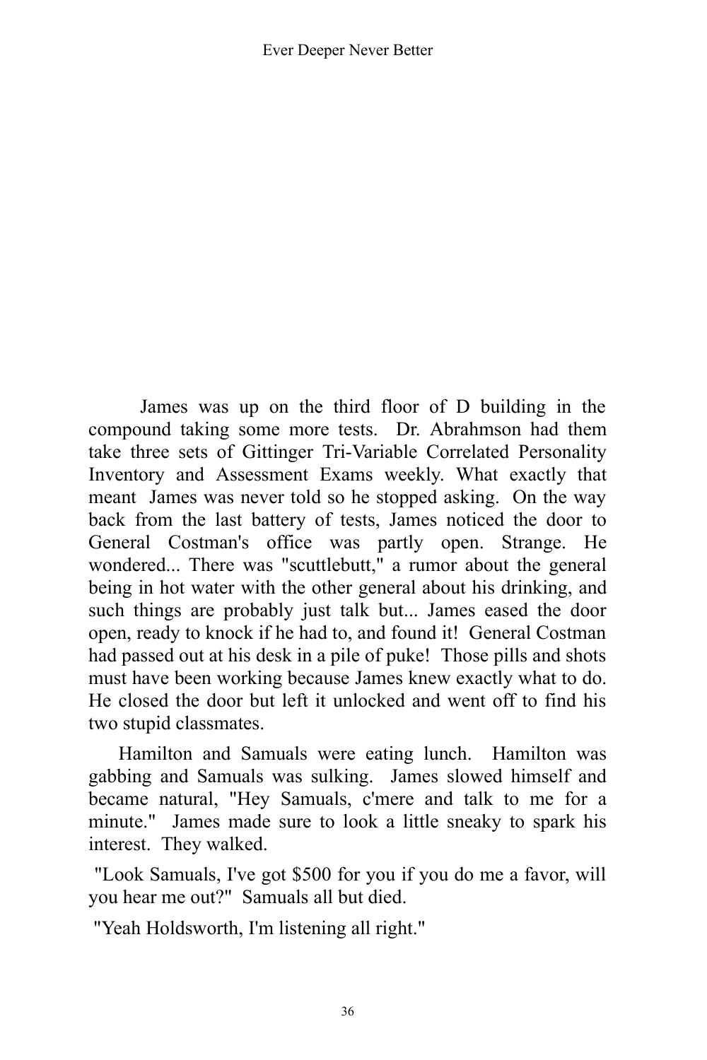James was up on the third floor of D building in the compound taking some more tests. Dr. Abrahmson had them take three sets of Gittinger Tri-Variable Correlated Personality Inventory and Assessment Exams weekly. What exactly that meant James was never told so he stopped asking. On the way back from the last battery of tests, James noticed the door to General Costman's office was partly open. Strange. He wondered... There was "scuttlebutt," a rumor about the general being in hot water with the other general about his drinking, and such things are probably just talk but... James eased the door open, ready to knock if he had to, and found it! General Costman had passed out at his desk in a pile of puke! Those pills and shots must have been working because James knew exactly what to do. He closed the door but left it unlocked and went off to find his two stupid classmates.

Hamilton and Samuals were eating lunch. Hamilton was gabbing and Samuals was sulking. James slowed himself and became natural, "Hey Samuals, c'mere and talk to me for a minute." James made sure to look a little sneaky to spark his interest. They walked.

"Look Samuals, I've got $500 for you if you do me a favor, will you hear me out?" Samuals all but died.

"Yeah Holdsworth, I'm listening all right."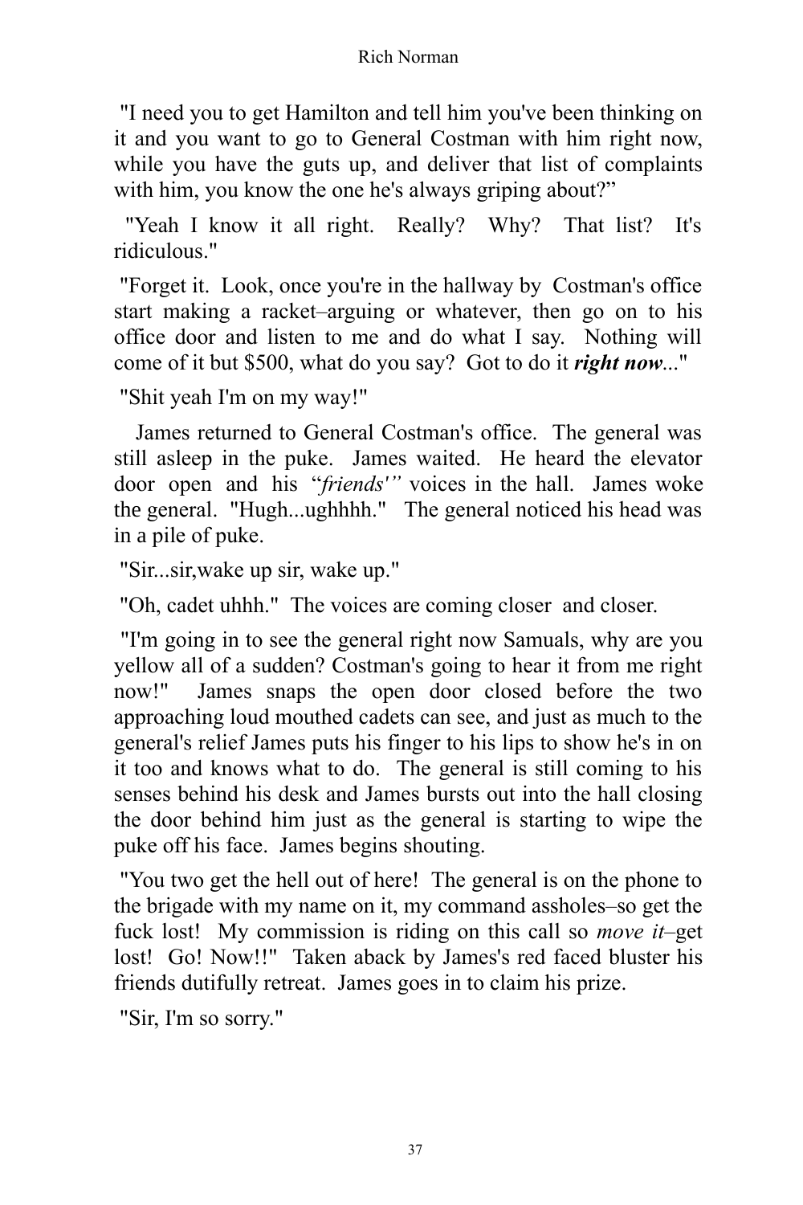"I need you to get Hamilton and tell him you've been thinking on it and you want to go to General Costman with him right now, while you have the guts up, and deliver that list of complaints with him, you know the one he's always griping about?”

"Yeah I know it all right. Really? Why? That list? It's ridiculous."

"Forget it. Look, once you're in the hallway by Costman's office start making a racket–arguing or whatever, then go on to his office door and listen to me and do what I say. Nothing will come of it but $500, what do you say? Got to do it ***right now***..."

"Shit yeah I'm on my way!"

James returned to General Costman's office. The general was still asleep in the puke. James waited. He heard the elevator door open and his “*friends'”* voices in the hall. James woke the general. "Hugh...ughhhh." The general noticed his head was in a pile of puke.

"Sir...sir,wake up sir, wake up."

"Oh, cadet uhhh." The voices are coming closer and closer.

"I'm going in to see the general right now Samuals, why are you yellow all of a sudden? Costman's going to hear it from me right now!" James snaps the open door closed before the two approaching loud mouthed cadets can see, and just as much to the general's relief James puts his finger to his lips to show he's in on it too and knows what to do. The general is still coming to his senses behind his desk and James bursts out into the hall closing the door behind him just as the general is starting to wipe the puke off his face. James begins shouting.

"You two get the hell out of here! The general is on the phone to the brigade with my name on it, my command assholes–so get the fuck lost! My commission is riding on this call so *move it*–get lost! Go! Now!!" Taken aback by James's red faced bluster his friends dutifully retreat. James goes in to claim his prize.

"Sir, I'm so sorry."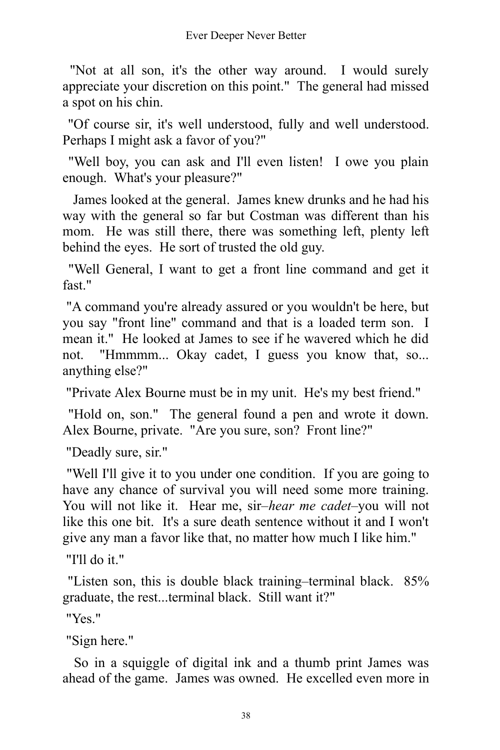"Not at all son, it's the other way around. I would surely appreciate your discretion on this point." The general had missed a spot on his chin.

"Of course sir, it's well understood, fully and well understood. Perhaps I might ask a favor of you?"

"Well boy, you can ask and I'll even listen! I owe you plain enough. What's your pleasure?"

James looked at the general. James knew drunks and he had his way with the general so far but Costman was different than his mom. He was still there, there was something left, plenty left behind the eyes. He sort of trusted the old guy.

"Well General, I want to get a front line command and get it fast."

"A command you're already assured or you wouldn't be here, but you say "front line" command and that is a loaded term son. I mean it." He looked at James to see if he wavered which he did not. "Hmmmm... Okay cadet, I guess you know that, so... anything else?"

"Private Alex Bourne must be in my unit. He's my best friend."

"Hold on, son." The general found a pen and wrote it down. Alex Bourne, private. "Are you sure, son? Front line?"

"Deadly sure, sir."

"Well I'll give it to you under one condition. If you are going to have any chance of survival you will need some more training. You will not like it. Hear me, sir–*hear me cadet*–you will not like this one bit. It's a sure death sentence without it and I won't give any man a favor like that, no matter how much I like him."

"I'll do it."

"Listen son, this is double black training–terminal black. 85% graduate, the rest...terminal black. Still want it?"

"Yes."

"Sign here."

So in a squiggle of digital ink and a thumb print James was ahead of the game. James was owned. He excelled even more in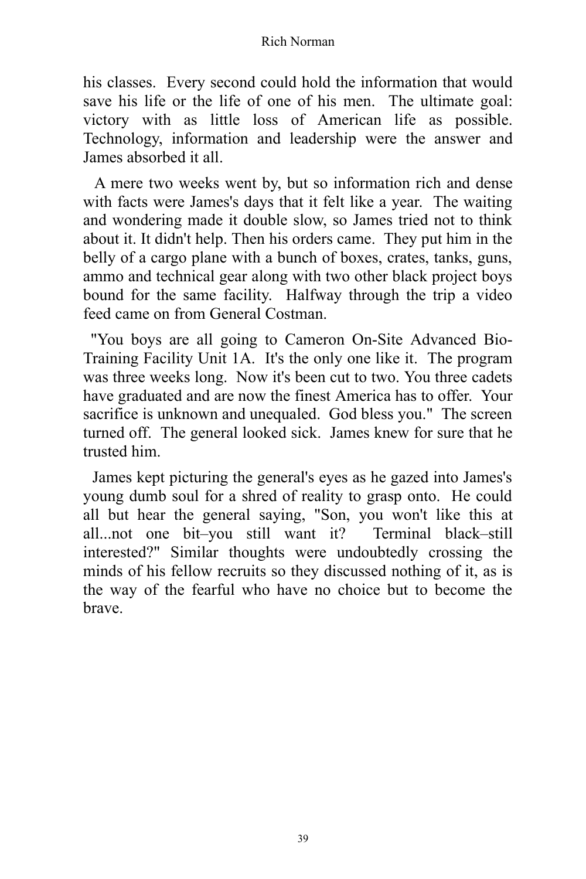his classes. Every second could hold the information that would save his life or the life of one of his men. The ultimate goal: victory with as little loss of American life as possible. Technology, information and leadership were the answer and James absorbed it all.

A mere two weeks went by, but so information rich and dense with facts were James's days that it felt like a year. The waiting and wondering made it double slow, so James tried not to think about it. It didn't help. Then his orders came. They put him in the belly of a cargo plane with a bunch of boxes, crates, tanks, guns, ammo and technical gear along with two other black project boys bound for the same facility. Halfway through the trip a video feed came on from General Costman.

"You boys are all going to Cameron On-Site Advanced Bio-Training Facility Unit 1A. It's the only one like it. The program was three weeks long. Now it's been cut to two. You three cadets have graduated and are now the finest America has to offer. Your sacrifice is unknown and unequaled. God bless you." The screen turned off. The general looked sick. James knew for sure that he trusted him.

James kept picturing the general's eyes as he gazed into James's young dumb soul for a shred of reality to grasp onto. He could all but hear the general saying, "Son, you won't like this at all...not one bit–you still want it? Terminal black–still interested?" Similar thoughts were undoubtedly crossing the minds of his fellow recruits so they discussed nothing of it, as is the way of the fearful who have no choice but to become the brave.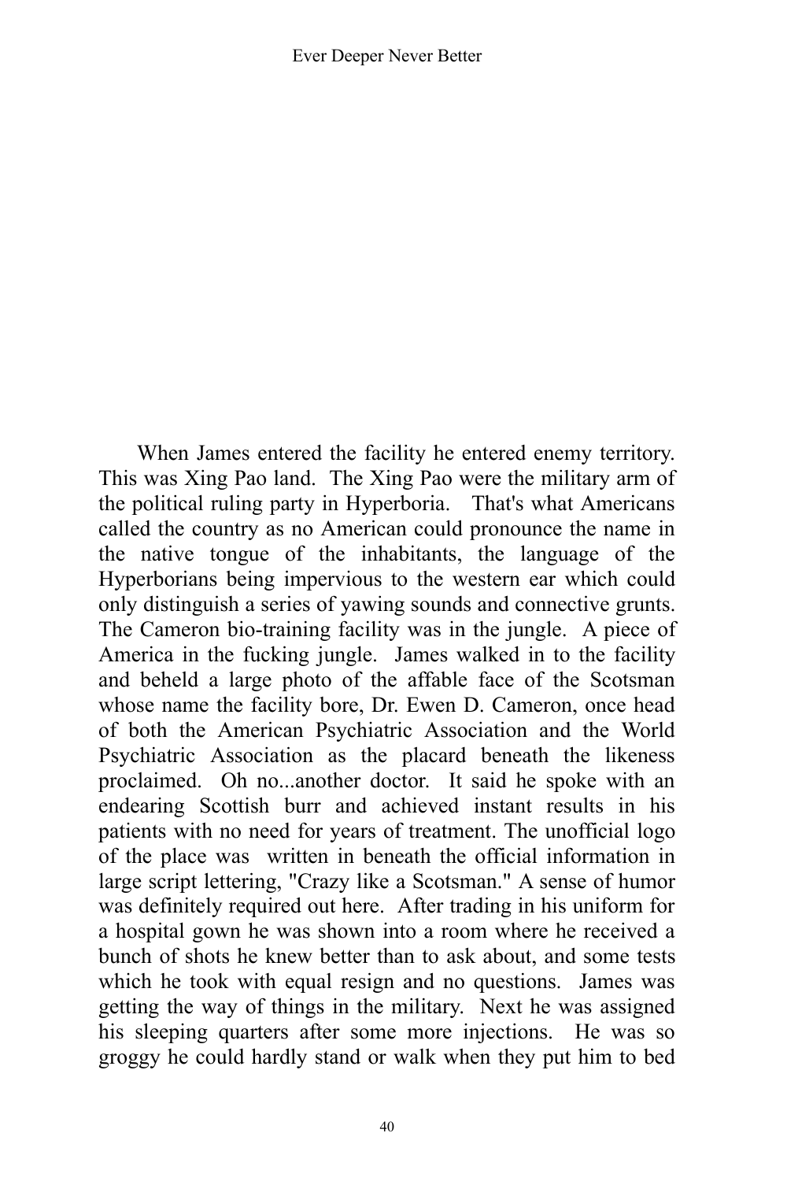When James entered the facility he entered enemy territory. This was Xing Pao land. The Xing Pao were the military arm of the political ruling party in Hyperboria. That's what Americans called the country as no American could pronounce the name in the native tongue of the inhabitants, the language of the Hyperborians being impervious to the western ear which could only distinguish a series of yawing sounds and connective grunts. The Cameron bio-training facility was in the jungle. A piece of America in the fucking jungle. James walked in to the facility and beheld a large photo of the affable face of the Scotsman whose name the facility bore, Dr. Ewen D. Cameron, once head of both the American Psychiatric Association and the World Psychiatric Association as the placard beneath the likeness proclaimed. Oh no...another doctor. It said he spoke with an endearing Scottish burr and achieved instant results in his patients with no need for years of treatment. The unofficial logo of the place was written in beneath the official information in large script lettering, "Crazy like a Scotsman." A sense of humor was definitely required out here. After trading in his uniform for a hospital gown he was shown into a room where he received a bunch of shots he knew better than to ask about, and some tests which he took with equal resign and no questions. James was getting the way of things in the military. Next he was assigned his sleeping quarters after some more injections. He was so groggy he could hardly stand or walk when they put him to bed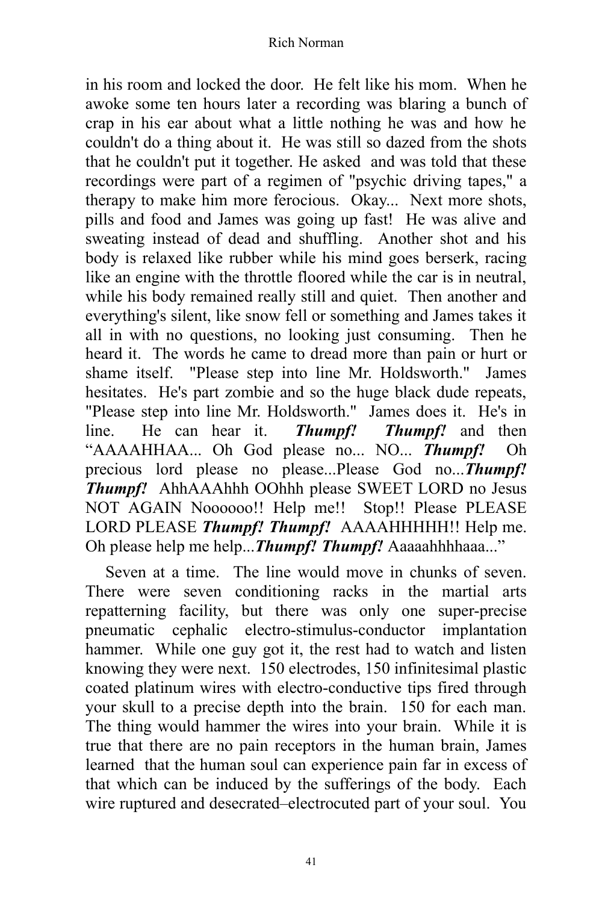in his room and locked the door. He felt like his mom. When he awoke some ten hours later a recording was blaring a bunch of crap in his ear about what a little nothing he was and how he couldn't do a thing about it. He was still so dazed from the shots that he couldn't put it together. He asked and was told that these recordings were part of a regimen of "psychic driving tapes," a therapy to make him more ferocious. Okay... Next more shots, pills and food and James was going up fast! He was alive and sweating instead of dead and shuffling. Another shot and his body is relaxed like rubber while his mind goes berserk, racing like an engine with the throttle floored while the car is in neutral, while his body remained really still and quiet. Then another and everything's silent, like snow fell or something and James takes it all in with no questions, no looking just consuming. Then he heard it. The words he came to dread more than pain or hurt or shame itself. "Please step into line Mr. Holdsworth." James hesitates. He's part zombie and so the huge black dude repeats, "Please step into line Mr. Holdsworth." James does it. He's in line. He can hear it. ***Thumpf! Thumpf!*** and then "AAAAHHAA... Oh God please no... NO... ***Thumpf!*** Oh precious lord please no please...Please God no...***Thumpf! Thumpf!*** AhhAAAhhh OOhhh please SWEET LORD no Jesus NOT AGAIN Noooooo!! Help me!! Stop!! Please PLEASE LORD PLEASE ***Thumpf! Thumpf!*** AAAAHHHHH!! Help me. Oh please help me help...***Thumpf! Thumpf!*** Aaaaahhhhaaa..."

Seven at a time. The line would move in chunks of seven. There were seven conditioning racks in the martial arts repatterning facility, but there was only one super-precise pneumatic cephalic electro-stimulus-conductor implantation hammer. While one guy got it, the rest had to watch and listen knowing they were next. 150 electrodes, 150 infinitesimal plastic coated platinum wires with electro-conductive tips fired through your skull to a precise depth into the brain. 150 for each man. The thing would hammer the wires into your brain. While it is true that there are no pain receptors in the human brain, James learned that the human soul can experience pain far in excess of that which can be induced by the sufferings of the body. Each wire ruptured and desecrated–electrocuted part of your soul. You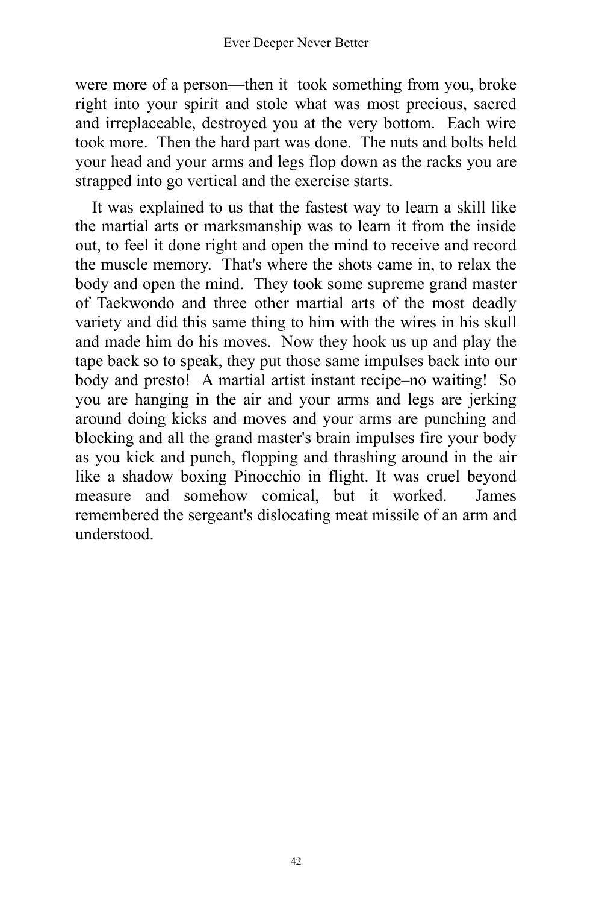were more of a person—then it took something from you, broke right into your spirit and stole what was most precious, sacred and irreplaceable, destroyed you at the very bottom. Each wire took more. Then the hard part was done. The nuts and bolts held your head and your arms and legs flop down as the racks you are strapped into go vertical and the exercise starts.

It was explained to us that the fastest way to learn a skill like the martial arts or marksmanship was to learn it from the inside out, to feel it done right and open the mind to receive and record the muscle memory. That's where the shots came in, to relax the body and open the mind. They took some supreme grand master of Taekwondo and three other martial arts of the most deadly variety and did this same thing to him with the wires in his skull and made him do his moves. Now they hook us up and play the tape back so to speak, they put those same impulses back into our body and presto! A martial artist instant recipe–no waiting! So you are hanging in the air and your arms and legs are jerking around doing kicks and moves and your arms are punching and blocking and all the grand master's brain impulses fire your body as you kick and punch, flopping and thrashing around in the air like a shadow boxing Pinocchio in flight. It was cruel beyond measure and somehow comical, but it worked. James remembered the sergeant's dislocating meat missile of an arm and understood.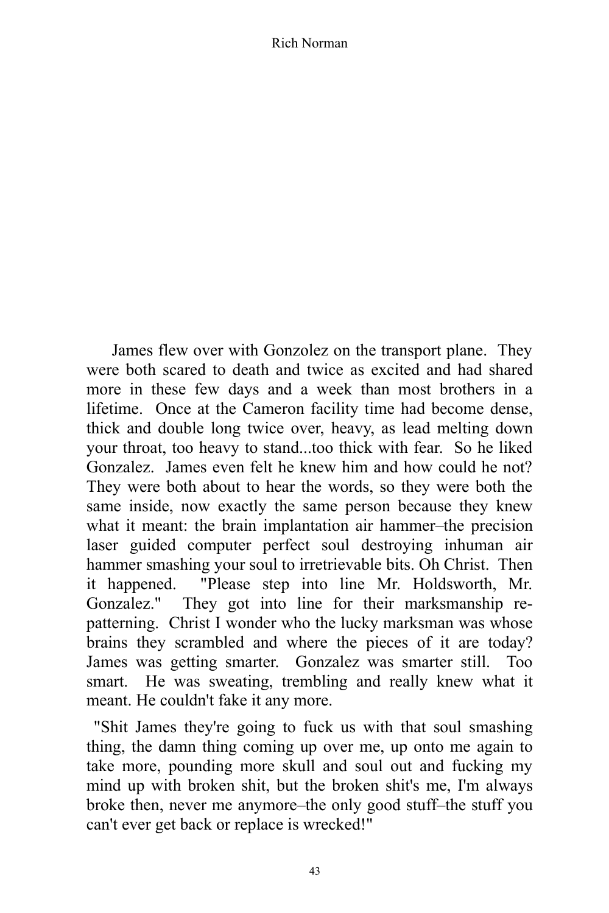James flew over with Gonzolez on the transport plane. They were both scared to death and twice as excited and had shared more in these few days and a week than most brothers in a lifetime. Once at the Cameron facility time had become dense, thick and double long twice over, heavy, as lead melting down your throat, too heavy to stand...too thick with fear. So he liked Gonzalez. James even felt he knew him and how could he not? They were both about to hear the words, so they were both the same inside, now exactly the same person because they knew what it meant: the brain implantation air hammer–the precision laser guided computer perfect soul destroying inhuman air hammer smashing your soul to irretrievable bits. Oh Christ. Then it happened. "Please step into line Mr. Holdsworth, Mr. Gonzalez." They got into line for their marksmanship re-patterning. Christ I wonder who the lucky marksman was whose brains they scrambled and where the pieces of it are today? James was getting smarter. Gonzalez was smarter still. Too smart. He was sweating, trembling and really knew what it meant. He couldn't fake it any more.

"Shit James they're going to fuck us with that soul smashing thing, the damn thing coming up over me, up onto me again to take more, pounding more skull and soul out and fucking my mind up with broken shit, but the broken shit's me, I'm always broke then, never me anymore–the only good stuff–the stuff you can't ever get back or replace is wrecked!"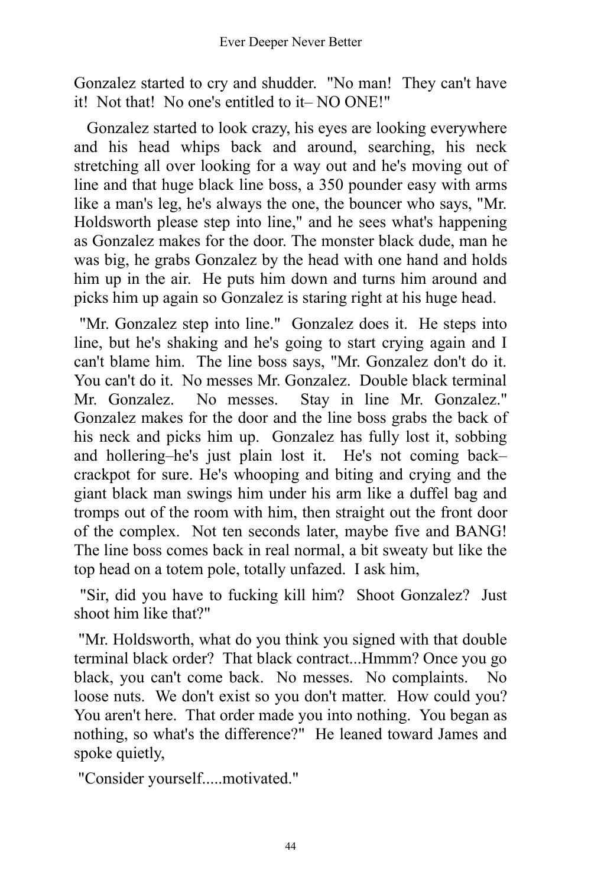Gonzalez started to cry and shudder. "No man! They can't have it! Not that! No one's entitled to it– NO ONE!"

Gonzalez started to look crazy, his eyes are looking everywhere and his head whips back and around, searching, his neck stretching all over looking for a way out and he's moving out of line and that huge black line boss, a 350 pounder easy with arms like a man's leg, he's always the one, the bouncer who says, "Mr. Holdsworth please step into line," and he sees what's happening as Gonzalez makes for the door. The monster black dude, man he was big, he grabs Gonzalez by the head with one hand and holds him up in the air. He puts him down and turns him around and picks him up again so Gonzalez is staring right at his huge head.

"Mr. Gonzalez step into line." Gonzalez does it. He steps into line, but he's shaking and he's going to start crying again and I can't blame him. The line boss says, "Mr. Gonzalez don't do it. You can't do it. No messes Mr. Gonzalez. Double black terminal Mr. Gonzalez. No messes. Stay in line Mr. Gonzalez." Gonzalez makes for the door and the line boss grabs the back of his neck and picks him up. Gonzalez has fully lost it, sobbing and hollering–he's just plain lost it. He's not coming back– crackpot for sure. He's whooping and biting and crying and the giant black man swings him under his arm like a duffel bag and tromps out of the room with him, then straight out the front door of the complex. Not ten seconds later, maybe five and BANG! The line boss comes back in real normal, a bit sweaty but like the top head on a totem pole, totally unfazed. I ask him,

"Sir, did you have to fucking kill him? Shoot Gonzalez? Just shoot him like that?"

"Mr. Holdsworth, what do you think you signed with that double terminal black order? That black contract...Hmmm? Once you go black, you can't come back. No messes. No complaints. No loose nuts. We don't exist so you don't matter. How could you? You aren't here. That order made you into nothing. You began as nothing, so what's the difference?" He leaned toward James and spoke quietly,

"Consider yourself.....motivated."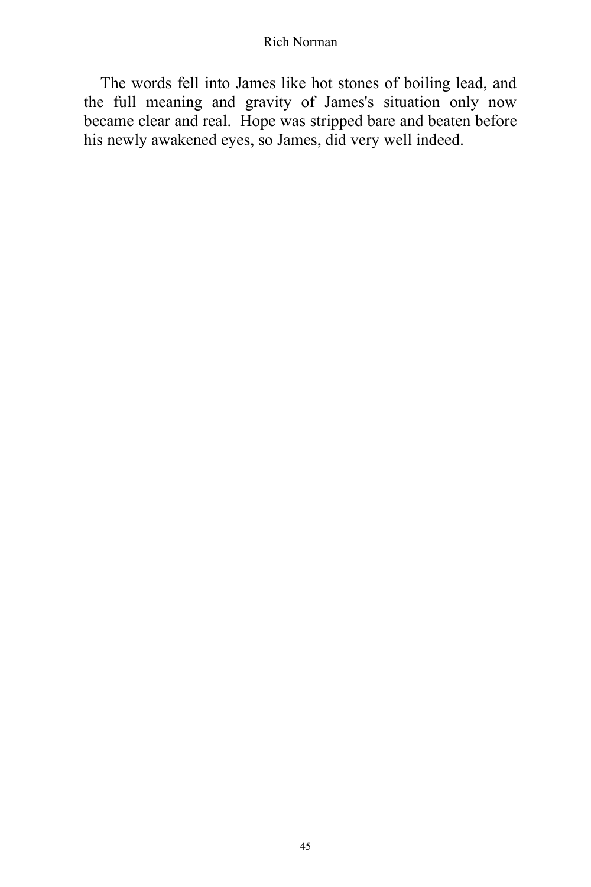The words fell into James like hot stones of boiling lead, and the full meaning and gravity of James's situation only now became clear and real. Hope was stripped bare and beaten before his newly awakened eyes, so James, did very well indeed.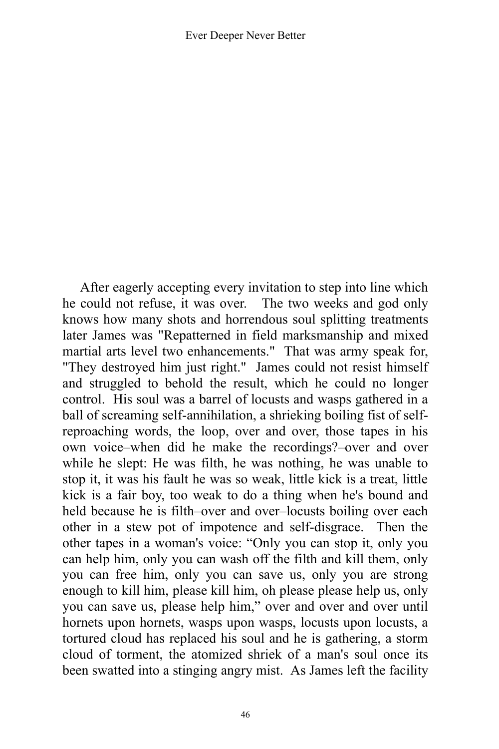After eagerly accepting every invitation to step into line which he could not refuse, it was over. The two weeks and god only knows how many shots and horrendous soul splitting treatments later James was "Repatterned in field marksmanship and mixed martial arts level two enhancements." That was army speak for, "They destroyed him just right." James could not resist himself and struggled to behold the result, which he could no longer control. His soul was a barrel of locusts and wasps gathered in a ball of screaming self-annihilation, a shrieking boiling fist of self-reproaching words, the loop, over and over, those tapes in his own voice–when did he make the recordings?–over and over while he slept: He was filth, he was nothing, he was unable to stop it, it was his fault he was so weak, little kick is a treat, little kick is a fair boy, too weak to do a thing when he's bound and held because he is filth–over and over–locusts boiling over each other in a stew pot of impotence and self-disgrace. Then the other tapes in a woman's voice: "Only you can stop it, only you can help him, only you can wash off the filth and kill them, only you can free him, only you can save us, only you are strong enough to kill him, please kill him, oh please please help us, only you can save us, please help him," over and over and over until hornets upon hornets, wasps upon wasps, locusts upon locusts, a tortured cloud has replaced his soul and he is gathering, a storm cloud of torment, the atomized shriek of a man's soul once its been swatted into a stinging angry mist. As James left the facility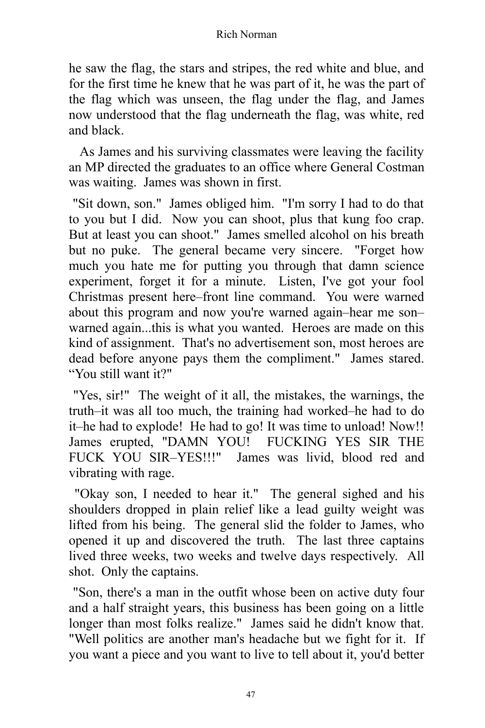he saw the flag, the stars and stripes, the red white and blue, and for the first time he knew that he was part of it, he was the part of the flag which was unseen, the flag under the flag, and James now understood that the flag underneath the flag, was white, red and black.

As James and his surviving classmates were leaving the facility an MP directed the graduates to an office where General Costman was waiting. James was shown in first.

"Sit down, son." James obliged him. "I'm sorry I had to do that to you but I did. Now you can shoot, plus that kung foo crap. But at least you can shoot." James smelled alcohol on his breath but no puke. The general became very sincere. "Forget how much you hate me for putting you through that damn science experiment, forget it for a minute. Listen, I've got your fool Christmas present here–front line command. You were warned about this program and now you're warned again–hear me son–warned again...this is what you wanted. Heroes are made on this kind of assignment. That's no advertisement son, most heroes are dead before anyone pays them the compliment." James stared. "You still want it?"

"Yes, sir!" The weight of it all, the mistakes, the warnings, the truth–it was all too much, the training had worked–he had to do it–he had to explode! He had to go! It was time to unload! Now!! James erupted, "DAMN YOU! FUCKING YES SIR THE FUCK YOU SIR–YES!!!" James was livid, blood red and vibrating with rage.

"Okay son, I needed to hear it." The general sighed and his shoulders dropped in plain relief like a lead guilty weight was lifted from his being. The general slid the folder to James, who opened it up and discovered the truth. The last three captains lived three weeks, two weeks and twelve days respectively. All shot. Only the captains.

"Son, there's a man in the outfit whose been on active duty four and a half straight years, this business has been going on a little longer than most folks realize." James said he didn't know that. "Well politics are another man's headache but we fight for it. If you want a piece and you want to live to tell about it, you'd better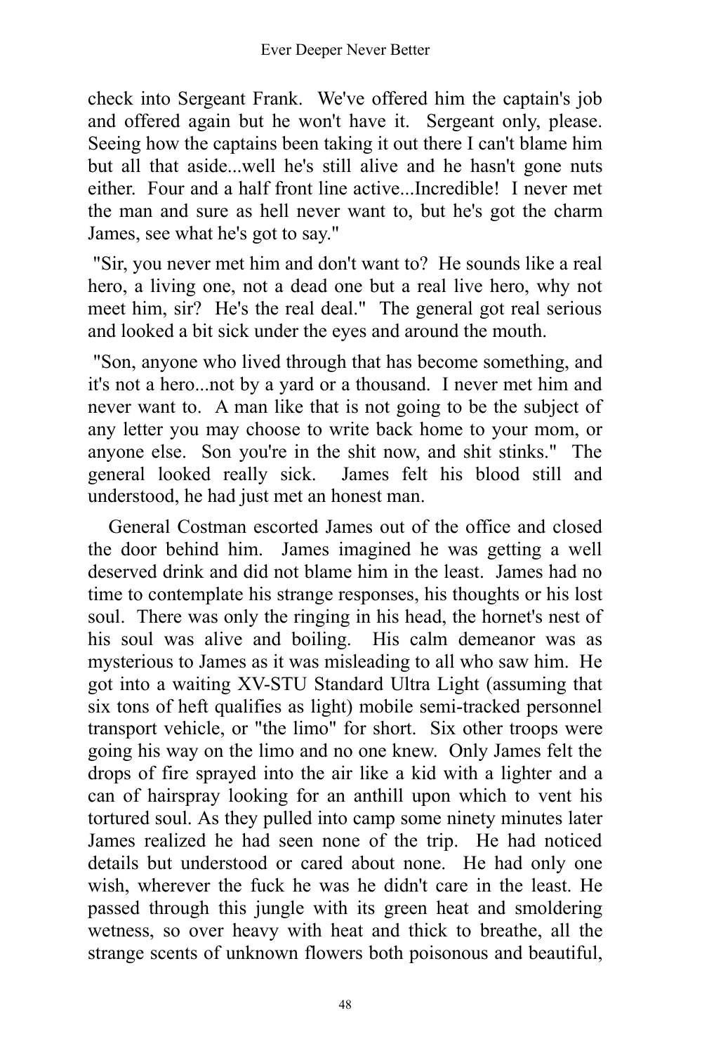check into Sergeant Frank. We've offered him the captain's job and offered again but he won't have it. Sergeant only, please. Seeing how the captains been taking it out there I can't blame him but all that aside...well he's still alive and he hasn't gone nuts either. Four and a half front line active...Incredible! I never met the man and sure as hell never want to, but he's got the charm James, see what he's got to say."

"Sir, you never met him and don't want to? He sounds like a real hero, a living one, not a dead one but a real live hero, why not meet him, sir? He's the real deal." The general got real serious and looked a bit sick under the eyes and around the mouth.

"Son, anyone who lived through that has become something, and it's not a hero...not by a yard or a thousand. I never met him and never want to. A man like that is not going to be the subject of any letter you may choose to write back home to your mom, or anyone else. Son you're in the shit now, and shit stinks." The general looked really sick. James felt his blood still and understood, he had just met an honest man.

General Costman escorted James out of the office and closed the door behind him. James imagined he was getting a well deserved drink and did not blame him in the least. James had no time to contemplate his strange responses, his thoughts or his lost soul. There was only the ringing in his head, the hornet's nest of his soul was alive and boiling. His calm demeanor was as mysterious to James as it was misleading to all who saw him. He got into a waiting XV-STU Standard Ultra Light (assuming that six tons of heft qualifies as light) mobile semi-tracked personnel transport vehicle, or "the limo" for short. Six other troops were going his way on the limo and no one knew. Only James felt the drops of fire sprayed into the air like a kid with a lighter and a can of hairspray looking for an anthill upon which to vent his tortured soul. As they pulled into camp some ninety minutes later James realized he had seen none of the trip. He had noticed details but understood or cared about none. He had only one wish, wherever the fuck he was he didn't care in the least. He passed through this jungle with its green heat and smoldering wetness, so over heavy with heat and thick to breathe, all the strange scents of unknown flowers both poisonous and beautiful,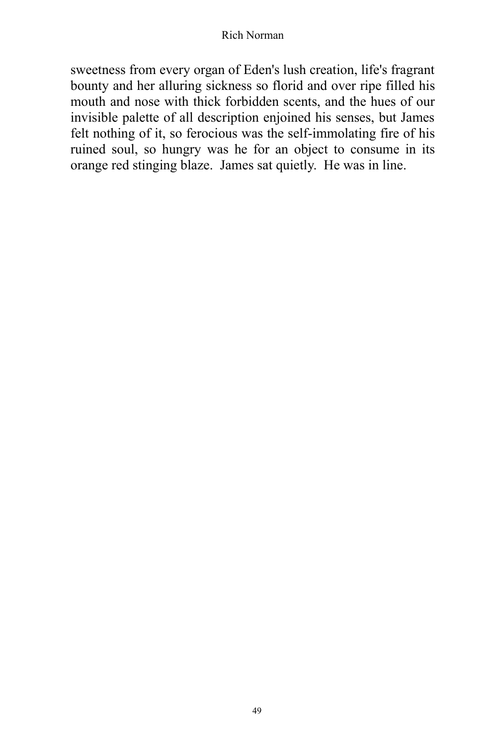sweetness from every organ of Eden's lush creation, life's fragrant bounty and her alluring sickness so florid and over ripe filled his mouth and nose with thick forbidden scents, and the hues of our invisible palette of all description enjoined his senses, but James felt nothing of it, so ferocious was the self-immolating fire of his ruined soul, so hungry was he for an object to consume in its orange red stinging blaze. James sat quietly. He was in line.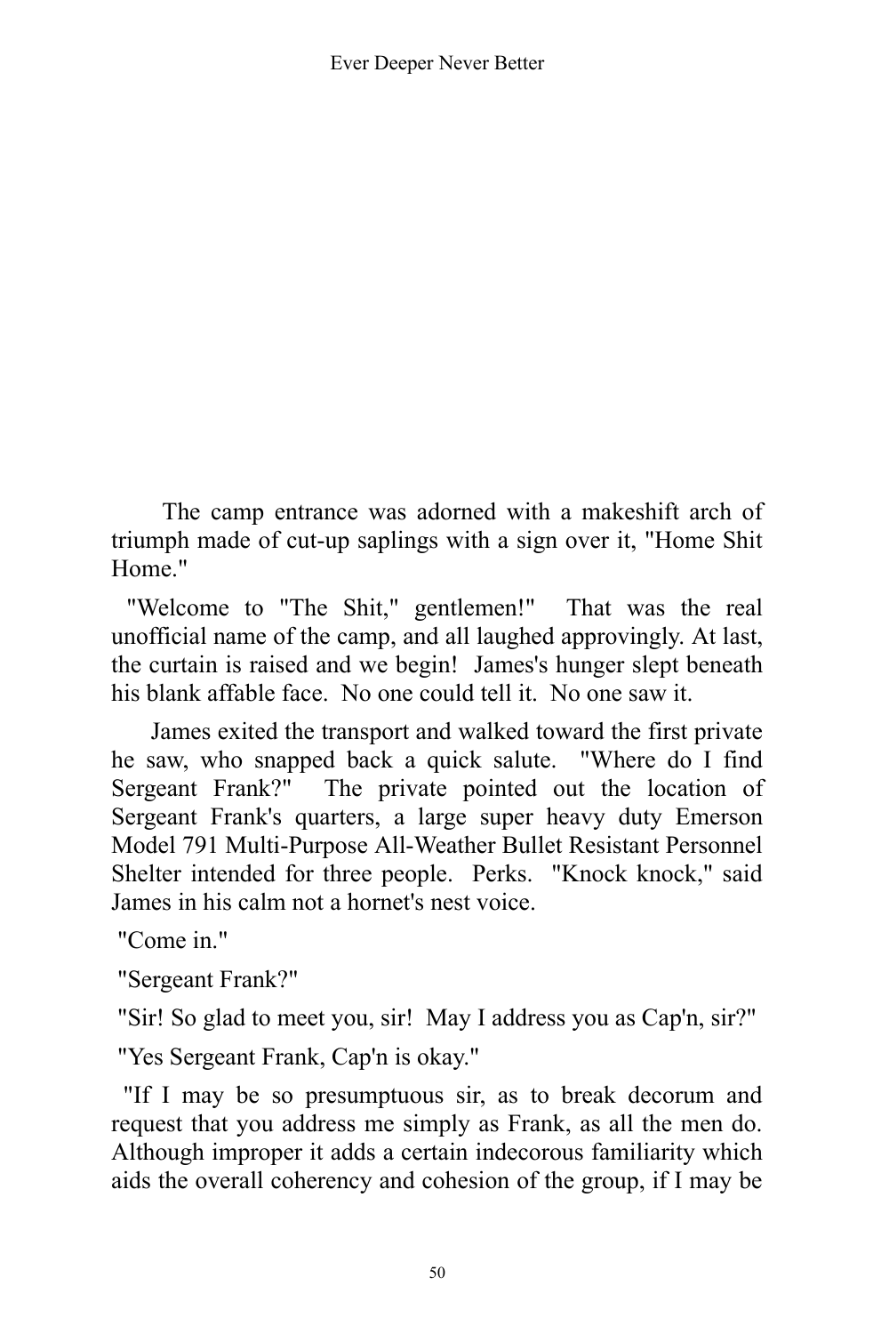The camp entrance was adorned with a makeshift arch of triumph made of cut-up saplings with a sign over it, "Home Shit Home."

"Welcome to "The Shit," gentlemen!" That was the real unofficial name of the camp, and all laughed approvingly. At last, the curtain is raised and we begin! James's hunger slept beneath his blank affable face. No one could tell it. No one saw it.

James exited the transport and walked toward the first private he saw, who snapped back a quick salute. "Where do I find Sergeant Frank?" The private pointed out the location of Sergeant Frank's quarters, a large super heavy duty Emerson Model 791 Multi-Purpose All-Weather Bullet Resistant Personnel Shelter intended for three people. Perks. "Knock knock," said James in his calm not a hornet's nest voice.

"Come in."

"Sergeant Frank?"

"Sir! So glad to meet you, sir! May I address you as Cap'n, sir?"

"Yes Sergeant Frank, Cap'n is okay."

"If I may be so presumptuous sir, as to break decorum and request that you address me simply as Frank, as all the men do. Although improper it adds a certain indecorous familiarity which aids the overall coherency and cohesion of the group, if I may be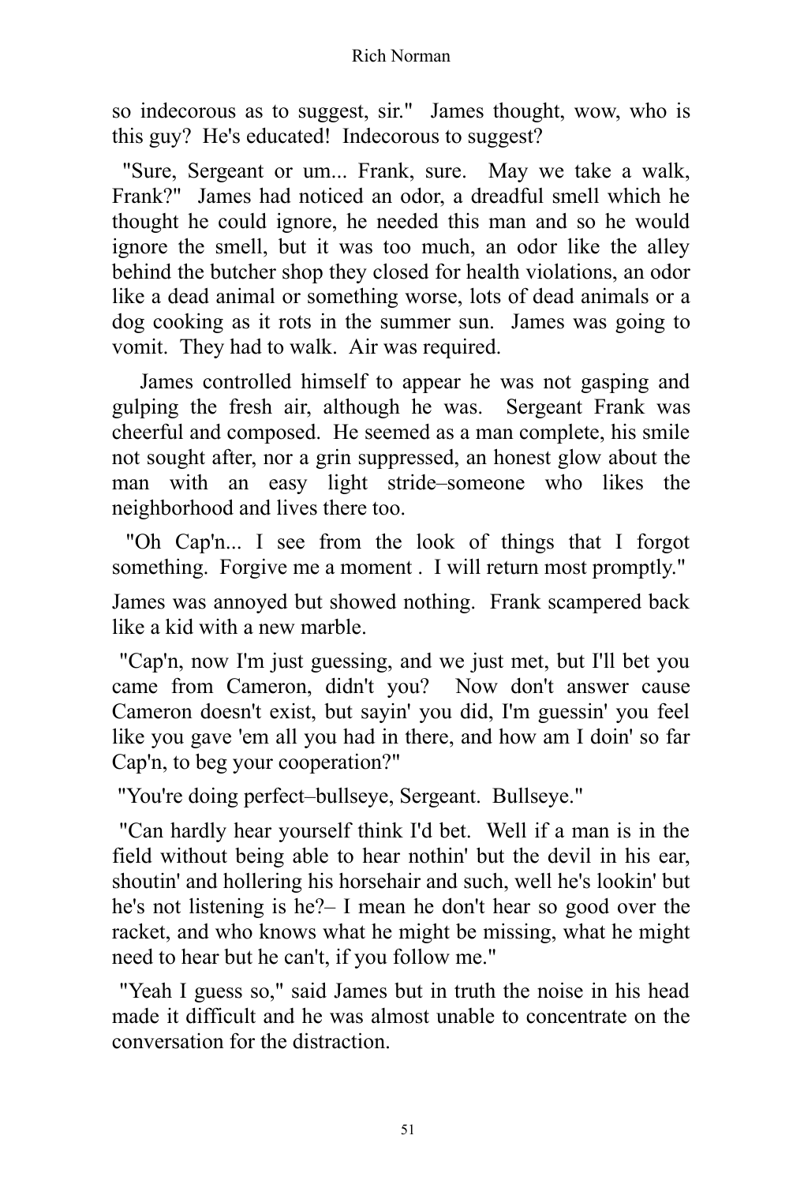so indecorous as to suggest, sir." James thought, wow, who is this guy? He's educated! Indecorous to suggest?

"Sure, Sergeant or um... Frank, sure. May we take a walk, Frank?" James had noticed an odor, a dreadful smell which he thought he could ignore, he needed this man and so he would ignore the smell, but it was too much, an odor like the alley behind the butcher shop they closed for health violations, an odor like a dead animal or something worse, lots of dead animals or a dog cooking as it rots in the summer sun. James was going to vomit. They had to walk. Air was required.

James controlled himself to appear he was not gasping and gulping the fresh air, although he was. Sergeant Frank was cheerful and composed. He seemed as a man complete, his smile not sought after, nor a grin suppressed, an honest glow about the man with an easy light stride–someone who likes the neighborhood and lives there too.

"Oh Cap'n... I see from the look of things that I forgot something. Forgive me a moment . I will return most promptly."

James was annoyed but showed nothing. Frank scampered back like a kid with a new marble.

"Cap'n, now I'm just guessing, and we just met, but I'll bet you came from Cameron, didn't you? Now don't answer cause Cameron doesn't exist, but sayin' you did, I'm guessin' you feel like you gave 'em all you had in there, and how am I doin' so far Cap'n, to beg your cooperation?"

"You're doing perfect–bullseye, Sergeant. Bullseye."

"Can hardly hear yourself think I'd bet. Well if a man is in the field without being able to hear nothin' but the devil in his ear, shoutin' and hollering his horsehair and such, well he's lookin' but he's not listening is he?– I mean he don't hear so good over the racket, and who knows what he might be missing, what he might need to hear but he can't, if you follow me."

"Yeah I guess so," said James but in truth the noise in his head made it difficult and he was almost unable to concentrate on the conversation for the distraction.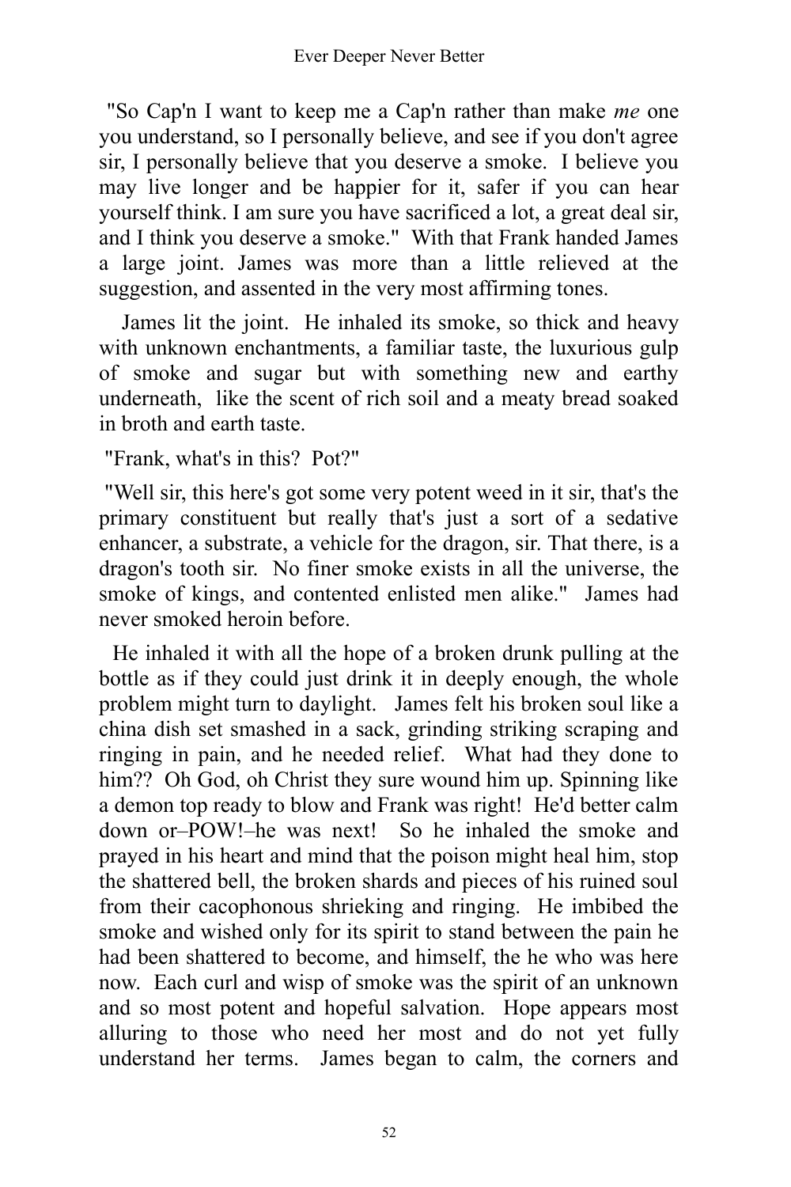"So Cap'n I want to keep me a Cap'n rather than make *me* one you understand, so I personally believe, and see if you don't agree sir, I personally believe that you deserve a smoke. I believe you may live longer and be happier for it, safer if you can hear yourself think. I am sure you have sacrificed a lot, a great deal sir, and I think you deserve a smoke." With that Frank handed James a large joint. James was more than a little relieved at the suggestion, and assented in the very most affirming tones.

James lit the joint. He inhaled its smoke, so thick and heavy with unknown enchantments, a familiar taste, the luxurious gulp of smoke and sugar but with something new and earthy underneath, like the scent of rich soil and a meaty bread soaked in broth and earth taste.

"Frank, what's in this? Pot?"

"Well sir, this here's got some very potent weed in it sir, that's the primary constituent but really that's just a sort of a sedative enhancer, a substrate, a vehicle for the dragon, sir. That there, is a dragon's tooth sir. No finer smoke exists in all the universe, the smoke of kings, and contented enlisted men alike." James had never smoked heroin before.

He inhaled it with all the hope of a broken drunk pulling at the bottle as if they could just drink it in deeply enough, the whole problem might turn to daylight. James felt his broken soul like a china dish set smashed in a sack, grinding striking scraping and ringing in pain, and he needed relief. What had they done to him?? Oh God, oh Christ they sure wound him up. Spinning like a demon top ready to blow and Frank was right! He'd better calm down or–POW!–he was next! So he inhaled the smoke and prayed in his heart and mind that the poison might heal him, stop the shattered bell, the broken shards and pieces of his ruined soul from their cacophonous shrieking and ringing. He imbibed the smoke and wished only for its spirit to stand between the pain he had been shattered to become, and himself, the he who was here now. Each curl and wisp of smoke was the spirit of an unknown and so most potent and hopeful salvation. Hope appears most alluring to those who need her most and do not yet fully understand her terms. James began to calm, the corners and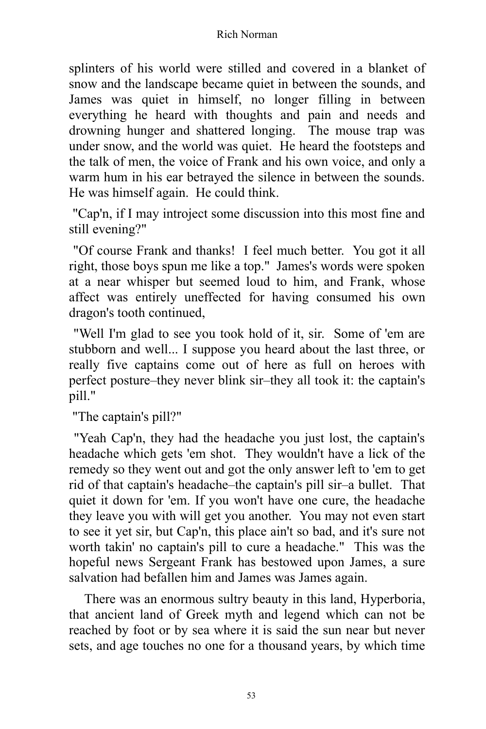splinters of his world were stilled and covered in a blanket of snow and the landscape became quiet in between the sounds, and James was quiet in himself, no longer filling in between everything he heard with thoughts and pain and needs and drowning hunger and shattered longing. The mouse trap was under snow, and the world was quiet. He heard the footsteps and the talk of men, the voice of Frank and his own voice, and only a warm hum in his ear betrayed the silence in between the sounds. He was himself again. He could think.

"Cap'n, if I may introject some discussion into this most fine and still evening?"

"Of course Frank and thanks! I feel much better. You got it all right, those boys spun me like a top." James's words were spoken at a near whisper but seemed loud to him, and Frank, whose affect was entirely uneffected for having consumed his own dragon's tooth continued,

"Well I'm glad to see you took hold of it, sir. Some of 'em are stubborn and well... I suppose you heard about the last three, or really five captains come out of here as full on heroes with perfect posture–they never blink sir–they all took it: the captain's pill."

"The captain's pill?"

"Yeah Cap'n, they had the headache you just lost, the captain's headache which gets 'em shot. They wouldn't have a lick of the remedy so they went out and got the only answer left to 'em to get rid of that captain's headache–the captain's pill sir–a bullet. That quiet it down for 'em. If you won't have one cure, the headache they leave you with will get you another. You may not even start to see it yet sir, but Cap'n, this place ain't so bad, and it's sure not worth takin' no captain's pill to cure a headache." This was the hopeful news Sergeant Frank has bestowed upon James, a sure salvation had befallen him and James was James again.

There was an enormous sultry beauty in this land, Hyperboria, that ancient land of Greek myth and legend which can not be reached by foot or by sea where it is said the sun near but never sets, and age touches no one for a thousand years, by which time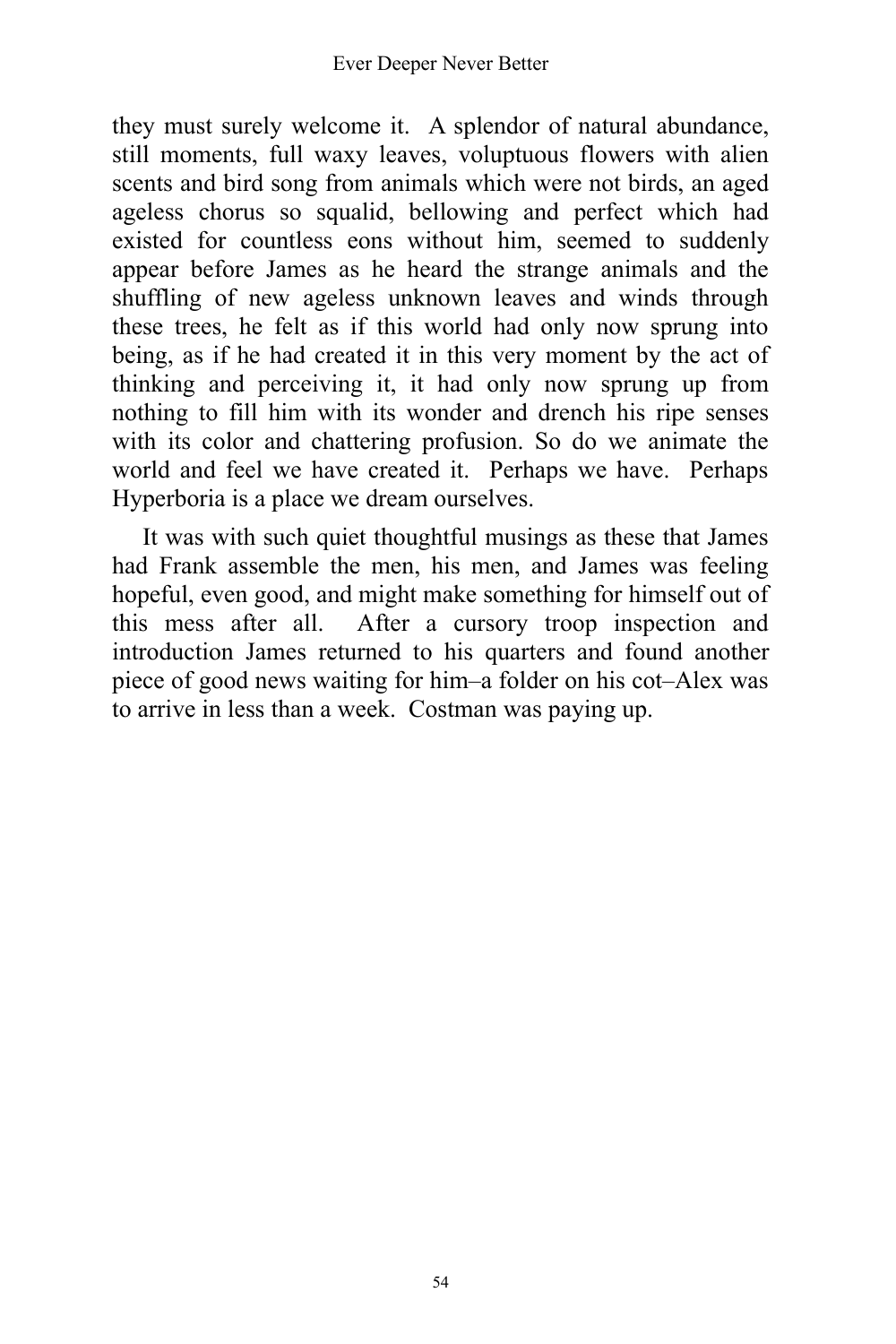they must surely welcome it. A splendor of natural abundance, still moments, full waxy leaves, voluptuous flowers with alien scents and bird song from animals which were not birds, an aged ageless chorus so squalid, bellowing and perfect which had existed for countless eons without him, seemed to suddenly appear before James as he heard the strange animals and the shuffling of new ageless unknown leaves and winds through these trees, he felt as if this world had only now sprung into being, as if he had created it in this very moment by the act of thinking and perceiving it, it had only now sprung up from nothing to fill him with its wonder and drench his ripe senses with its color and chattering profusion. So do we animate the world and feel we have created it. Perhaps we have. Perhaps Hyperboria is a place we dream ourselves.

It was with such quiet thoughtful musings as these that James had Frank assemble the men, his men, and James was feeling hopeful, even good, and might make something for himself out of this mess after all. After a cursory troop inspection and introduction James returned to his quarters and found another piece of good news waiting for him–a folder on his cot–Alex was to arrive in less than a week. Costman was paying up.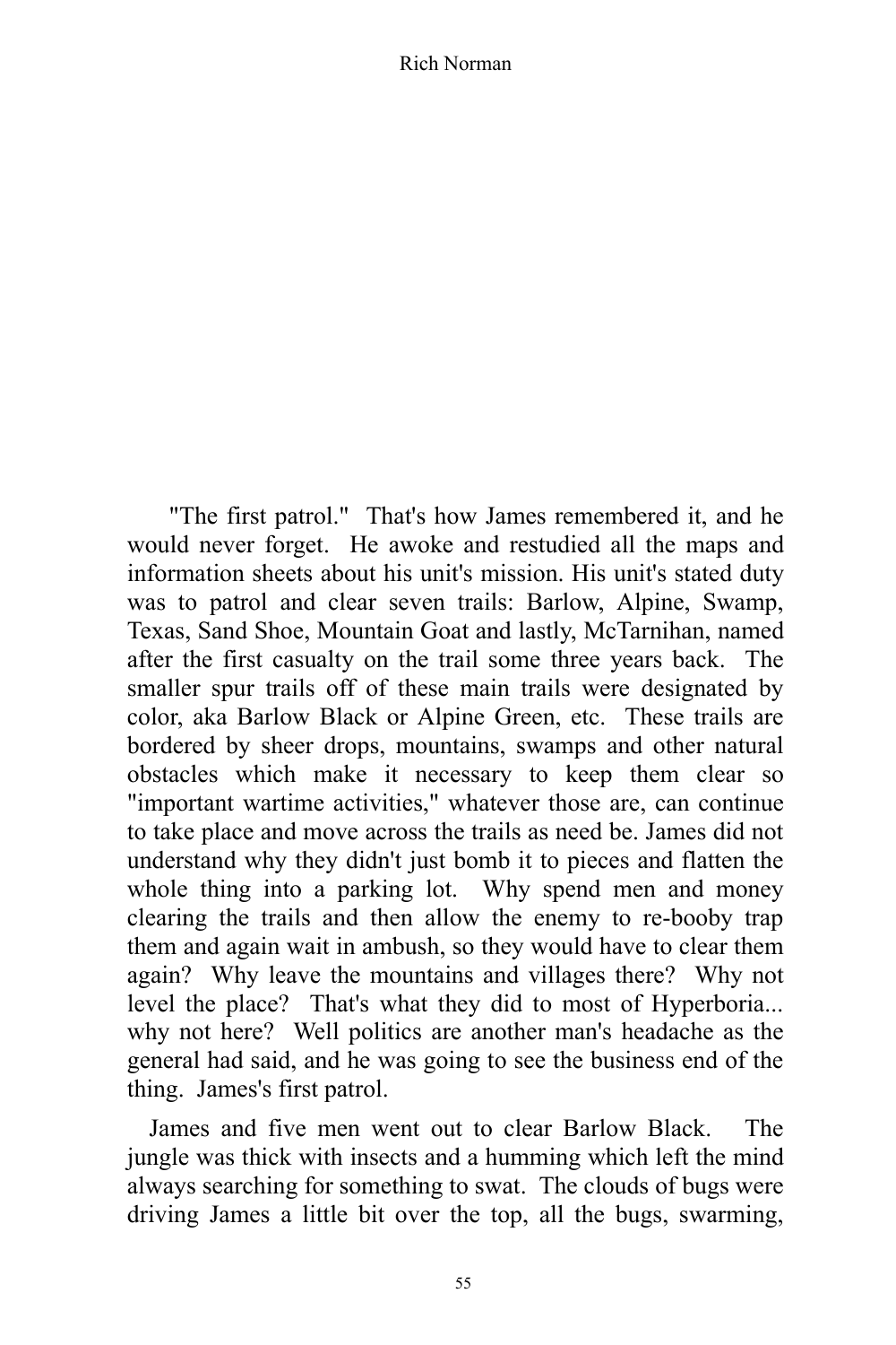"The first patrol." That's how James remembered it, and he would never forget. He awoke and restudied all the maps and information sheets about his unit's mission. His unit's stated duty was to patrol and clear seven trails: Barlow, Alpine, Swamp, Texas, Sand Shoe, Mountain Goat and lastly, McTarnihan, named after the first casualty on the trail some three years back. The smaller spur trails off of these main trails were designated by color, aka Barlow Black or Alpine Green, etc. These trails are bordered by sheer drops, mountains, swamps and other natural obstacles which make it necessary to keep them clear so "important wartime activities," whatever those are, can continue to take place and move across the trails as need be. James did not understand why they didn't just bomb it to pieces and flatten the whole thing into a parking lot. Why spend men and money clearing the trails and then allow the enemy to re-booby trap them and again wait in ambush, so they would have to clear them again? Why leave the mountains and villages there? Why not level the place? That's what they did to most of Hyperboria... why not here? Well politics are another man's headache as the general had said, and he was going to see the business end of the thing. James's first patrol.

James and five men went out to clear Barlow Black. The jungle was thick with insects and a humming which left the mind always searching for something to swat. The clouds of bugs were driving James a little bit over the top, all the bugs, swarming,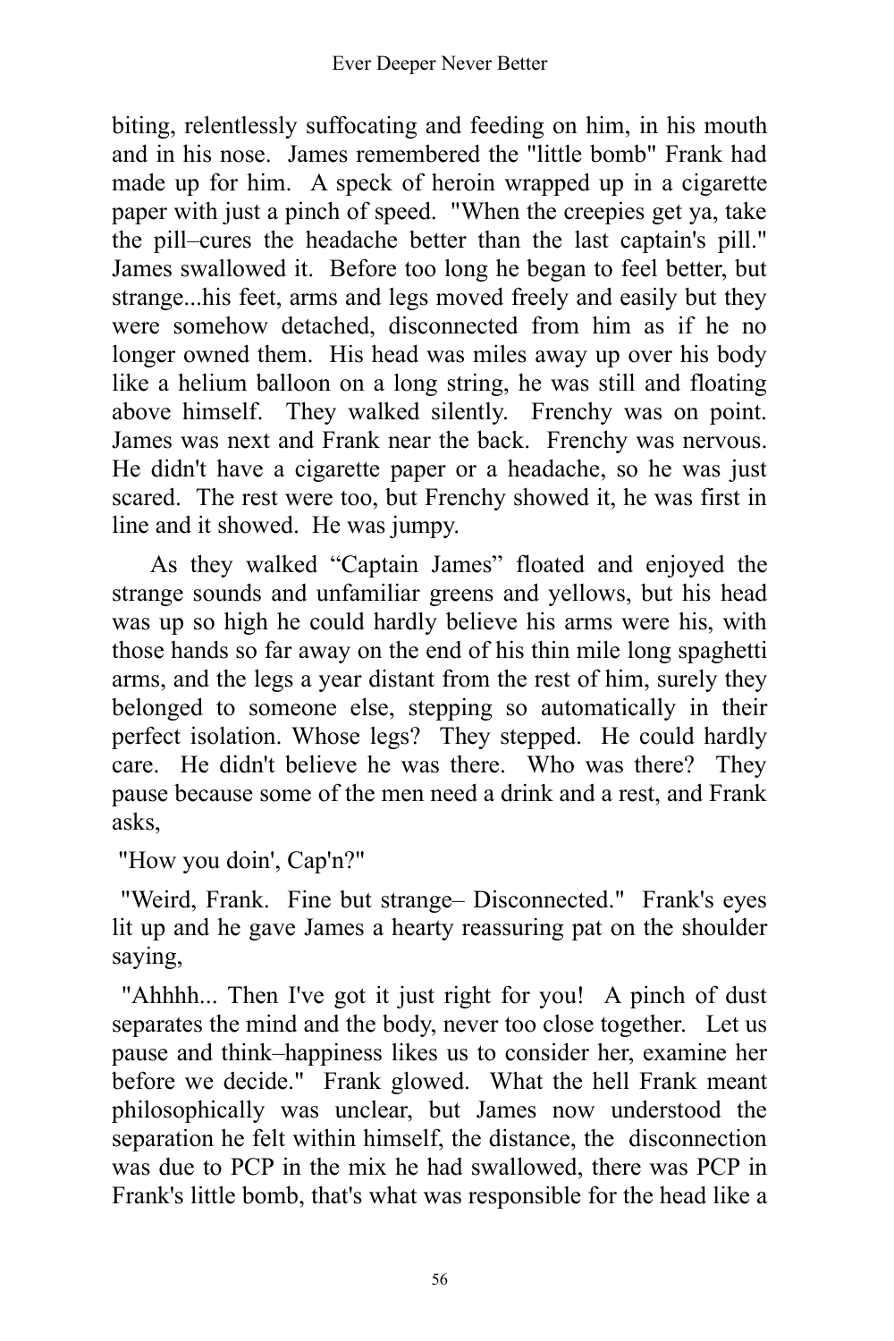biting, relentlessly suffocating and feeding on him, in his mouth and in his nose. James remembered the "little bomb" Frank had made up for him. A speck of heroin wrapped up in a cigarette paper with just a pinch of speed. "When the creepies get ya, take the pill–cures the headache better than the last captain's pill." James swallowed it. Before too long he began to feel better, but strange...his feet, arms and legs moved freely and easily but they were somehow detached, disconnected from him as if he no longer owned them. His head was miles away up over his body like a helium balloon on a long string, he was still and floating above himself. They walked silently. Frenchy was on point. James was next and Frank near the back. Frenchy was nervous. He didn't have a cigarette paper or a headache, so he was just scared. The rest were too, but Frenchy showed it, he was first in line and it showed. He was jumpy.

As they walked "Captain James" floated and enjoyed the strange sounds and unfamiliar greens and yellows, but his head was up so high he could hardly believe his arms were his, with those hands so far away on the end of his thin mile long spaghetti arms, and the legs a year distant from the rest of him, surely they belonged to someone else, stepping so automatically in their perfect isolation. Whose legs? They stepped. He could hardly care. He didn't believe he was there. Who was there? They pause because some of the men need a drink and a rest, and Frank asks,

"How you doin', Cap'n?"

"Weird, Frank. Fine but strange– Disconnected." Frank's eyes lit up and he gave James a hearty reassuring pat on the shoulder saying,

"Ahhhh... Then I've got it just right for you! A pinch of dust separates the mind and the body, never too close together. Let us pause and think–happiness likes us to consider her, examine her before we decide." Frank glowed. What the hell Frank meant philosophically was unclear, but James now understood the separation he felt within himself, the distance, the disconnection was due to PCP in the mix he had swallowed, there was PCP in Frank's little bomb, that's what was responsible for the head like a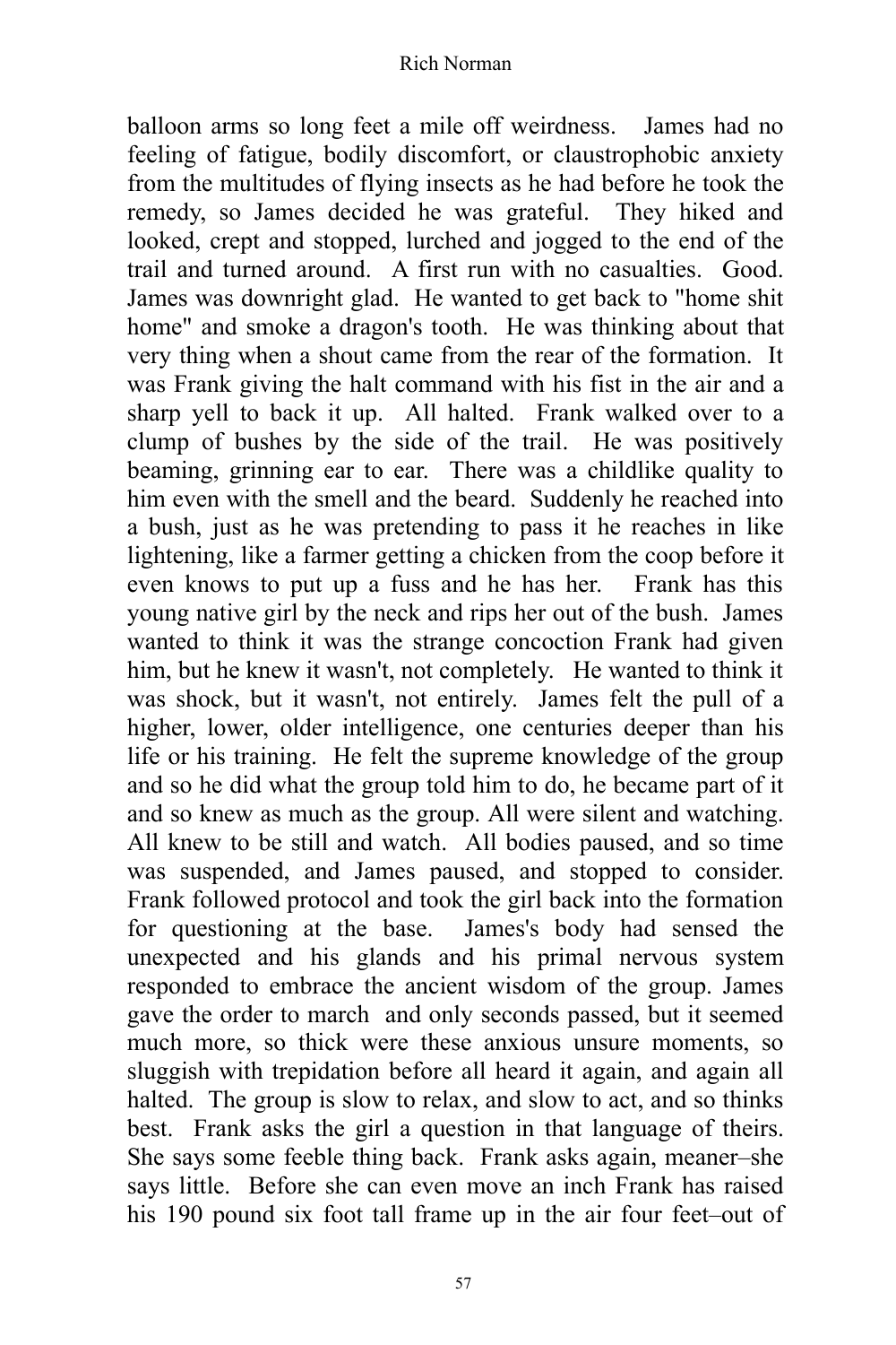balloon arms so long feet a mile off weirdness. James had no feeling of fatigue, bodily discomfort, or claustrophobic anxiety from the multitudes of flying insects as he had before he took the remedy, so James decided he was grateful. They hiked and looked, crept and stopped, lurched and jogged to the end of the trail and turned around. A first run with no casualties. Good. James was downright glad. He wanted to get back to "home shit home" and smoke a dragon's tooth. He was thinking about that very thing when a shout came from the rear of the formation. It was Frank giving the halt command with his fist in the air and a sharp yell to back it up. All halted. Frank walked over to a clump of bushes by the side of the trail. He was positively beaming, grinning ear to ear. There was a childlike quality to him even with the smell and the beard. Suddenly he reached into a bush, just as he was pretending to pass it he reaches in like lightening, like a farmer getting a chicken from the coop before it even knows to put up a fuss and he has her. Frank has this young native girl by the neck and rips her out of the bush. James wanted to think it was the strange concoction Frank had given him, but he knew it wasn't, not completely. He wanted to think it was shock, but it wasn't, not entirely. James felt the pull of a higher, lower, older intelligence, one centuries deeper than his life or his training. He felt the supreme knowledge of the group and so he did what the group told him to do, he became part of it and so knew as much as the group. All were silent and watching. All knew to be still and watch. All bodies paused, and so time was suspended, and James paused, and stopped to consider. Frank followed protocol and took the girl back into the formation for questioning at the base. James's body had sensed the unexpected and his glands and his primal nervous system responded to embrace the ancient wisdom of the group. James gave the order to march and only seconds passed, but it seemed much more, so thick were these anxious unsure moments, so sluggish with trepidation before all heard it again, and again all halted. The group is slow to relax, and slow to act, and so thinks best. Frank asks the girl a question in that language of theirs. She says some feeble thing back. Frank asks again, meaner–she says little. Before she can even move an inch Frank has raised his 190 pound six foot tall frame up in the air four feet–out of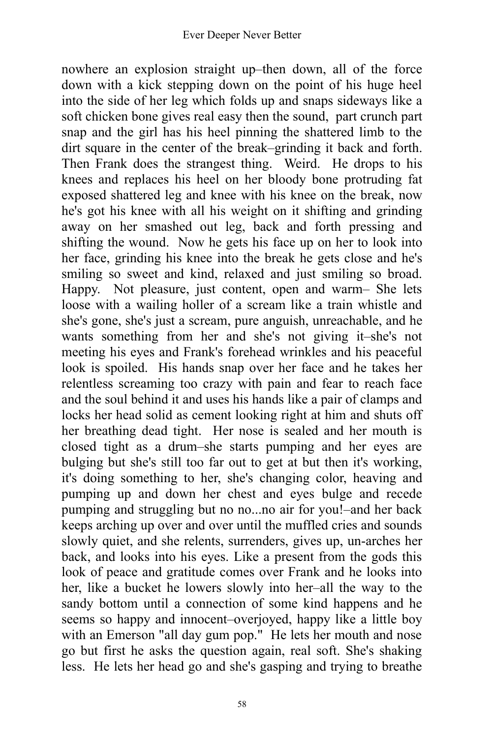nowhere an explosion straight up–then down, all of the force down with a kick stepping down on the point of his huge heel into the side of her leg which folds up and snaps sideways like a soft chicken bone gives real easy then the sound, part crunch part snap and the girl has his heel pinning the shattered limb to the dirt square in the center of the break–grinding it back and forth. Then Frank does the strangest thing. Weird. He drops to his knees and replaces his heel on her bloody bone protruding fat exposed shattered leg and knee with his knee on the break, now he's got his knee with all his weight on it shifting and grinding away on her smashed out leg, back and forth pressing and shifting the wound. Now he gets his face up on her to look into her face, grinding his knee into the break he gets close and he's smiling so sweet and kind, relaxed and just smiling so broad. Happy. Not pleasure, just content, open and warm– She lets loose with a wailing holler of a scream like a train whistle and she's gone, she's just a scream, pure anguish, unreachable, and he wants something from her and she's not giving it–she's not meeting his eyes and Frank's forehead wrinkles and his peaceful look is spoiled. His hands snap over her face and he takes her relentless screaming too crazy with pain and fear to reach face and the soul behind it and uses his hands like a pair of clamps and locks her head solid as cement looking right at him and shuts off her breathing dead tight. Her nose is sealed and her mouth is closed tight as a drum–she starts pumping and her eyes are bulging but she's still too far out to get at but then it's working, it's doing something to her, she's changing color, heaving and pumping up and down her chest and eyes bulge and recede pumping and struggling but no no...no air for you!–and her back keeps arching up over and over until the muffled cries and sounds slowly quiet, and she relents, surrenders, gives up, un-arches her back, and looks into his eyes. Like a present from the gods this look of peace and gratitude comes over Frank and he looks into her, like a bucket he lowers slowly into her–all the way to the sandy bottom until a connection of some kind happens and he seems so happy and innocent–overjoyed, happy like a little boy with an Emerson "all day gum pop." He lets her mouth and nose go but first he asks the question again, real soft. She's shaking less. He lets her head go and she's gasping and trying to breathe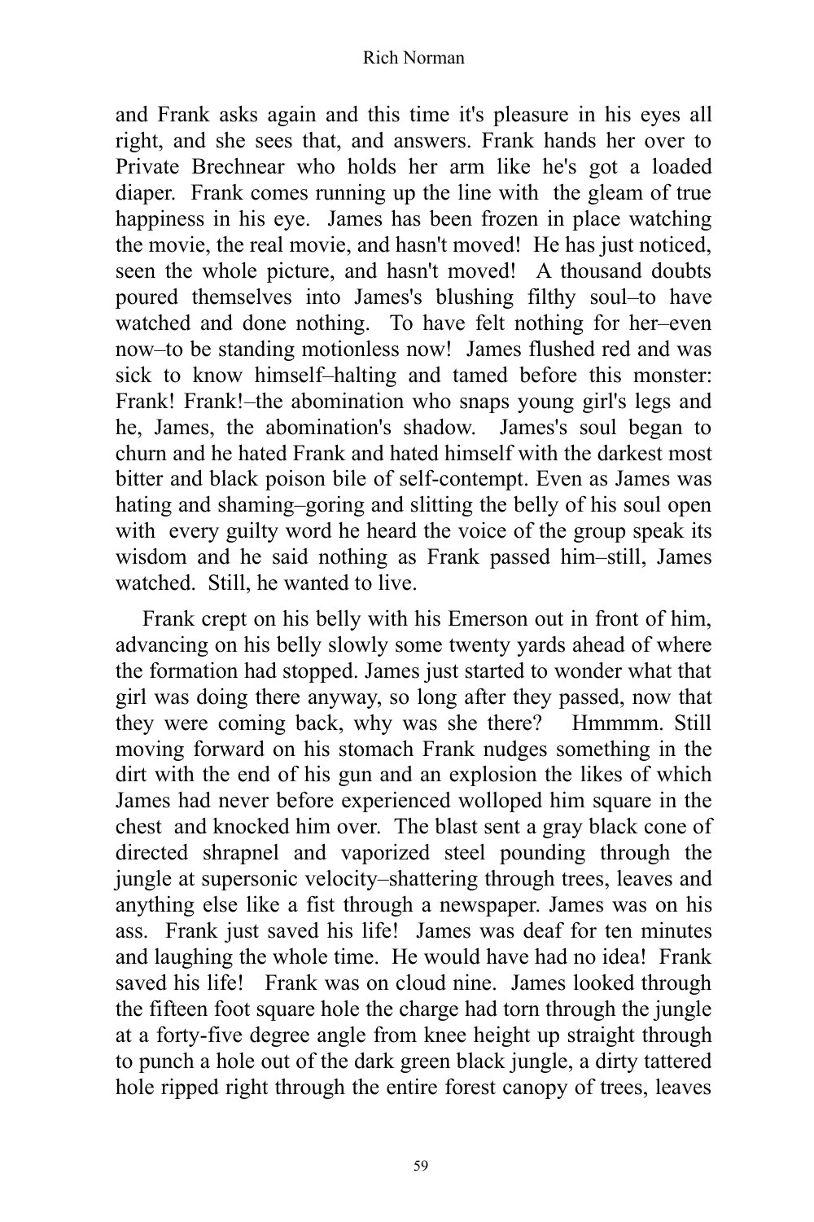and Frank asks again and this time it's pleasure in his eyes all right, and she sees that, and answers. Frank hands her over to Private Brechnear who holds her arm like he's got a loaded diaper. Frank comes running up the line with the gleam of true happiness in his eye. James has been frozen in place watching the movie, the real movie, and hasn't moved! He has just noticed, seen the whole picture, and hasn't moved! A thousand doubts poured themselves into James's blushing filthy soul–to have watched and done nothing. To have felt nothing for her–even now–to be standing motionless now! James flushed red and was sick to know himself–halting and tamed before this monster: Frank! Frank!–the abomination who snaps young girl's legs and he, James, the abomination's shadow. James's soul began to churn and he hated Frank and hated himself with the darkest most bitter and black poison bile of self-contempt. Even as James was hating and shaming–goring and slitting the belly of his soul open with every guilty word he heard the voice of the group speak its wisdom and he said nothing as Frank passed him–still, James watched. Still, he wanted to live.

Frank crept on his belly with his Emerson out in front of him, advancing on his belly slowly some twenty yards ahead of where the formation had stopped. James just started to wonder what that girl was doing there anyway, so long after they passed, now that they were coming back, why was she there? Hmmmm. Still moving forward on his stomach Frank nudges something in the dirt with the end of his gun and an explosion the likes of which James had never before experienced wolloped him square in the chest and knocked him over. The blast sent a gray black cone of directed shrapnel and vaporized steel pounding through the jungle at supersonic velocity–shattering through trees, leaves and anything else like a fist through a newspaper. James was on his ass. Frank just saved his life! James was deaf for ten minutes and laughing the whole time. He would have had no idea! Frank saved his life! Frank was on cloud nine. James looked through the fifteen foot square hole the charge had torn through the jungle at a forty-five degree angle from knee height up straight through to punch a hole out of the dark green black jungle, a dirty tattered hole ripped right through the entire forest canopy of trees, leaves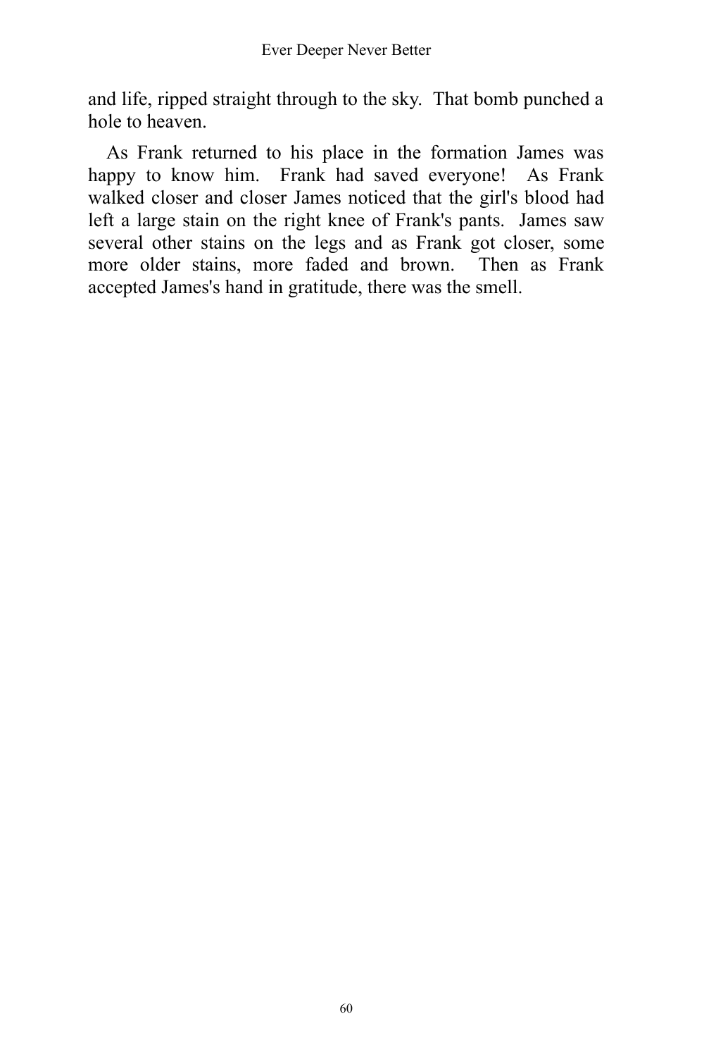and life, ripped straight through to the sky. That bomb punched a hole to heaven.

As Frank returned to his place in the formation James was happy to know him. Frank had saved everyone! As Frank walked closer and closer James noticed that the girl's blood had left a large stain on the right knee of Frank's pants. James saw several other stains on the legs and as Frank got closer, some more older stains, more faded and brown. Then as Frank accepted James's hand in gratitude, there was the smell.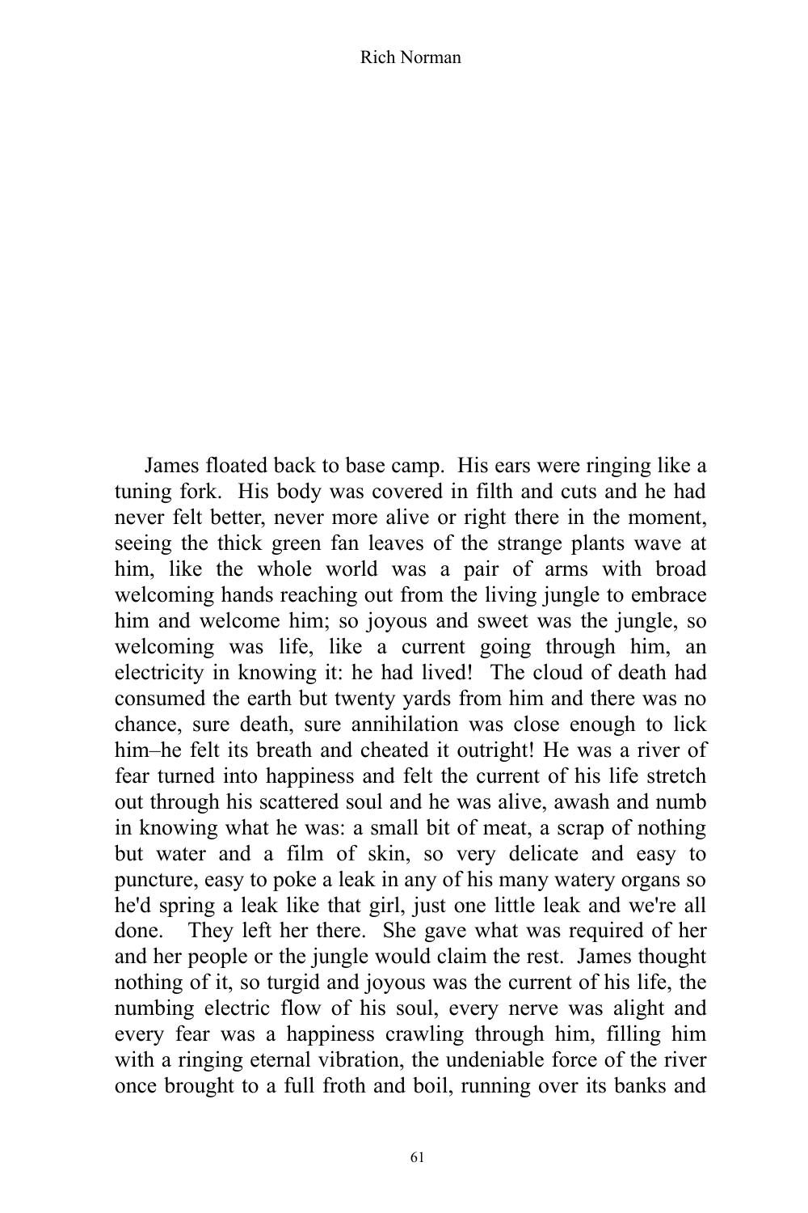James floated back to base camp. His ears were ringing like a tuning fork. His body was covered in filth and cuts and he had never felt better, never more alive or right there in the moment, seeing the thick green fan leaves of the strange plants wave at him, like the whole world was a pair of arms with broad welcoming hands reaching out from the living jungle to embrace him and welcome him; so joyous and sweet was the jungle, so welcoming was life, like a current going through him, an electricity in knowing it: he had lived! The cloud of death had consumed the earth but twenty yards from him and there was no chance, sure death, sure annihilation was close enough to lick him–he felt its breath and cheated it outright! He was a river of fear turned into happiness and felt the current of his life stretch out through his scattered soul and he was alive, awash and numb in knowing what he was: a small bit of meat, a scrap of nothing but water and a film of skin, so very delicate and easy to puncture, easy to poke a leak in any of his many watery organs so he'd spring a leak like that girl, just one little leak and we're all done. They left her there. She gave what was required of her and her people or the jungle would claim the rest. James thought nothing of it, so turgid and joyous was the current of his life, the numbing electric flow of his soul, every nerve was alight and every fear was a happiness crawling through him, filling him with a ringing eternal vibration, the undeniable force of the river once brought to a full froth and boil, running over its banks and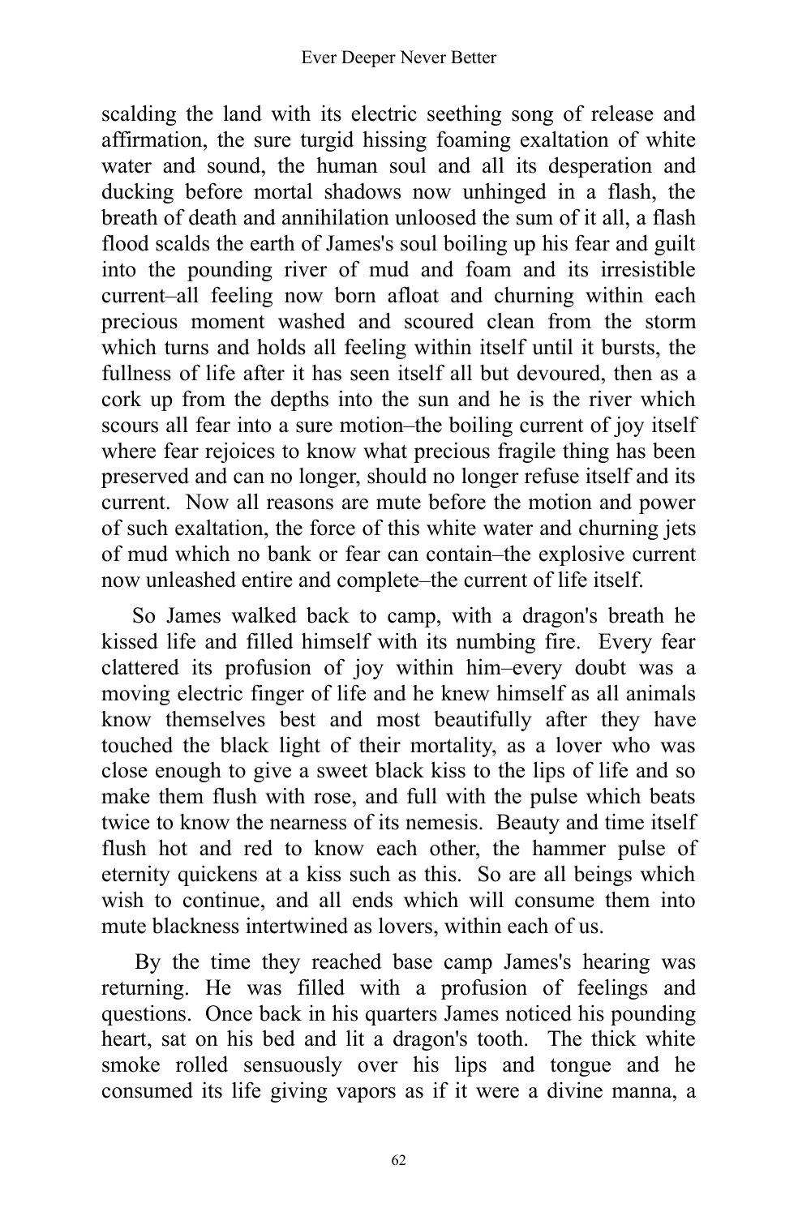scalding the land with its electric seething song of release and affirmation, the sure turgid hissing foaming exaltation of white water and sound, the human soul and all its desperation and ducking before mortal shadows now unhinged in a flash, the breath of death and annihilation unloosed the sum of it all, a flash flood scalds the earth of James's soul boiling up his fear and guilt into the pounding river of mud and foam and its irresistible current–all feeling now born afloat and churning within each precious moment washed and scoured clean from the storm which turns and holds all feeling within itself until it bursts, the fullness of life after it has seen itself all but devoured, then as a cork up from the depths into the sun and he is the river which scours all fear into a sure motion–the boiling current of joy itself where fear rejoices to know what precious fragile thing has been preserved and can no longer, should no longer refuse itself and its current. Now all reasons are mute before the motion and power of such exaltation, the force of this white water and churning jets of mud which no bank or fear can contain–the explosive current now unleashed entire and complete–the current of life itself.

So James walked back to camp, with a dragon's breath he kissed life and filled himself with its numbing fire. Every fear clattered its profusion of joy within him–every doubt was a moving electric finger of life and he knew himself as all animals know themselves best and most beautifully after they have touched the black light of their mortality, as a lover who was close enough to give a sweet black kiss to the lips of life and so make them flush with rose, and full with the pulse which beats twice to know the nearness of its nemesis. Beauty and time itself flush hot and red to know each other, the hammer pulse of eternity quickens at a kiss such as this. So are all beings which wish to continue, and all ends which will consume them into mute blackness intertwined as lovers, within each of us.

By the time they reached base camp James's hearing was returning. He was filled with a profusion of feelings and questions. Once back in his quarters James noticed his pounding heart, sat on his bed and lit a dragon's tooth. The thick white smoke rolled sensuously over his lips and tongue and he consumed its life giving vapors as if it were a divine manna, a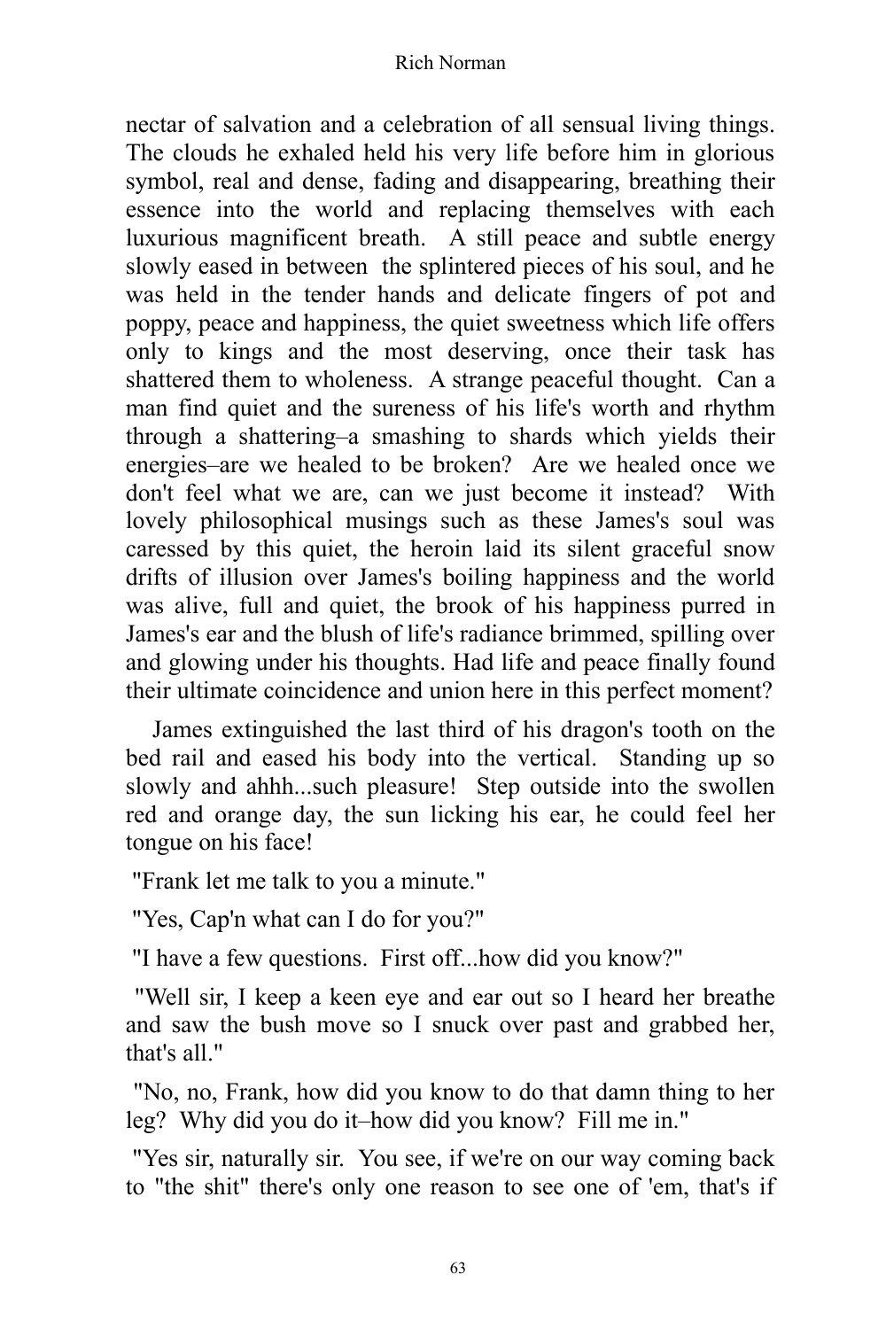nectar of salvation and a celebration of all sensual living things. The clouds he exhaled held his very life before him in glorious symbol, real and dense, fading and disappearing, breathing their essence into the world and replacing themselves with each luxurious magnificent breath. A still peace and subtle energy slowly eased in between the splintered pieces of his soul, and he was held in the tender hands and delicate fingers of pot and poppy, peace and happiness, the quiet sweetness which life offers only to kings and the most deserving, once their task has shattered them to wholeness. A strange peaceful thought. Can a man find quiet and the sureness of his life's worth and rhythm through a shattering–a smashing to shards which yields their energies–are we healed to be broken? Are we healed once we don't feel what we are, can we just become it instead? With lovely philosophical musings such as these James's soul was caressed by this quiet, the heroin laid its silent graceful snow drifts of illusion over James's boiling happiness and the world was alive, full and quiet, the brook of his happiness purred in James's ear and the blush of life's radiance brimmed, spilling over and glowing under his thoughts. Had life and peace finally found their ultimate coincidence and union here in this perfect moment?

James extinguished the last third of his dragon's tooth on the bed rail and eased his body into the vertical. Standing up so slowly and ahhh...such pleasure! Step outside into the swollen red and orange day, the sun licking his ear, he could feel her tongue on his face!

"Frank let me talk to you a minute."

"Yes, Cap'n what can I do for you?"

"I have a few questions. First off...how did you know?"

"Well sir, I keep a keen eye and ear out so I heard her breathe and saw the bush move so I snuck over past and grabbed her, that's all."

"No, no, Frank, how did you know to do that damn thing to her leg? Why did you do it–how did you know? Fill me in."

"Yes sir, naturally sir. You see, if we're on our way coming back to "the shit" there's only one reason to see one of 'em, that's if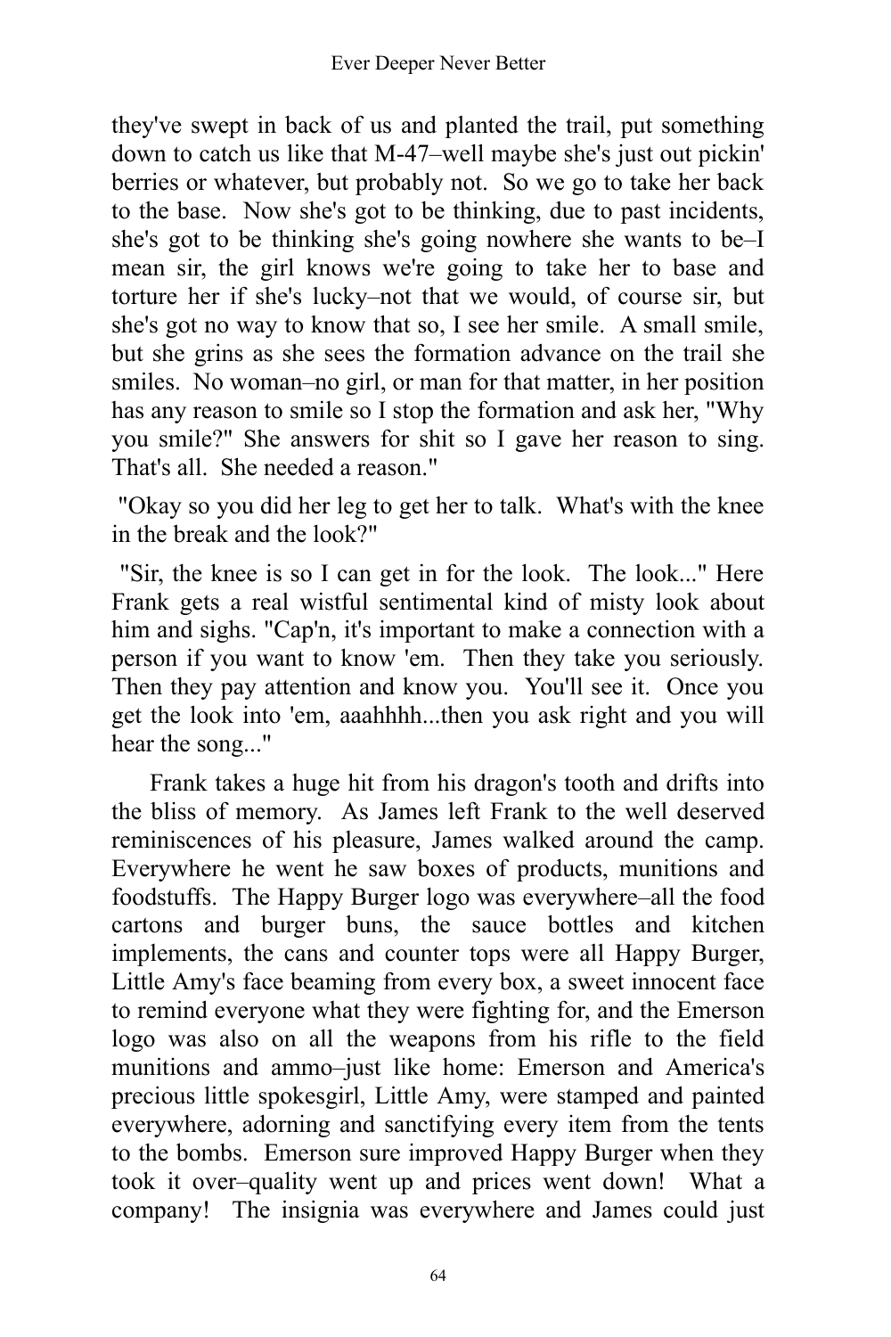they've swept in back of us and planted the trail, put something down to catch us like that M-47–well maybe she's just out pickin' berries or whatever, but probably not. So we go to take her back to the base. Now she's got to be thinking, due to past incidents, she's got to be thinking she's going nowhere she wants to be–I mean sir, the girl knows we're going to take her to base and torture her if she's lucky–not that we would, of course sir, but she's got no way to know that so, I see her smile. A small smile, but she grins as she sees the formation advance on the trail she smiles. No woman–no girl, or man for that matter, in her position has any reason to smile so I stop the formation and ask her, "Why you smile?" She answers for shit so I gave her reason to sing. That's all. She needed a reason."

"Okay so you did her leg to get her to talk. What's with the knee in the break and the look?"

"Sir, the knee is so I can get in for the look. The look..." Here Frank gets a real wistful sentimental kind of misty look about him and sighs. "Cap'n, it's important to make a connection with a person if you want to know 'em. Then they take you seriously. Then they pay attention and know you. You'll see it. Once you get the look into 'em, aaahhhh...then you ask right and you will hear the song..."

Frank takes a huge hit from his dragon's tooth and drifts into the bliss of memory. As James left Frank to the well deserved reminiscences of his pleasure, James walked around the camp. Everywhere he went he saw boxes of products, munitions and foodstuffs. The Happy Burger logo was everywhere–all the food cartons and burger buns, the sauce bottles and kitchen implements, the cans and counter tops were all Happy Burger, Little Amy's face beaming from every box, a sweet innocent face to remind everyone what they were fighting for, and the Emerson logo was also on all the weapons from his rifle to the field munitions and ammo–just like home: Emerson and America's precious little spokesgirl, Little Amy, were stamped and painted everywhere, adorning and sanctifying every item from the tents to the bombs. Emerson sure improved Happy Burger when they took it over–quality went up and prices went down! What a company! The insignia was everywhere and James could just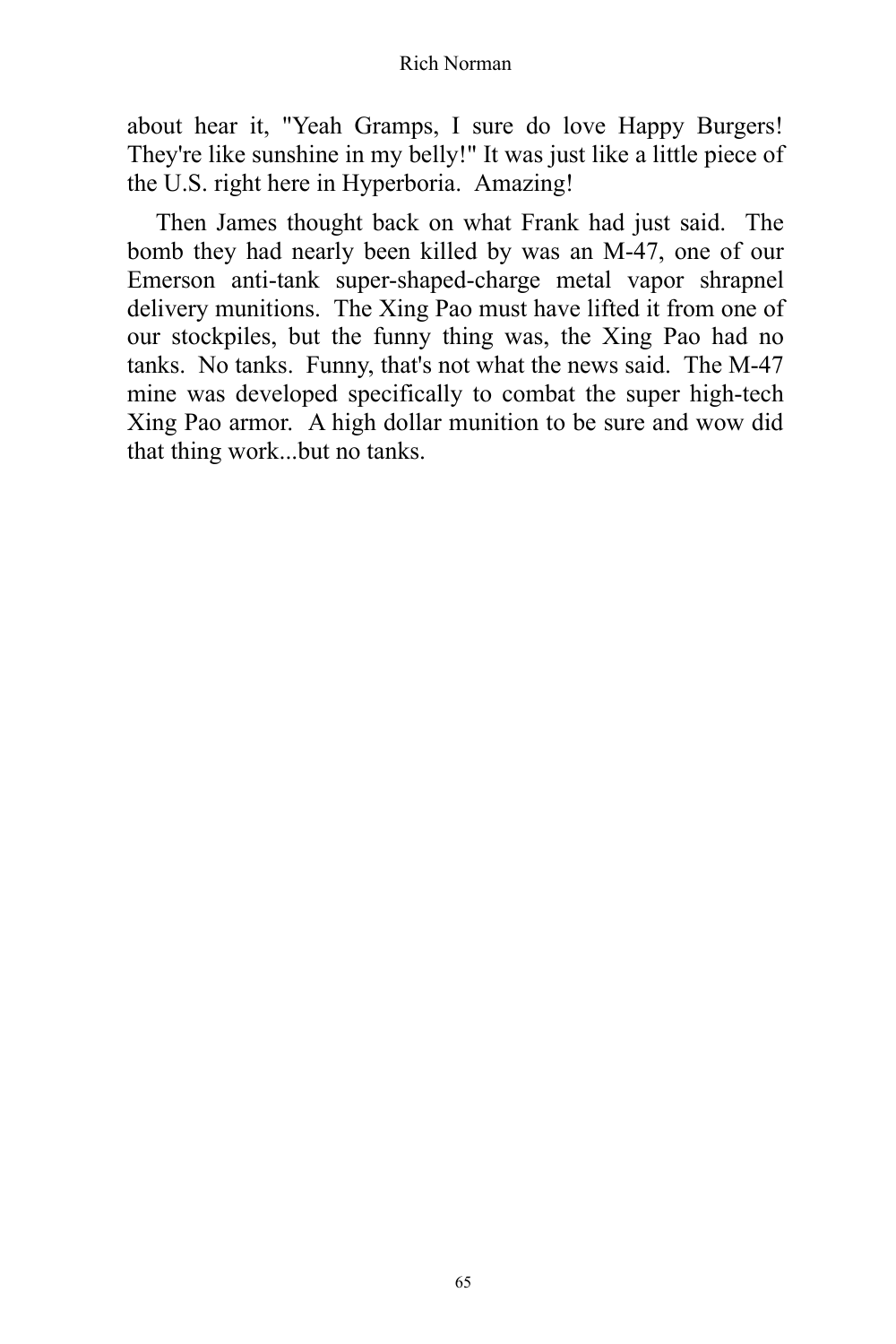about hear it, "Yeah Gramps, I sure do love Happy Burgers! They're like sunshine in my belly!" It was just like a little piece of the U.S. right here in Hyperboria. Amazing!

Then James thought back on what Frank had just said. The bomb they had nearly been killed by was an M-47, one of our Emerson anti-tank super-shaped-charge metal vapor shrapnel delivery munitions. The Xing Pao must have lifted it from one of our stockpiles, but the funny thing was, the Xing Pao had no tanks. No tanks. Funny, that's not what the news said. The M-47 mine was developed specifically to combat the super high-tech Xing Pao armor. A high dollar munition to be sure and wow did that thing work...but no tanks.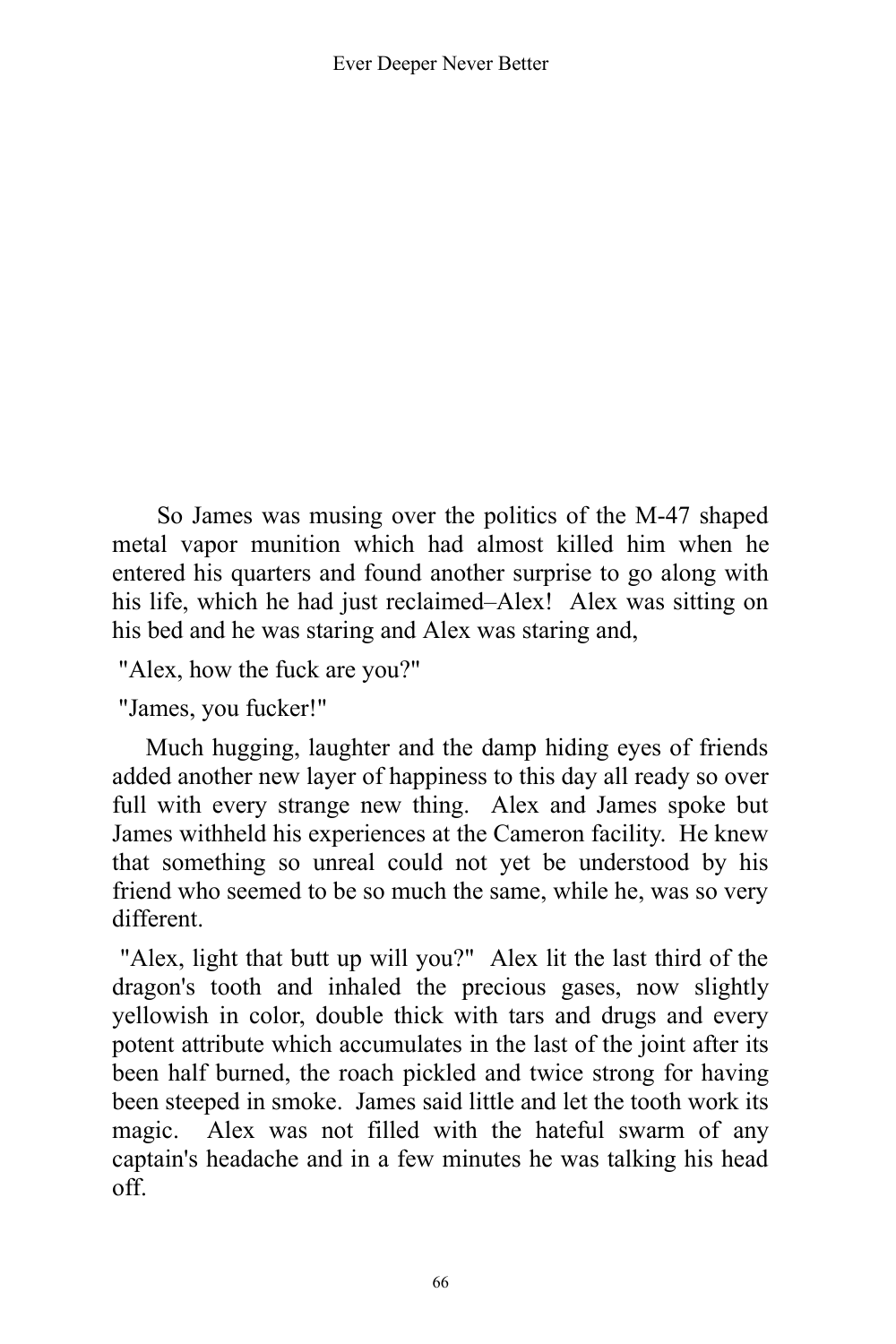So James was musing over the politics of the M-47 shaped metal vapor munition which had almost killed him when he entered his quarters and found another surprise to go along with his life, which he had just reclaimed–Alex! Alex was sitting on his bed and he was staring and Alex was staring and,

"Alex, how the fuck are you?"

"James, you fucker!"

Much hugging, laughter and the damp hiding eyes of friends added another new layer of happiness to this day all ready so over full with every strange new thing. Alex and James spoke but James withheld his experiences at the Cameron facility. He knew that something so unreal could not yet be understood by his friend who seemed to be so much the same, while he, was so very different.

"Alex, light that butt up will you?" Alex lit the last third of the dragon's tooth and inhaled the precious gases, now slightly yellowish in color, double thick with tars and drugs and every potent attribute which accumulates in the last of the joint after its been half burned, the roach pickled and twice strong for having been steeped in smoke. James said little and let the tooth work its magic. Alex was not filled with the hateful swarm of any captain's headache and in a few minutes he was talking his head off.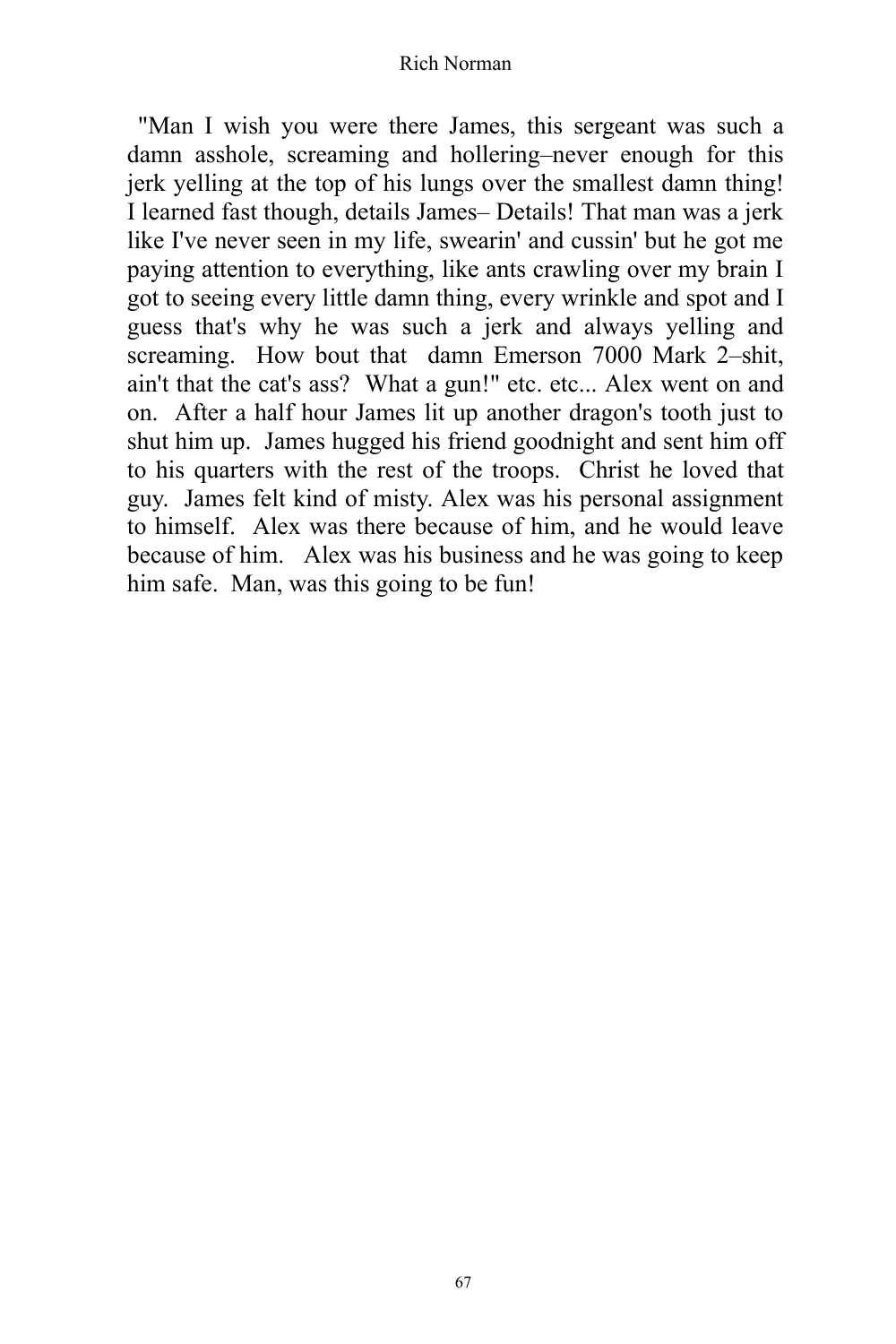"Man I wish you were there James, this sergeant was such a damn asshole, screaming and hollering–never enough for this jerk yelling at the top of his lungs over the smallest damn thing! I learned fast though, details James– Details! That man was a jerk like I've never seen in my life, swearin' and cussin' but he got me paying attention to everything, like ants crawling over my brain I got to seeing every little damn thing, every wrinkle and spot and I guess that's why he was such a jerk and always yelling and screaming. How bout that damn Emerson 7000 Mark 2–shit, ain't that the cat's ass? What a gun!" etc. etc... Alex went on and on. After a half hour James lit up another dragon's tooth just to shut him up. James hugged his friend goodnight and sent him off to his quarters with the rest of the troops. Christ he loved that guy. James felt kind of misty. Alex was his personal assignment to himself. Alex was there because of him, and he would leave because of him. Alex was his business and he was going to keep him safe. Man, was this going to be fun!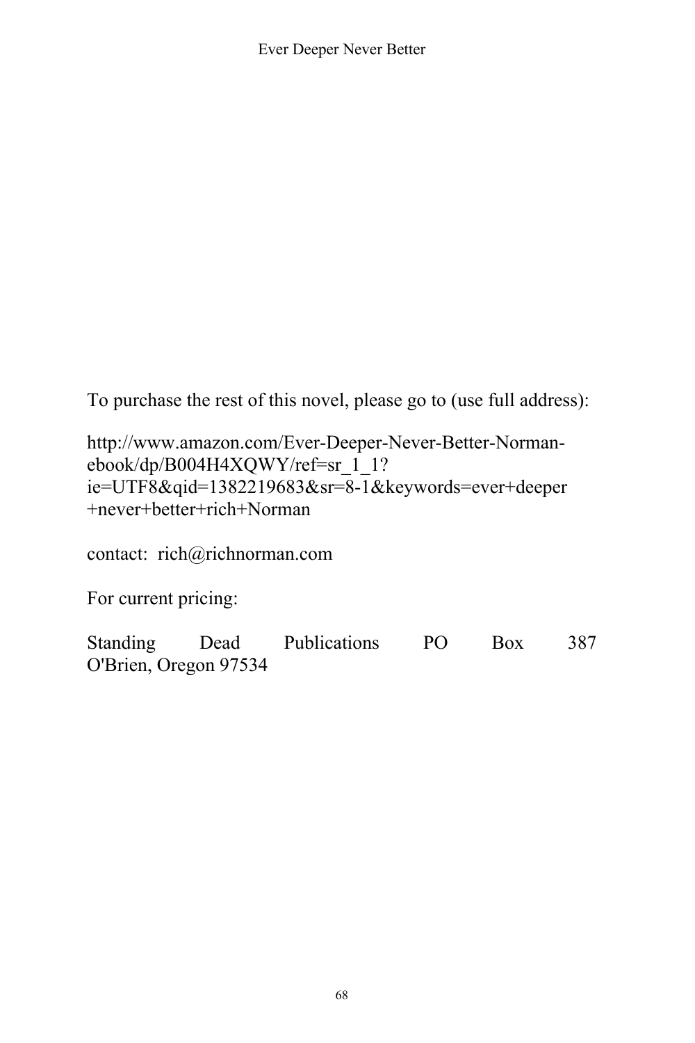To purchase the rest of this novel, please go to (use full address):

http://www.amazon.com/Ever-Deeper-Never-Better-Norman-ebook/dp/B004H4XQWY/ref=sr_1_1?ie=UTF8&qid=1382219683&sr=8-1&keywords=ever+deeper+never+better+rich+Norman

contact: rich@richnorman.com

For current pricing:

Standing Dead Publications PO Box 387
O'Brien, Oregon 97534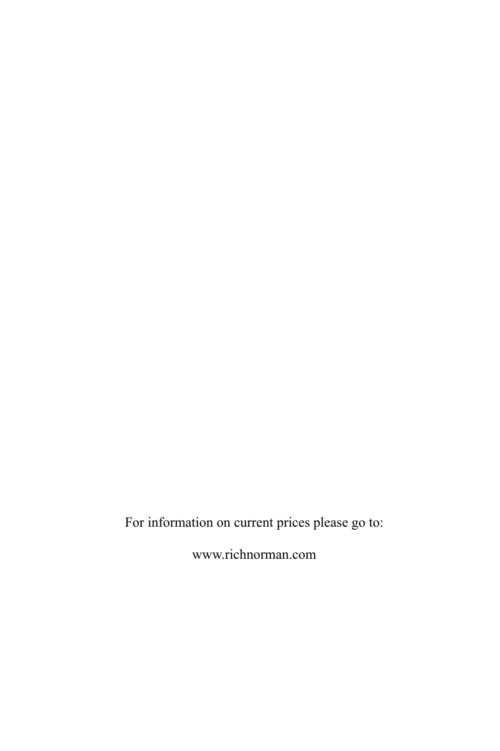For information on current prices please go to:

www.richnorman.com